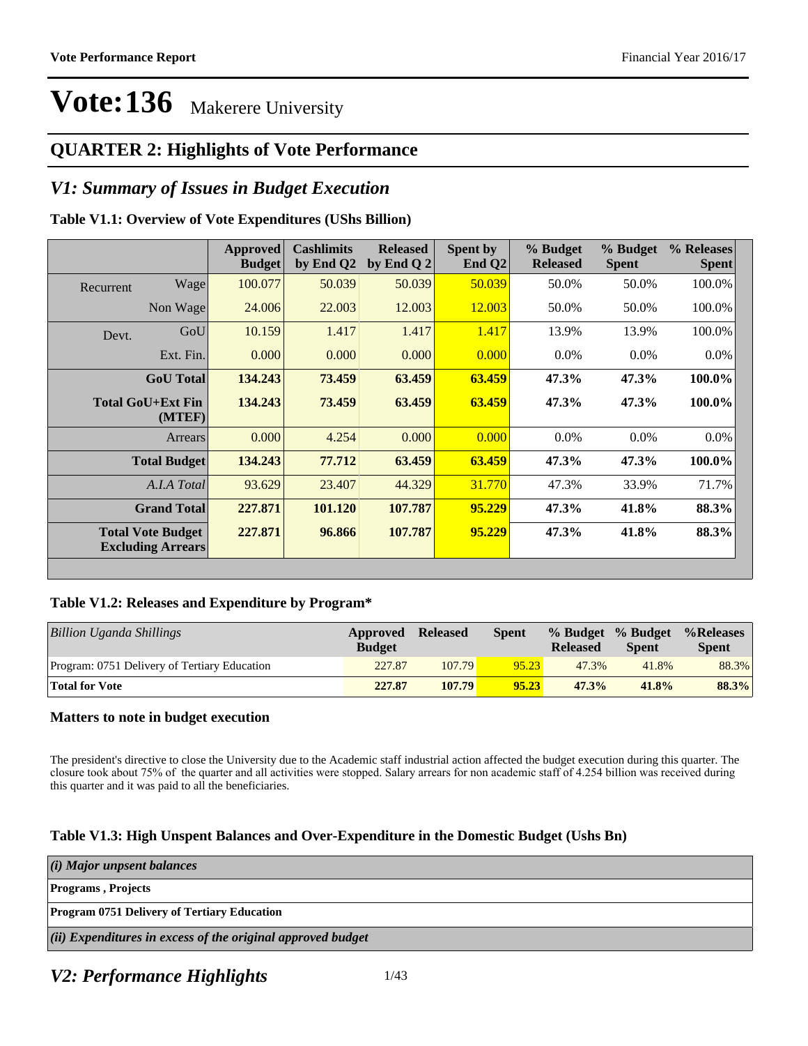# Vote:136 Makerere University

## QUARTER 2: Highlights of Vote Performance

## *V1: Summary of Issues in Budget Execution*

**Table V1.1: Overview of Vote Expenditures (UShs Billion)**

| | | Approved Budget | Cashlimits by End Q2 | Released by End Q 2 | Spent by End Q2 | % Budget Released | % Budget Spent | % Releases Spent |
|---|---|---|---|---|---|---|---|---|
| Recurrent | Wage | 100.077 | 50.039 | 50.039 | 50.039 | 50.0% | 50.0% | 100.0% |
| | Non Wage | 24.006 | 22.003 | 12.003 | 12.003 | 50.0% | 50.0% | 100.0% |
| Devt. | GoU | 10.159 | 1.417 | 1.417 | 1.417 | 13.9% | 13.9% | 100.0% |
| | Ext. Fin. | 0.000 | 0.000 | 0.000 | 0.000 | 0.0% | 0.0% | 0.0% |
| | **GoU Total** | **134.243** | **73.459** | **63.459** | **63.459** | **47.3%** | **47.3%** | **100.0%** |
| | **Total GoU+Ext Fin (MTEF)** | **134.243** | **73.459** | **63.459** | **63.459** | **47.3%** | **47.3%** | **100.0%** |
| | Arrears | 0.000 | 4.254 | 0.000 | 0.000 | 0.0% | 0.0% | 0.0% |
| | **Total Budget** | **134.243** | **77.712** | **63.459** | **63.459** | **47.3%** | **47.3%** | **100.0%** |
| | *A.I.A Total* | 93.629 | 23.407 | 44.329 | 31.770 | 47.3% | 33.9% | 71.7% |
| | **Grand Total** | **227.871** | **101.120** | **107.787** | **95.229** | **47.3%** | **41.8%** | **88.3%** |
| | **Total Vote Budget Excluding Arrears** | **227.871** | **96.866** | **107.787** | **95.229** | **47.3%** | **41.8%** | **88.3%** |

**Table V1.2: Releases and Expenditure by Program***

| *Billion Uganda Shillings* | Approved Budget | Released | Spent | % Budget Released | % Budget Spent | %Releases Spent |
|---|---|---|---|---|---|---|
| Program: 0751 Delivery of Tertiary Education | 227.87 | 107.79 | 95.23 | 47.3% | 41.8% | 88.3% |
| **Total for Vote** | **227.87** | **107.79** | **95.23** | **47.3%** | **41.8%** | **88.3%** |

### Matters to note in budget execution

The president's directive to close the University due to the Academic staff industrial action affected the budget execution during this quarter. The closure took about 75% of the quarter and all activities were stopped. Salary arrears for non academic staff of 4.254 billion was received during this quarter and it was paid to all the beneficiaries.

**Table V1.3: High Unspent Balances and Over-Expenditure in the Domestic Budget (Ushs Bn)**

| *(i) Major unpsent balances* |
|---|
| **Programs , Projects** |
| **Program 0751 Delivery of Tertiary Education** |
| ***(ii) Expenditures in excess of the original approved budget*** |

## *V2: Performance Highlights*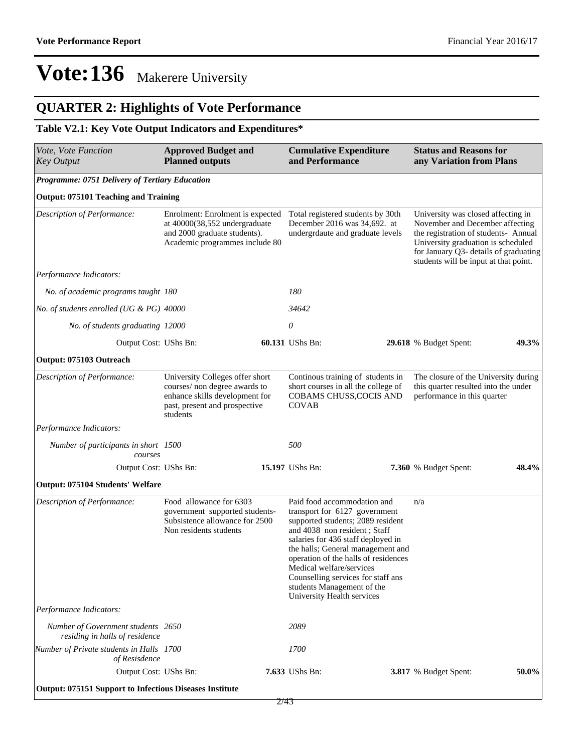# Vote:136 Makerere University

## QUARTER 2: Highlights of Vote Performance

### Table V2.1: Key Vote Output Indicators and Expenditures*

| *Vote, Vote Function Key Output* | **Approved Budget and Planned outputs** | **Cumulative Expenditure and Performance** | **Status and Reasons for any Variation from Plans** | |
|---|---|---|---|---|
| ***Programme: 0751 Delivery of Tertiary Education*** | | | | |
| **Output: 075101 Teaching and Training** | | | | |
| *Description of Performance:* | Enrolment: Enrolment is expected at 40000(38,552 undergraduate and 2000 graduate students). Academic programmes include 80 | Total registered students by 30th December 2016 was 34,692. at undergrdaute and graduate levels | University was closed affecting in November and December affecting the registration of students- Annual University graduation is scheduled for January Q3- details of graduating students will be input at that point. | |
| *Performance Indicators:* | | | | |
| *No. of academic programs taught* | *180* | *180* | | |
| *No. of students enrolled (UG & PG)* | *40000* | *34642* | | |
| *No. of students graduating* | *12000* | *0* | | |
| Output Cost: UShs Bn: | **60.131** | UShs Bn: **29.618** | % Budget Spent: | **49.3%** |
| **Output: 075103 Outreach** | | | | |
| *Description of Performance:* | University Colleges offer short courses/ non degree awards to enhance skills development for past, present and prospective students | Continous training of students in short courses in all the college of COBAMS CHUSS,COCIS AND COVAB | The closure of the University during this quarter resulted into the under performance in this quarter | |
| *Performance Indicators:* | | | | |
| *Number of participants in short courses* | *1500* | *500* | | |
| Output Cost: UShs Bn: | **15.197** | UShs Bn: **7.360** | % Budget Spent: | **48.4%** |
| **Output: 075104 Students' Welfare** | | | | |
| *Description of Performance:* | Food allowance for 6303 government supported students- Subsistence allowance for 2500 Non residents students | Paid food accommodation and transport for 6127 government supported students; 2089 resident and 4038 non resident ; Staff salaries for 436 staff deployed in the halls; General management and operation of the halls of residences Medical welfare/services Counselling services for staff ans students Management of the University Health services | n/a | |
| *Performance Indicators:* | | | | |
| *Number of Government students residing in halls of residence* | *2650* | *2089* | | |
| *Number of Private students in Halls of Resisdence* | *1700* | *1700* | | |
| Output Cost: UShs Bn: | **7.633** | UShs Bn: **3.817** | % Budget Spent: | **50.0%** |
| **Output: 075151 Support to Infectious Diseases Institute** | | | | |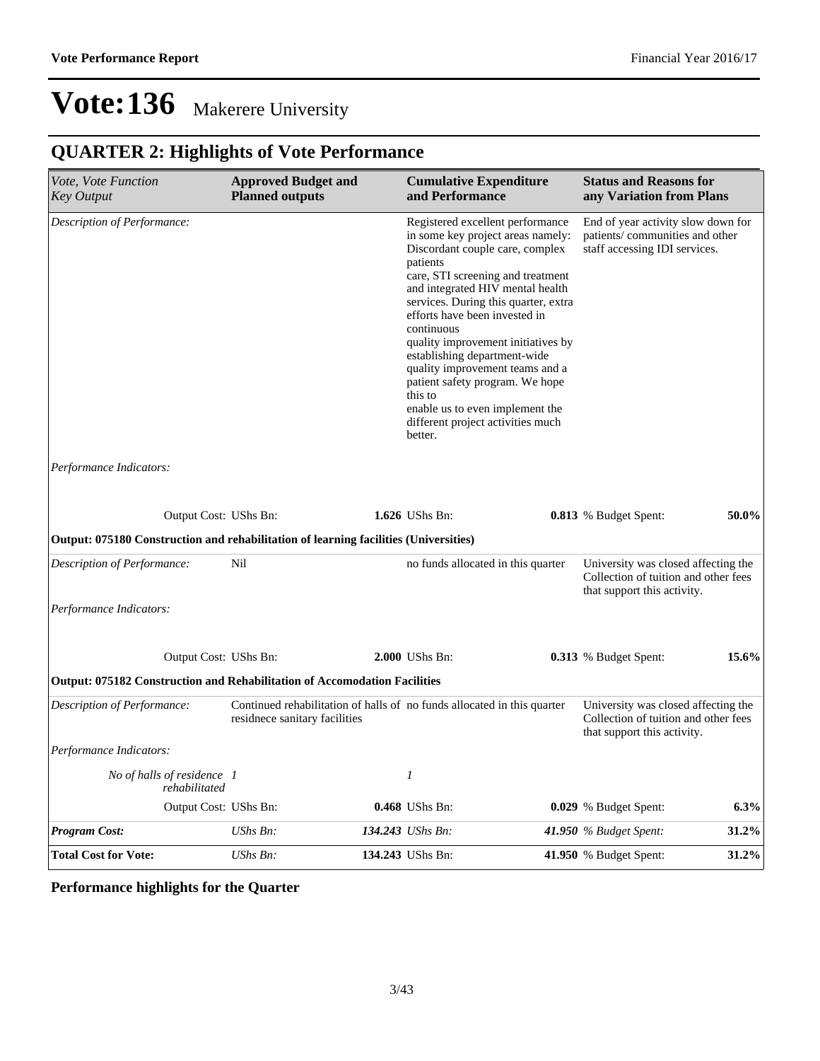# Vote:136 Makerere University

## QUARTER 2: Highlights of Vote Performance

| *Vote, Vote Function Key Output* | **Approved Budget and Planned outputs** | **Cumulative Expenditure and Performance** | **Status and Reasons for any Variation from Plans** |
|---|---|---|---|
| *Description of Performance:* | | Registered excellent performance in some key project areas namely: Discordant couple care, complex patients care, STI screening and treatment and integrated HIV mental health services. During this quarter, extra efforts have been invested in continuous quality improvement initiatives by establishing department-wide quality improvement teams and a patient safety program. We hope this to enable us to even implement the different project activities much better. | End of year activity slow down for patients/ communities and other staff accessing IDI services. |
| *Performance Indicators:* | | | |
| Output Cost: | UShs Bn: **1.626** | UShs Bn: **0.813** | % Budget Spent: **50.0%** |
| **Output: 075180 Construction and rehabilitation of learning facilities (Universities)** | | | |
| *Description of Performance:* | Nil | no funds allocated in this quarter | University was closed affecting the Collection of tuition and other fees that support this activity. |
| *Performance Indicators:* | | | |
| Output Cost: | UShs Bn: **2.000** | UShs Bn: **0.313** | % Budget Spent: **15.6%** |
| **Output: 075182 Construction and Rehabilitation of Accomodation Facilities** | | | |
| *Description of Performance:* | Continued rehabilitation of halls of residnece sanitary facilities | no funds allocated in this quarter | University was closed affecting the Collection of tuition and other fees that support this activity. |
| *Performance Indicators:* | | | |
| *No of halls of residence rehabilitated* | *1* | *1* | |
| Output Cost: | UShs Bn: **0.468** | UShs Bn: **0.029** | % Budget Spent: **6.3%** |
| ***Program Cost:*** | *UShs Bn:* ***134.243*** | *UShs Bn:* ***41.950*** | *% Budget Spent:* **31.2%** |
| **Total Cost for Vote:** | *UShs Bn:* **134.243** | UShs Bn: **41.950** | % Budget Spent: **31.2%** |

**Performance highlights for the Quarter**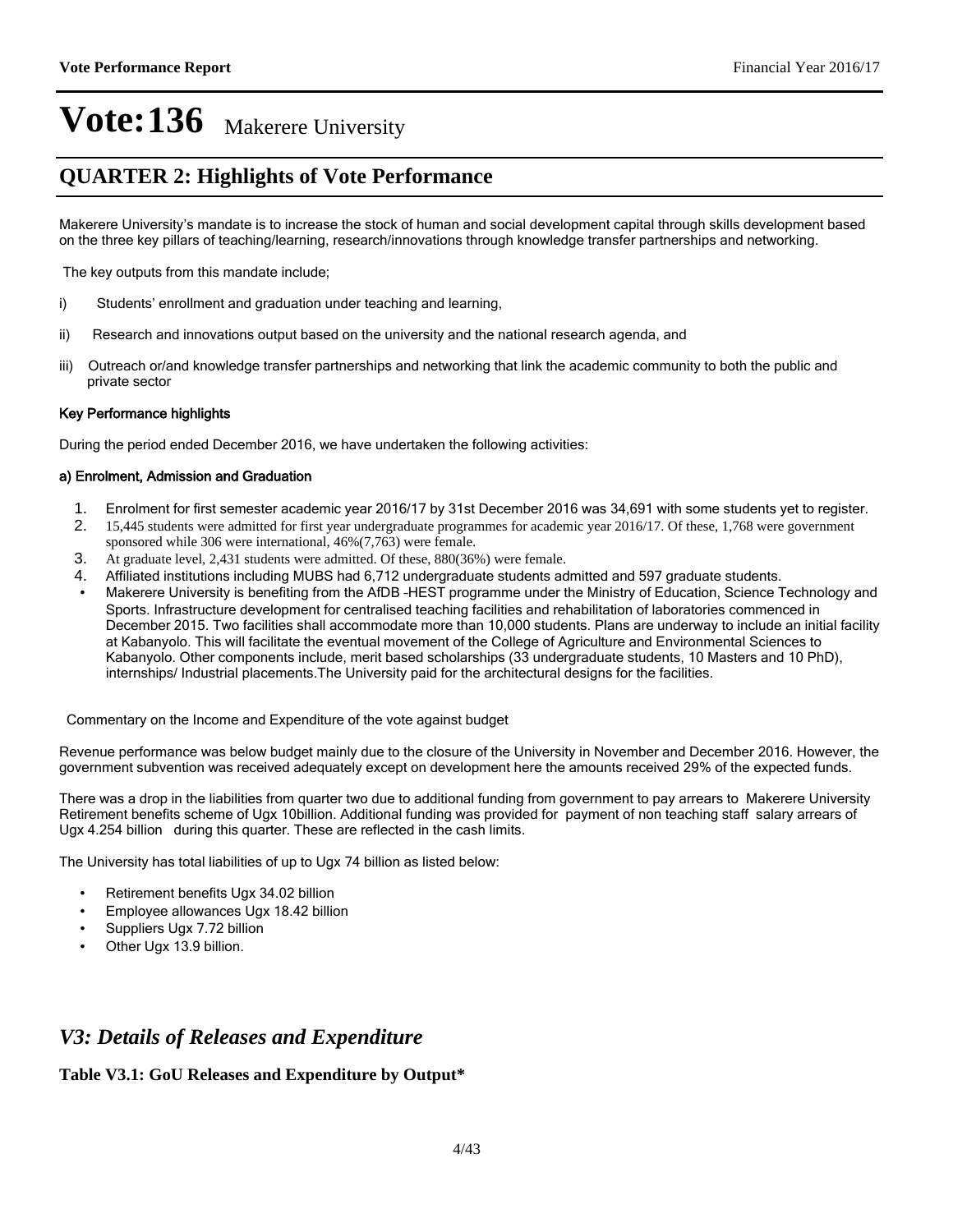# Vote:136 Makerere University

## QUARTER 2: Highlights of Vote Performance

Makerere University's mandate is to increase the stock of human and social development capital through skills development based on the three key pillars of teaching/learning, research/innovations through knowledge transfer partnerships and networking.

The key outputs from this mandate include;

i) Students' enrollment and graduation under teaching and learning,

ii) Research and innovations output based on the university and the national research agenda, and

iii) Outreach or/and knowledge transfer partnerships and networking that link the academic community to both the public and private sector

#### Key Performance highlights

During the period ended December 2016, we have undertaken the following activities:

#### a) Enrolment, Admission and Graduation

1. Enrolment for first semester academic year 2016/17 by 31st December 2016 was 34,691 with some students yet to register.
2. 15,445 students were admitted for first year undergraduate programmes for academic year 2016/17. Of these, 1,768 were government sponsored while 306 were international, 46%(7,763) were female.
3. At graduate level, 2,431 students were admitted. Of these, 880(36%) were female.
4. Affiliated institutions including MUBS had 6,712 undergraduate students admitted and 597 graduate students.

- Makerere University is benefiting from the AfDB –HEST programme under the Ministry of Education, Science Technology and Sports. Infrastructure development for centralised teaching facilities and rehabilitation of laboratories commenced in December 2015. Two facilities shall accommodate more than 10,000 students. Plans are underway to include an initial facility at Kabanyolo. This will facilitate the eventual movement of the College of Agriculture and Environmental Sciences to Kabanyolo. Other components include, merit based scholarships (33 undergraduate students, 10 Masters and 10 PhD), internships/ Industrial placements.The University paid for the architectural designs for the facilities.

Commentary on the Income and Expenditure of the vote against budget

Revenue performance was below budget mainly due to the closure of the University in November and December 2016. However, the government subvention was received adequately except on development here the amounts received 29% of the expected funds.

There was a drop in the liabilities from quarter two due to additional funding from government to pay arrears to Makerere University Retirement benefits scheme of Ugx 10billion. Additional funding was provided for payment of non teaching staff salary arrears of Ugx 4.254 billion during this quarter. These are reflected in the cash limits.

The University has total liabilities of up to Ugx 74 billion as listed below:

- Retirement benefits Ugx 34.02 billion
- Employee allowances Ugx 18.42 billion
- Suppliers Ugx 7.72 billion
- Other Ugx 13.9 billion.

## *V3: Details of Releases and Expenditure*

**Table V3.1: GoU Releases and Expenditure by Output\***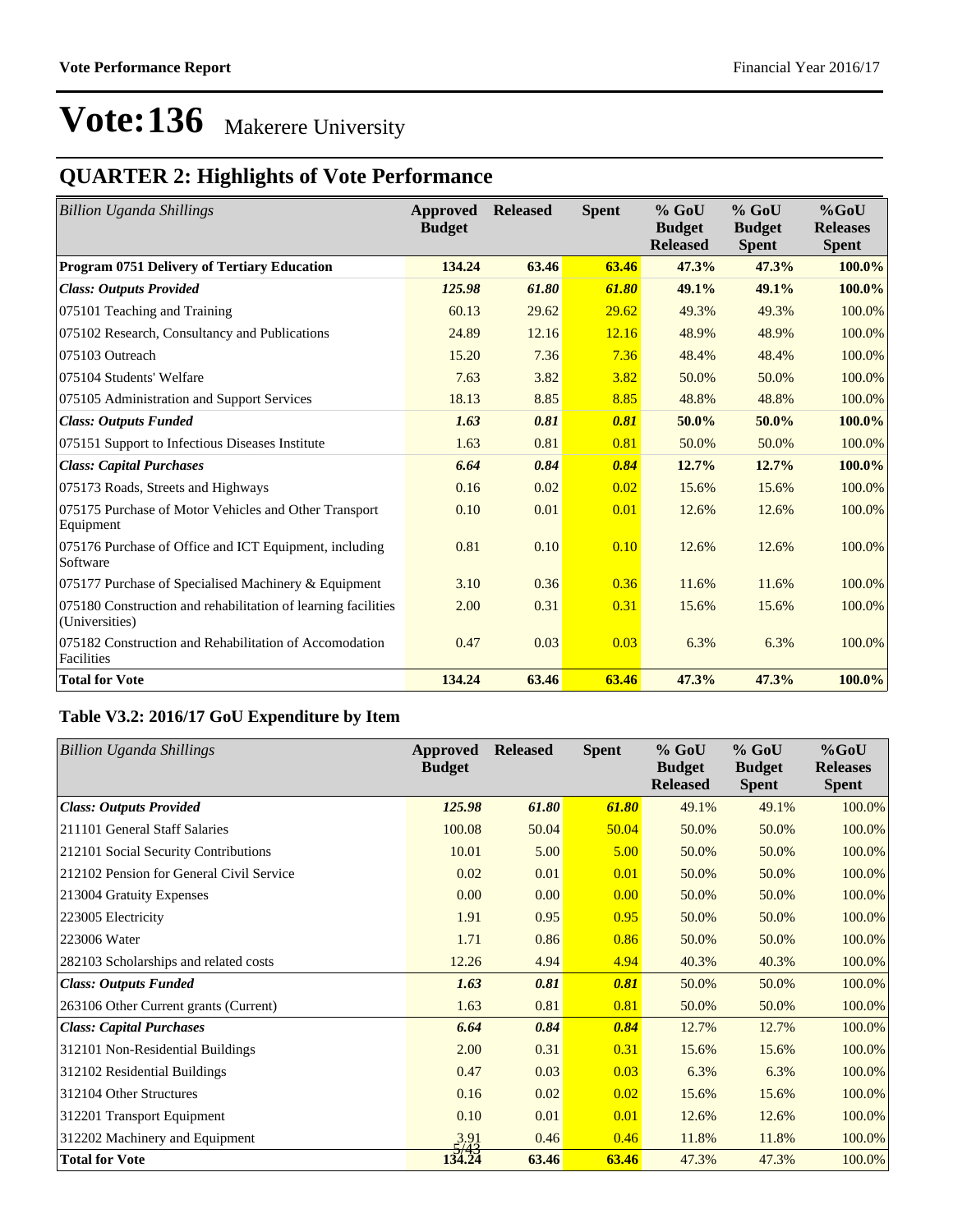# Vote:136 Makerere University

## QUARTER 2: Highlights of Vote Performance

| *Billion Uganda Shillings* | **Approved Budget** | **Released** | **Spent** | **% GoU Budget Released** | **% GoU Budget Spent** | **%GoU Releases Spent** |
|---|---|---|---|---|---|---|
| **Program 0751 Delivery of Tertiary Education** | **134.24** | **63.46** | **63.46** | **47.3%** | **47.3%** | **100.0%** |
| ***Class: Outputs Provided*** | ***125.98*** | ***61.80*** | ***61.80*** | **49.1%** | **49.1%** | **100.0%** |
| 075101 Teaching and Training | 60.13 | 29.62 | 29.62 | 49.3% | 49.3% | 100.0% |
| 075102 Research, Consultancy and Publications | 24.89 | 12.16 | 12.16 | 48.9% | 48.9% | 100.0% |
| 075103 Outreach | 15.20 | 7.36 | 7.36 | 48.4% | 48.4% | 100.0% |
| 075104 Students' Welfare | 7.63 | 3.82 | 3.82 | 50.0% | 50.0% | 100.0% |
| 075105 Administration and Support Services | 18.13 | 8.85 | 8.85 | 48.8% | 48.8% | 100.0% |
| ***Class: Outputs Funded*** | ***1.63*** | ***0.81*** | ***0.81*** | **50.0%** | **50.0%** | **100.0%** |
| 075151 Support to Infectious Diseases Institute | 1.63 | 0.81 | 0.81 | 50.0% | 50.0% | 100.0% |
| ***Class: Capital Purchases*** | ***6.64*** | ***0.84*** | ***0.84*** | **12.7%** | **12.7%** | **100.0%** |
| 075173 Roads, Streets and Highways | 0.16 | 0.02 | 0.02 | 15.6% | 15.6% | 100.0% |
| 075175 Purchase of Motor Vehicles and Other Transport Equipment | 0.10 | 0.01 | 0.01 | 12.6% | 12.6% | 100.0% |
| 075176 Purchase of Office and ICT Equipment, including Software | 0.81 | 0.10 | 0.10 | 12.6% | 12.6% | 100.0% |
| 075177 Purchase of Specialised Machinery & Equipment | 3.10 | 0.36 | 0.36 | 11.6% | 11.6% | 100.0% |
| 075180 Construction and rehabilitation of learning facilities (Universities) | 2.00 | 0.31 | 0.31 | 15.6% | 15.6% | 100.0% |
| 075182 Construction and Rehabilitation of Accomodation Facilities | 0.47 | 0.03 | 0.03 | 6.3% | 6.3% | 100.0% |
| **Total for Vote** | **134.24** | **63.46** | **63.46** | **47.3%** | **47.3%** | **100.0%** |

### Table V3.2: 2016/17 GoU Expenditure by Item

| *Billion Uganda Shillings* | **Approved Budget** | **Released** | **Spent** | **% GoU Budget Released** | **% GoU Budget Spent** | **%GoU Releases Spent** |
|---|---|---|---|---|---|---|
| ***Class: Outputs Provided*** | ***125.98*** | ***61.80*** | ***61.80*** | 49.1% | 49.1% | 100.0% |
| 211101 General Staff Salaries | 100.08 | 50.04 | 50.04 | 50.0% | 50.0% | 100.0% |
| 212101 Social Security Contributions | 10.01 | 5.00 | 5.00 | 50.0% | 50.0% | 100.0% |
| 212102 Pension for General Civil Service | 0.02 | 0.01 | 0.01 | 50.0% | 50.0% | 100.0% |
| 213004 Gratuity Expenses | 0.00 | 0.00 | 0.00 | 50.0% | 50.0% | 100.0% |
| 223005 Electricity | 1.91 | 0.95 | 0.95 | 50.0% | 50.0% | 100.0% |
| 223006 Water | 1.71 | 0.86 | 0.86 | 50.0% | 50.0% | 100.0% |
| 282103 Scholarships and related costs | 12.26 | 4.94 | 4.94 | 40.3% | 40.3% | 100.0% |
| ***Class: Outputs Funded*** | ***1.63*** | ***0.81*** | ***0.81*** | 50.0% | 50.0% | 100.0% |
| 263106 Other Current grants (Current) | 1.63 | 0.81 | 0.81 | 50.0% | 50.0% | 100.0% |
| ***Class: Capital Purchases*** | ***6.64*** | ***0.84*** | ***0.84*** | 12.7% | 12.7% | 100.0% |
| 312101 Non-Residential Buildings | 2.00 | 0.31 | 0.31 | 15.6% | 15.6% | 100.0% |
| 312102 Residential Buildings | 0.47 | 0.03 | 0.03 | 6.3% | 6.3% | 100.0% |
| 312104 Other Structures | 0.16 | 0.02 | 0.02 | 15.6% | 15.6% | 100.0% |
| 312201 Transport Equipment | 0.10 | 0.01 | 0.01 | 12.6% | 12.6% | 100.0% |
| 312202 Machinery and Equipment | 3.91 | 0.46 | 0.46 | 11.8% | 11.8% | 100.0% |
| **Total for Vote** | **134.24** | **63.46** | **63.46** | 47.3% | 47.3% | 100.0% |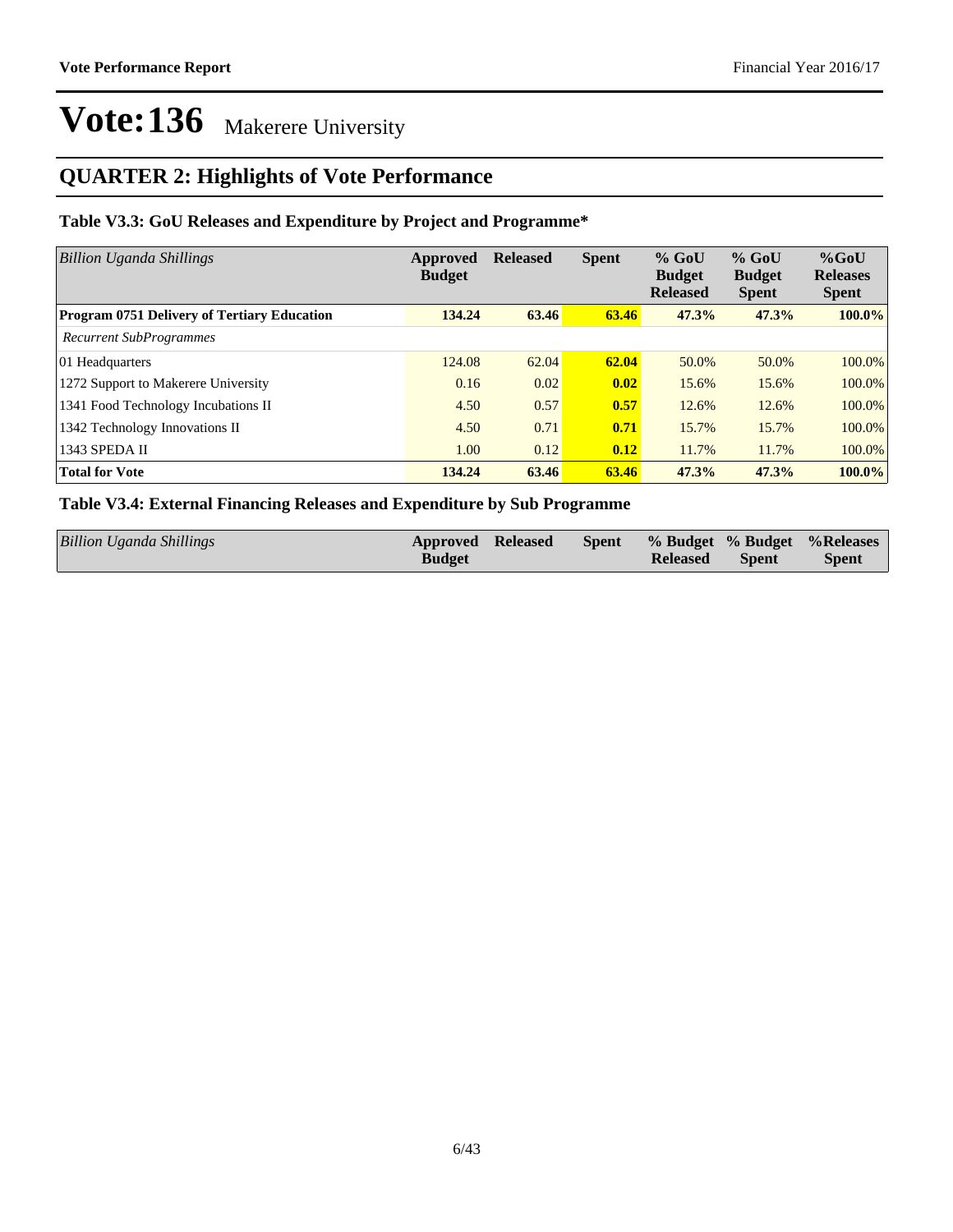# Vote:136 Makerere University

## QUARTER 2: Highlights of Vote Performance

### Table V3.3: GoU Releases and Expenditure by Project and Programme*

| *Billion Uganda Shillings* | Approved Budget | Released | Spent | % GoU Budget Released | % GoU Budget Spent | %GoU Releases Spent |
|---|---|---|---|---|---|---|
| **Program 0751 Delivery of Tertiary Education** | **134.24** | **63.46** | **63.46** | **47.3%** | **47.3%** | **100.0%** |
| *Recurrent SubProgrammes* | | | | | | |
| 01 Headquarters | 124.08 | 62.04 | **62.04** | 50.0% | 50.0% | 100.0% |
| 1272 Support to Makerere University | 0.16 | 0.02 | **0.02** | 15.6% | 15.6% | 100.0% |
| 1341 Food Technology Incubations II | 4.50 | 0.57 | **0.57** | 12.6% | 12.6% | 100.0% |
| 1342 Technology Innovations II | 4.50 | 0.71 | **0.71** | 15.7% | 15.7% | 100.0% |
| 1343 SPEDA II | 1.00 | 0.12 | **0.12** | 11.7% | 11.7% | 100.0% |
| **Total for Vote** | **134.24** | **63.46** | **63.46** | **47.3%** | **47.3%** | **100.0%** |

### Table V3.4: External Financing Releases and Expenditure by Sub Programme

| *Billion Uganda Shillings* | Approved Budget | Released | Spent | % Budget Released | % Budget Spent | %Releases Spent |
|---|---|---|---|---|---|---|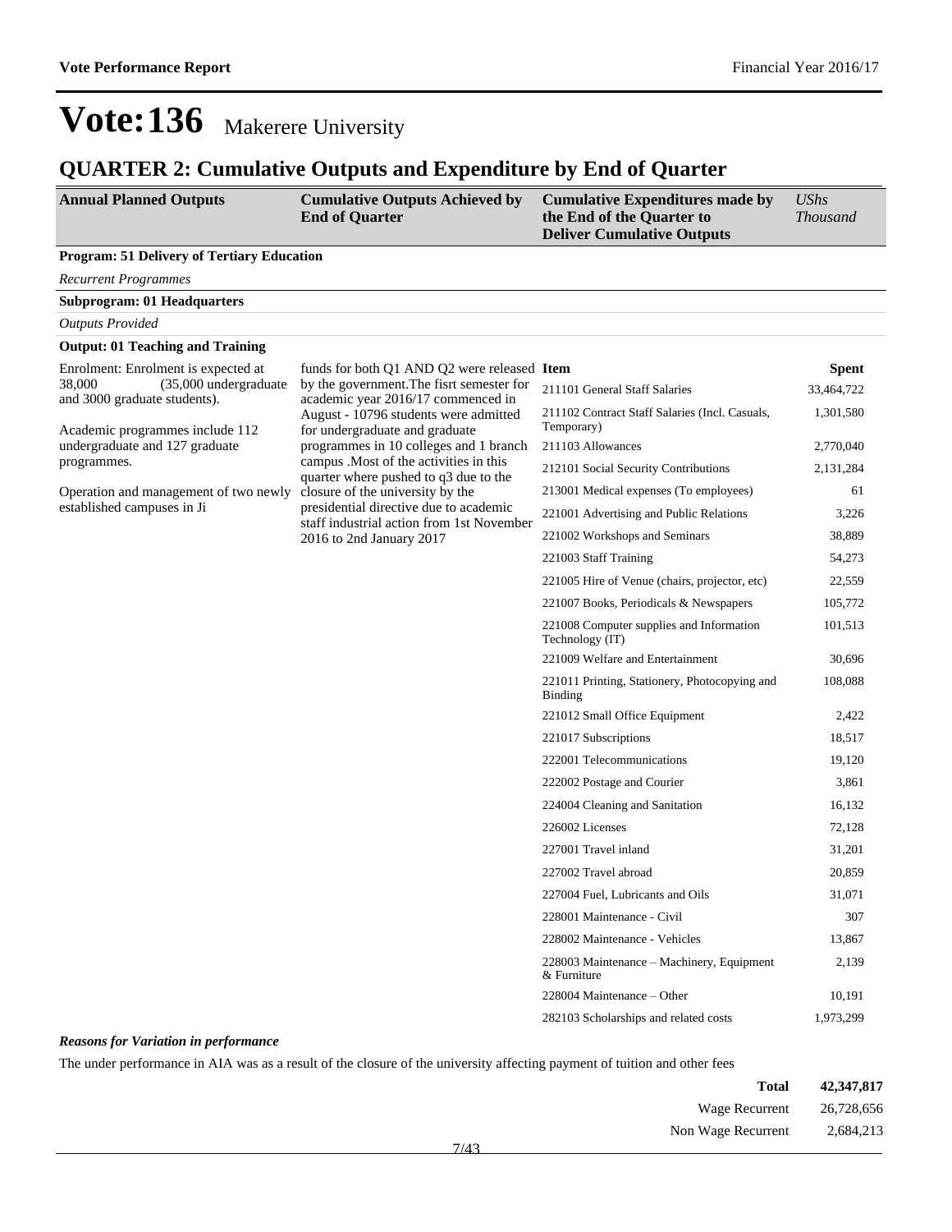# Vote:136 Makerere University

## QUARTER 2: Cumulative Outputs and Expenditure by End of Quarter

| Annual Planned Outputs | Cumulative Outputs Achieved by End of Quarter | Cumulative Expenditures made by the End of the Quarter to Deliver Cumulative Outputs | *UShs Thousand* |
|---|---|---|---|

**Program: 51 Delivery of Tertiary Education**

*Recurrent Programmes*

**Subprogram: 01 Headquarters**

*Outputs Provided*

**Output: 01 Teaching and Training**

| Annual Planned Outputs | Cumulative Outputs Achieved by End of Quarter | Item | Spent |
|---|---|---|---|
| Enrolment: Enrolment is expected at 38,000 (35,000 undergraduate and 3000 graduate students).<br><br>Academic programmes include 112 undergraduate and 127 graduate programmes.<br><br>Operation and management of two newly established campuses in Ji | funds for both Q1 AND Q2 were released by the government.The fisrt semester for academic year 2016/17 commenced in August - 10796 students were admitted for undergraduate and graduate programmes in 10 colleges and 1 branch campus .Most of the activities in this quarter where pushed to q3 due to the closure of the university by the presidential directive due to academic staff industrial action from 1st November 2016 to 2nd January 2017 | 211101 General Staff Salaries | 33,464,722 |
| | | 211102 Contract Staff Salaries (Incl. Casuals, Temporary) | 1,301,580 |
| | | 211103 Allowances | 2,770,040 |
| | | 212101 Social Security Contributions | 2,131,284 |
| | | 213001 Medical expenses (To employees) | 61 |
| | | 221001 Advertising and Public Relations | 3,226 |
| | | 221002 Workshops and Seminars | 38,889 |
| | | 221003 Staff Training | 54,273 |
| | | 221005 Hire of Venue (chairs, projector, etc) | 22,559 |
| | | 221007 Books, Periodicals & Newspapers | 105,772 |
| | | 221008 Computer supplies and Information Technology (IT) | 101,513 |
| | | 221009 Welfare and Entertainment | 30,696 |
| | | 221011 Printing, Stationery, Photocopying and Binding | 108,088 |
| | | 221012 Small Office Equipment | 2,422 |
| | | 221017 Subscriptions | 18,517 |
| | | 222001 Telecommunications | 19,120 |
| | | 222002 Postage and Courier | 3,861 |
| | | 224004 Cleaning and Sanitation | 16,132 |
| | | 226002 Licenses | 72,128 |
| | | 227001 Travel inland | 31,201 |
| | | 227002 Travel abroad | 20,859 |
| | | 227004 Fuel, Lubricants and Oils | 31,071 |
| | | 228001 Maintenance - Civil | 307 |
| | | 228002 Maintenance - Vehicles | 13,867 |
| | | 228003 Maintenance – Machinery, Equipment & Furniture | 2,139 |
| | | 228004 Maintenance – Other | 10,191 |
| | | 282103 Scholarships and related costs | 1,973,299 |

***Reasons for Variation in performance***

The under performance in AIA was as a result of the closure of the university affecting payment of tuition and other fees

| | |
|---|---|
| **Total** | **42,347,817** |
| Wage Recurrent | 26,728,656 |
| Non Wage Recurrent | 2,684,213 |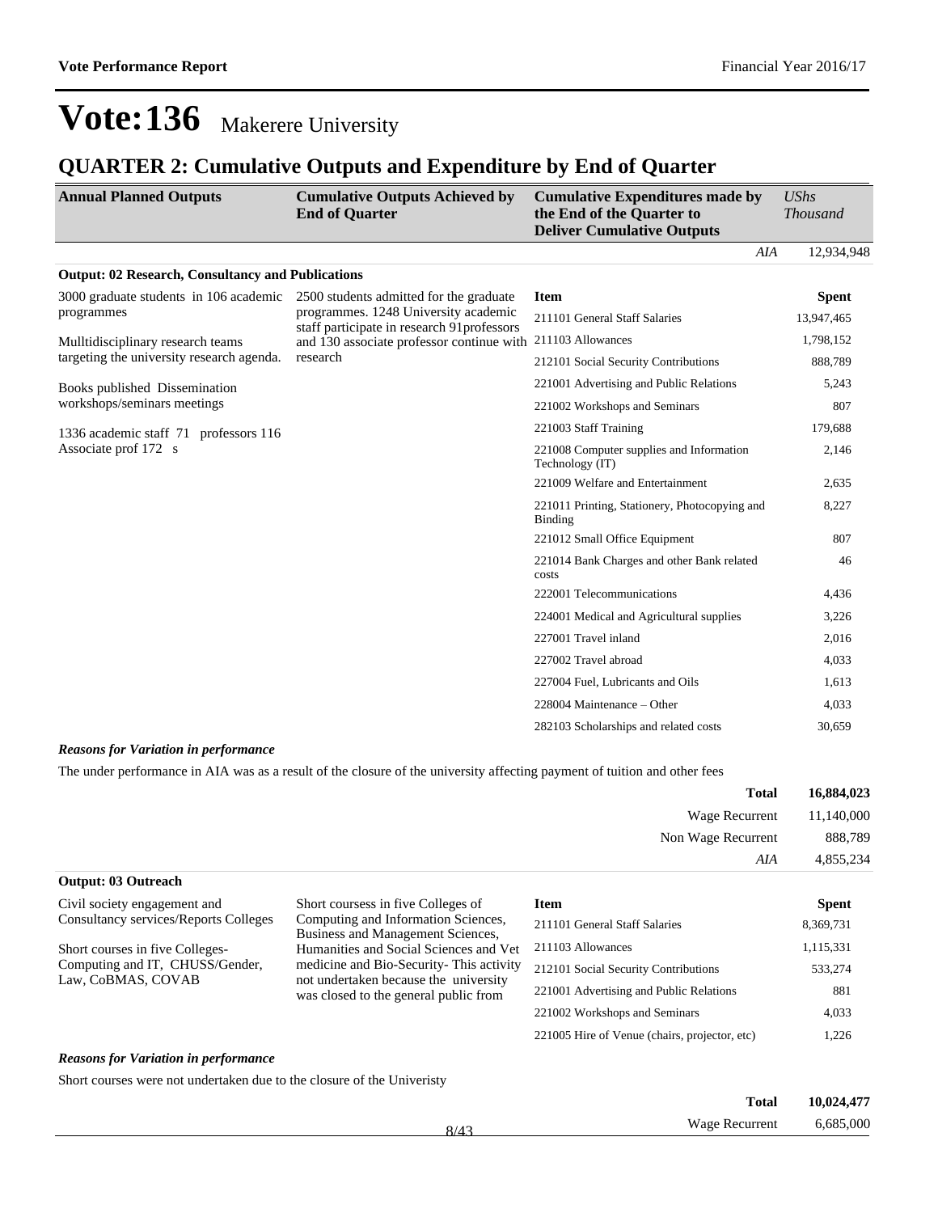# Vote:136 Makerere University

## QUARTER 2: Cumulative Outputs and Expenditure by End of Quarter

| Annual Planned Outputs | Cumulative Outputs Achieved by End of Quarter | Cumulative Expenditures made by the End of the Quarter to Deliver Cumulative Outputs | *UShs Thousand* |
|---|---|---|---|
| | | *AIA* | 12,934,948 |

**Output: 02 Research, Consultancy and Publications**

| Annual Planned Outputs | Cumulative Outputs Achieved by End of Quarter | Item | Spent |
|---|---|---|---|
| 3000 graduate students in 106 academic programmes<br><br>Mulltidisciplinary research teams targeting the university research agenda.<br><br>Books published Dissemination workshops/seminars meetings<br><br>1336 academic staff 71 professors 116 Associate prof 172 s | 2500 students admitted for the graduate programmes. 1248 University academic staff participate in research 91professors and 130 associate professor continue with research | 211101 General Staff Salaries | 13,947,465 |
| | | 211103 Allowances | 1,798,152 |
| | | 212101 Social Security Contributions | 888,789 |
| | | 221001 Advertising and Public Relations | 5,243 |
| | | 221002 Workshops and Seminars | 807 |
| | | 221003 Staff Training | 179,688 |
| | | 221008 Computer supplies and Information Technology (IT) | 2,146 |
| | | 221009 Welfare and Entertainment | 2,635 |
| | | 221011 Printing, Stationery, Photocopying and Binding | 8,227 |
| | | 221012 Small Office Equipment | 807 |
| | | 221014 Bank Charges and other Bank related costs | 46 |
| | | 222001 Telecommunications | 4,436 |
| | | 224001 Medical and Agricultural supplies | 3,226 |
| | | 227001 Travel inland | 2,016 |
| | | 227002 Travel abroad | 4,033 |
| | | 227004 Fuel, Lubricants and Oils | 1,613 |
| | | 228004 Maintenance – Other | 4,033 |
| | | 282103 Scholarships and related costs | 30,659 |

***Reasons for Variation in performance***

The under performance in AIA was as a result of the closure of the university affecting payment of tuition and other fees

| | |
|---|---|
| **Total** | **16,884,023** |
| Wage Recurrent | 11,140,000 |
| Non Wage Recurrent | 888,789 |
| *AIA* | 4,855,234 |

**Output: 03 Outreach**

| Annual Planned Outputs | Cumulative Outputs Achieved by End of Quarter | Item | Spent |
|---|---|---|---|
| Civil society engagement and Consultancy services/Reports Colleges<br><br>Short courses in five Colleges- Computing and IT, CHUSS/Gender, Law, CoBMAS, COVAB | Short coursess in five Colleges of Computing and Information Sciences, Business and Management Sciences, Humanities and Social Sciences and Vet medicine and Bio-Security- This activity not undertaken because the university was closed to the general public from | 211101 General Staff Salaries | 8,369,731 |
| | | 211103 Allowances | 1,115,331 |
| | | 212101 Social Security Contributions | 533,274 |
| | | 221001 Advertising and Public Relations | 881 |
| | | 221002 Workshops and Seminars | 4,033 |
| | | 221005 Hire of Venue (chairs, projector, etc) | 1,226 |

***Reasons for Variation in performance***

Short courses were not undertaken due to the closure of the Univeristy

| | |
|---|---|
| **Total** | **10,024,477** |
| Wage Recurrent | 6,685,000 |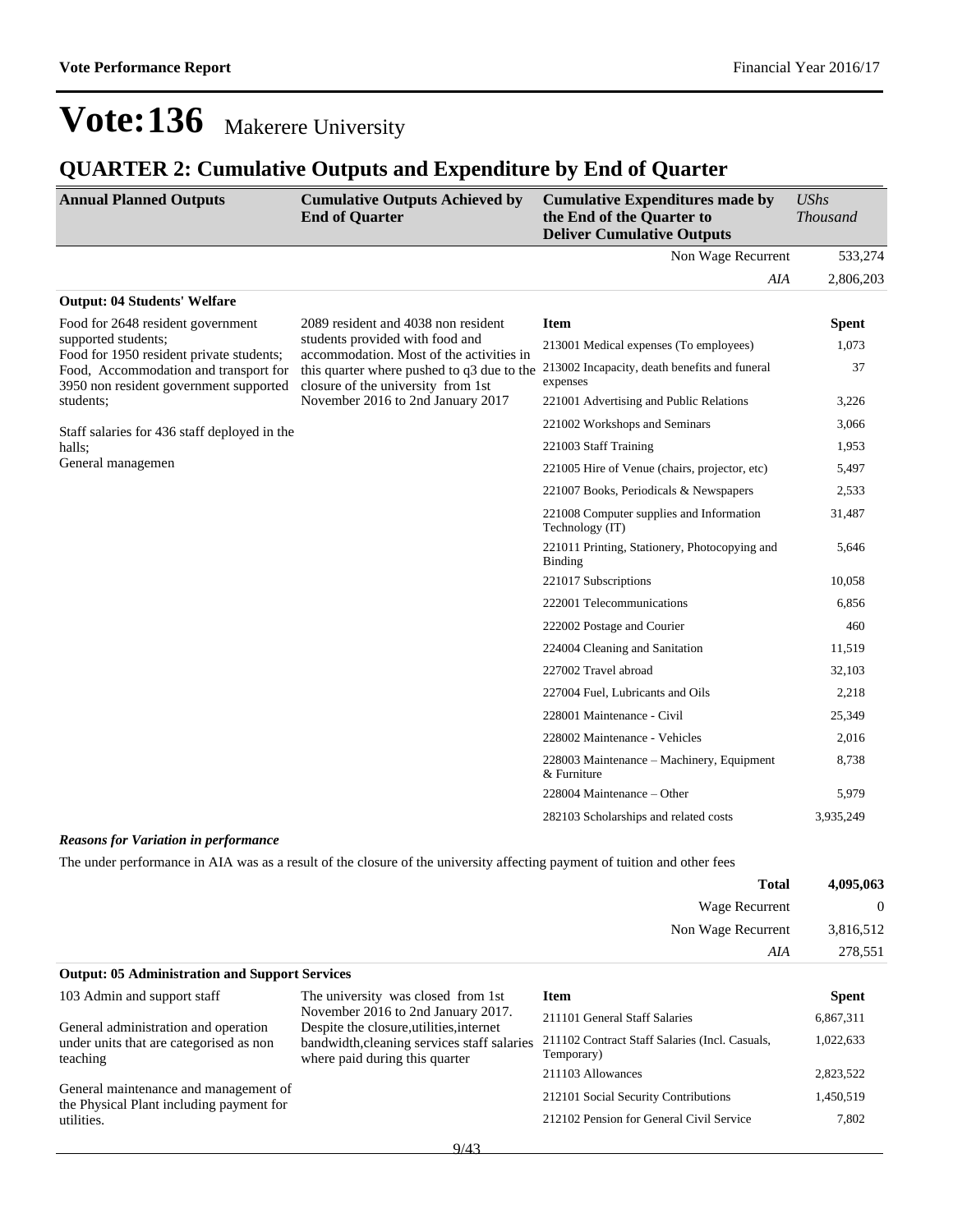# Vote:136 Makerere University

## QUARTER 2: Cumulative Outputs and Expenditure by End of Quarter

| Annual Planned Outputs | Cumulative Outputs Achieved by End of Quarter | Cumulative Expenditures made by the End of the Quarter to Deliver Cumulative Outputs | *UShs Thousand* |
|---|---|---|---|
| | | Non Wage Recurrent | 533,274 |
| | | *AIA* | 2,806,203 |

**Output: 04 Students' Welfare**

| Annual Planned Outputs | Cumulative Outputs Achieved by End of Quarter | Item | Spent |
|---|---|---|---|
| Food for 2648 resident government supported students;<br>Food for 1950 resident private students;<br>Food, Accommodation and transport for 3950 non resident government supported students;<br><br>Staff salaries for 436 staff deployed in the halls;<br>General managemen | 2089 resident and 4038 non resident students provided with food and accommodation. Most of the activities in this quarter where pushed to q3 due to the closure of the university from 1st November 2016 to 2nd January 2017 | 213001 Medical expenses (To employees) | 1,073 |
| | | 213002 Incapacity, death benefits and funeral expenses | 37 |
| | | 221001 Advertising and Public Relations | 3,226 |
| | | 221002 Workshops and Seminars | 3,066 |
| | | 221003 Staff Training | 1,953 |
| | | 221005 Hire of Venue (chairs, projector, etc) | 5,497 |
| | | 221007 Books, Periodicals & Newspapers | 2,533 |
| | | 221008 Computer supplies and Information Technology (IT) | 31,487 |
| | | 221011 Printing, Stationery, Photocopying and Binding | 5,646 |
| | | 221017 Subscriptions | 10,058 |
| | | 222001 Telecommunications | 6,856 |
| | | 222002 Postage and Courier | 460 |
| | | 224004 Cleaning and Sanitation | 11,519 |
| | | 227002 Travel abroad | 32,103 |
| | | 227004 Fuel, Lubricants and Oils | 2,218 |
| | | 228001 Maintenance - Civil | 25,349 |
| | | 228002 Maintenance - Vehicles | 2,016 |
| | | 228003 Maintenance – Machinery, Equipment & Furniture | 8,738 |
| | | 228004 Maintenance – Other | 5,979 |
| | | 282103 Scholarships and related costs | 3,935,249 |

***Reasons for Variation in performance***

The under performance in AIA was as a result of the closure of the university affecting payment of tuition and other fees

| | |
|---|---|
| **Total** | **4,095,063** |
| Wage Recurrent | 0 |
| Non Wage Recurrent | 3,816,512 |
| *AIA* | 278,551 |

**Output: 05 Administration and Support Services**

| Annual Planned Outputs | Cumulative Outputs Achieved by End of Quarter | Item | Spent |
|---|---|---|---|
| 103 Admin and support staff<br><br>General administration and operation under units that are categorised as non teaching<br><br>General maintenance and management of the Physical Plant including payment for utilities. | The university was closed from 1st November 2016 to 2nd January 2017. Despite the closure,utilities,internet bandwidth,cleaning services staff salaries where paid during this quarter | 211101 General Staff Salaries | 6,867,311 |
| | | 211102 Contract Staff Salaries (Incl. Casuals, Temporary) | 1,022,633 |
| | | 211103 Allowances | 2,823,522 |
| | | 212101 Social Security Contributions | 1,450,519 |
| | | 212102 Pension for General Civil Service | 7,802 |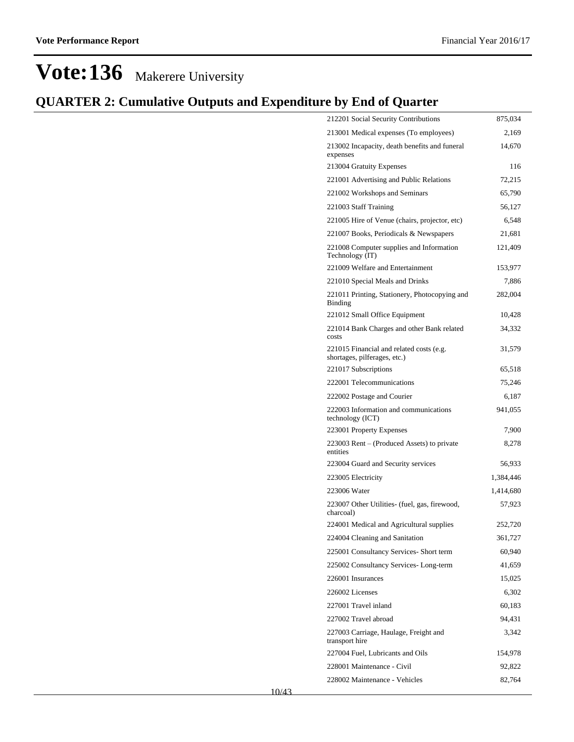# Vote:136 Makerere University

## QUARTER 2: Cumulative Outputs and Expenditure by End of Quarter

| | |
|---|---|
| 212201 Social Security Contributions | 875,034 |
| 213001 Medical expenses (To employees) | 2,169 |
| 213002 Incapacity, death benefits and funeral expenses | 14,670 |
| 213004 Gratuity Expenses | 116 |
| 221001 Advertising and Public Relations | 72,215 |
| 221002 Workshops and Seminars | 65,790 |
| 221003 Staff Training | 56,127 |
| 221005 Hire of Venue (chairs, projector, etc) | 6,548 |
| 221007 Books, Periodicals & Newspapers | 21,681 |
| 221008 Computer supplies and Information Technology (IT) | 121,409 |
| 221009 Welfare and Entertainment | 153,977 |
| 221010 Special Meals and Drinks | 7,886 |
| 221011 Printing, Stationery, Photocopying and Binding | 282,004 |
| 221012 Small Office Equipment | 10,428 |
| 221014 Bank Charges and other Bank related costs | 34,332 |
| 221015 Financial and related costs (e.g. shortages, pilferages, etc.) | 31,579 |
| 221017 Subscriptions | 65,518 |
| 222001 Telecommunications | 75,246 |
| 222002 Postage and Courier | 6,187 |
| 222003 Information and communications technology (ICT) | 941,055 |
| 223001 Property Expenses | 7,900 |
| 223003 Rent – (Produced Assets) to private entities | 8,278 |
| 223004 Guard and Security services | 56,933 |
| 223005 Electricity | 1,384,446 |
| 223006 Water | 1,414,680 |
| 223007 Other Utilities- (fuel, gas, firewood, charcoal) | 57,923 |
| 224001 Medical and Agricultural supplies | 252,720 |
| 224004 Cleaning and Sanitation | 361,727 |
| 225001 Consultancy Services- Short term | 60,940 |
| 225002 Consultancy Services- Long-term | 41,659 |
| 226001 Insurances | 15,025 |
| 226002 Licenses | 6,302 |
| 227001 Travel inland | 60,183 |
| 227002 Travel abroad | 94,431 |
| 227003 Carriage, Haulage, Freight and transport hire | 3,342 |
| 227004 Fuel, Lubricants and Oils | 154,978 |
| 228001 Maintenance - Civil | 92,822 |
| 228002 Maintenance - Vehicles | 82,764 |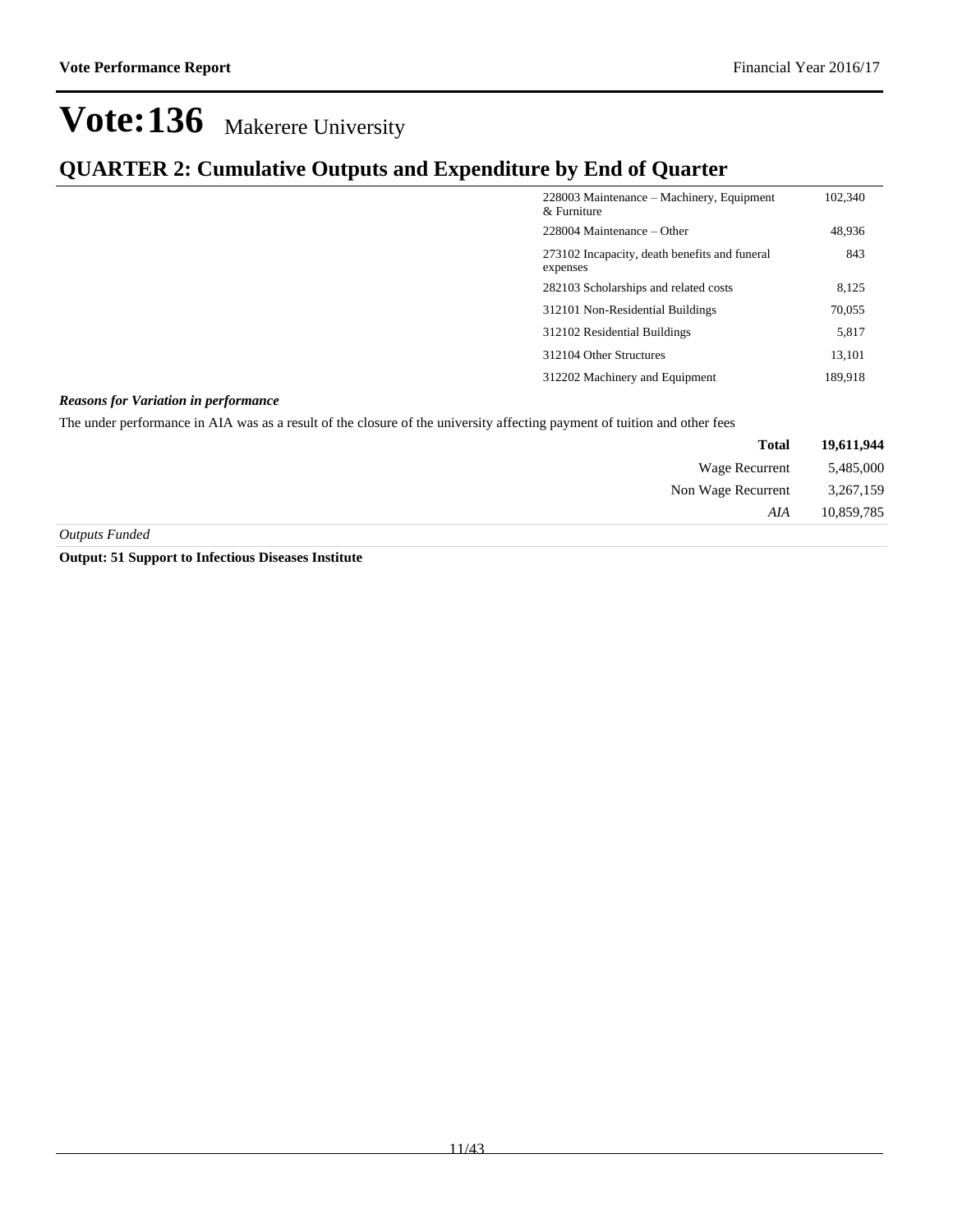# Vote:136 Makerere University

## QUARTER 2: Cumulative Outputs and Expenditure by End of Quarter

| | |
|---|---|
| 228003 Maintenance – Machinery, Equipment & Furniture | 102,340 |
| 228004 Maintenance – Other | 48,936 |
| 273102 Incapacity, death benefits and funeral expenses | 843 |
| 282103 Scholarships and related costs | 8,125 |
| 312101 Non-Residential Buildings | 70,055 |
| 312102 Residential Buildings | 5,817 |
| 312104 Other Structures | 13,101 |
| 312202 Machinery and Equipment | 189,918 |

***Reasons for Variation in performance***

The under performance in AIA was as a result of the closure of the university affecting payment of tuition and other fees

| | |
|---|---|
| **Total** | **19,611,944** |
| Wage Recurrent | 5,485,000 |
| Non Wage Recurrent | 3,267,159 |
| *AIA* | 10,859,785 |

*Outputs Funded*

**Output: 51 Support to Infectious Diseases Institute**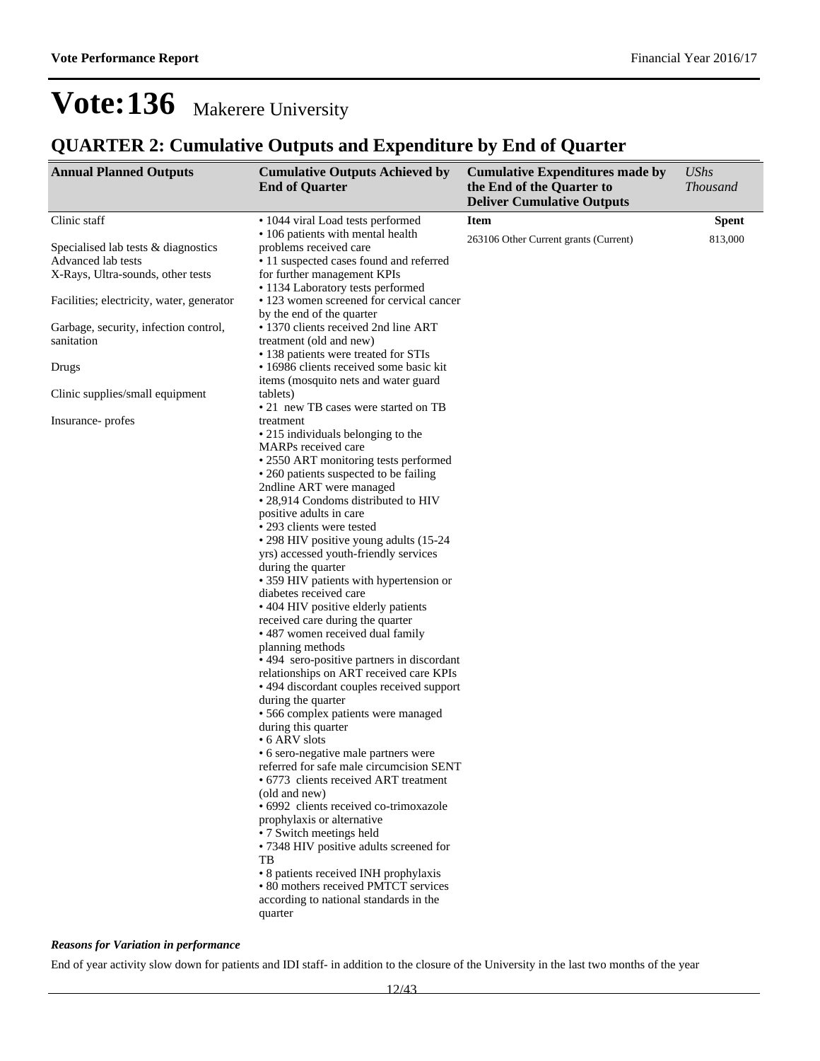# Vote:136 Makerere University

## QUARTER 2: Cumulative Outputs and Expenditure by End of Quarter

| Annual Planned Outputs | Cumulative Outputs Achieved by End of Quarter | Cumulative Expenditures made by the End of the Quarter to Deliver Cumulative Outputs | *UShs Thousand* |
|---|---|---|---|
| Clinic staff<br><br>Specialised lab tests & diagnostics<br>Advanced lab tests<br>X-Rays, Ultra-sounds, other tests<br><br>Facilities; electricity, water, generator<br><br>Garbage, security, infection control, sanitation<br><br>Drugs<br><br>Clinic supplies/small equipment<br><br>Insurance- profes | • 1044 viral Load tests performed<br>• 106 patients with mental health problems received care<br>• 11 suspected cases found and referred for further management KPIs<br>• 1134 Laboratory tests performed<br>• 123 women screened for cervical cancer by the end of the quarter<br>• 1370 clients received 2nd line ART treatment (old and new)<br>• 138 patients were treated for STIs<br>• 16986 clients received some basic kit items (mosquito nets and water guard tablets)<br>• 21 new TB cases were started on TB treatment<br>• 215 individuals belonging to the MARPs received care<br>• 2550 ART monitoring tests performed<br>• 260 patients suspected to be failing 2ndline ART were managed<br>• 28,914 Condoms distributed to HIV positive adults in care<br>• 293 clients were tested<br>• 298 HIV positive young adults (15-24 yrs) accessed youth-friendly services during the quarter<br>• 359 HIV patients with hypertension or diabetes received care<br>• 404 HIV positive elderly patients received care during the quarter<br>• 487 women received dual family planning methods<br>• 494 sero-positive partners in discordant relationships on ART received care KPIs<br>• 494 discordant couples received support during the quarter<br>• 566 complex patients were managed during this quarter<br>• 6 ARV slots<br>• 6 sero-negative male partners were referred for safe male circumcision SENT<br>• 6773 clients received ART treatment (old and new)<br>• 6992 clients received co-trimoxazole prophylaxis or alternative<br>• 7 Switch meetings held<br>• 7348 HIV positive adults screened for TB<br>• 8 patients received INH prophylaxis<br>• 80 mothers received PMTCT services according to national standards in the quarter | **Item**<br>263106 Other Current grants (Current) | **Spent**<br>813,000 |

***Reasons for Variation in performance***

End of year activity slow down for patients and IDI staff- in addition to the closure of the University in the last two months of the year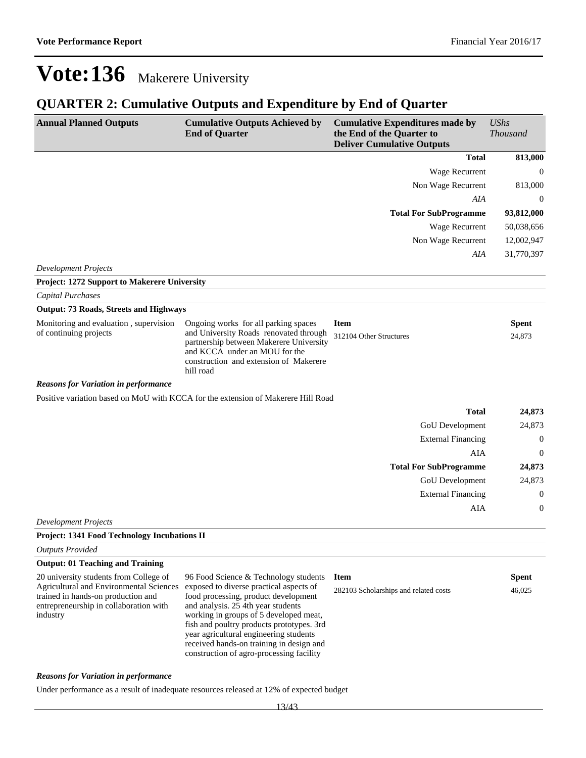# Vote:136 Makerere University

## QUARTER 2: Cumulative Outputs and Expenditure by End of Quarter

| Annual Planned Outputs | Cumulative Outputs Achieved by End of Quarter | Cumulative Expenditures made by the End of the Quarter to Deliver Cumulative Outputs | *UShs Thousand* |
|---|---|---|---|
| | | **Total** | **813,000** |
| | | Wage Recurrent | 0 |
| | | Non Wage Recurrent | 813,000 |
| | | *AIA* | 0 |
| | | **Total For SubProgramme** | **93,812,000** |
| | | Wage Recurrent | 50,038,656 |
| | | Non Wage Recurrent | 12,002,947 |
| | | *AIA* | 31,770,397 |

*Development Projects*

**Project: 1272 Support to Makerere University**

*Capital Purchases*

**Output: 73 Roads, Streets and Highways**

| Annual Planned Outputs | Cumulative Outputs Achieved by End of Quarter | Item | Spent |
|---|---|---|---|
| Monitoring and evaluation , supervision of continuing projects | Ongoing works for all parking spaces and University Roads renovated through partnership between Makerere University and KCCA under an MOU for the construction and extension of Makerere hill road | 312104 Other Structures | 24,873 |

***Reasons for Variation in performance***

Positive variation based on MoU with KCCA for the extension of Makerere Hill Road

| | |
|---|---|
| **Total** | **24,873** |
| GoU Development | 24,873 |
| External Financing | 0 |
| AIA | 0 |
| **Total For SubProgramme** | **24,873** |
| GoU Development | 24,873 |
| External Financing | 0 |
| AIA | 0 |

*Development Projects*

**Project: 1341 Food Technology Incubations II**

*Outputs Provided*

**Output: 01 Teaching and Training**

| Annual Planned Outputs | Cumulative Outputs Achieved by End of Quarter | Item | Spent |
|---|---|---|---|
| 20 university students from College of Agricultural and Environmental Sciences trained in hands-on production and entrepreneurship in collaboration with industry | 96 Food Science & Technology students exposed to diverse practical aspects of food processing, product development and analysis. 25 4th year students working in groups of 5 developed meat, fish and poultry products prototypes. 3rd year agricultural engineering students received hands-on training in design and construction of agro-processing facility | 282103 Scholarships and related costs | 46,025 |

***Reasons for Variation in performance***

Under performance as a result of inadequate resources released at 12% of expected budget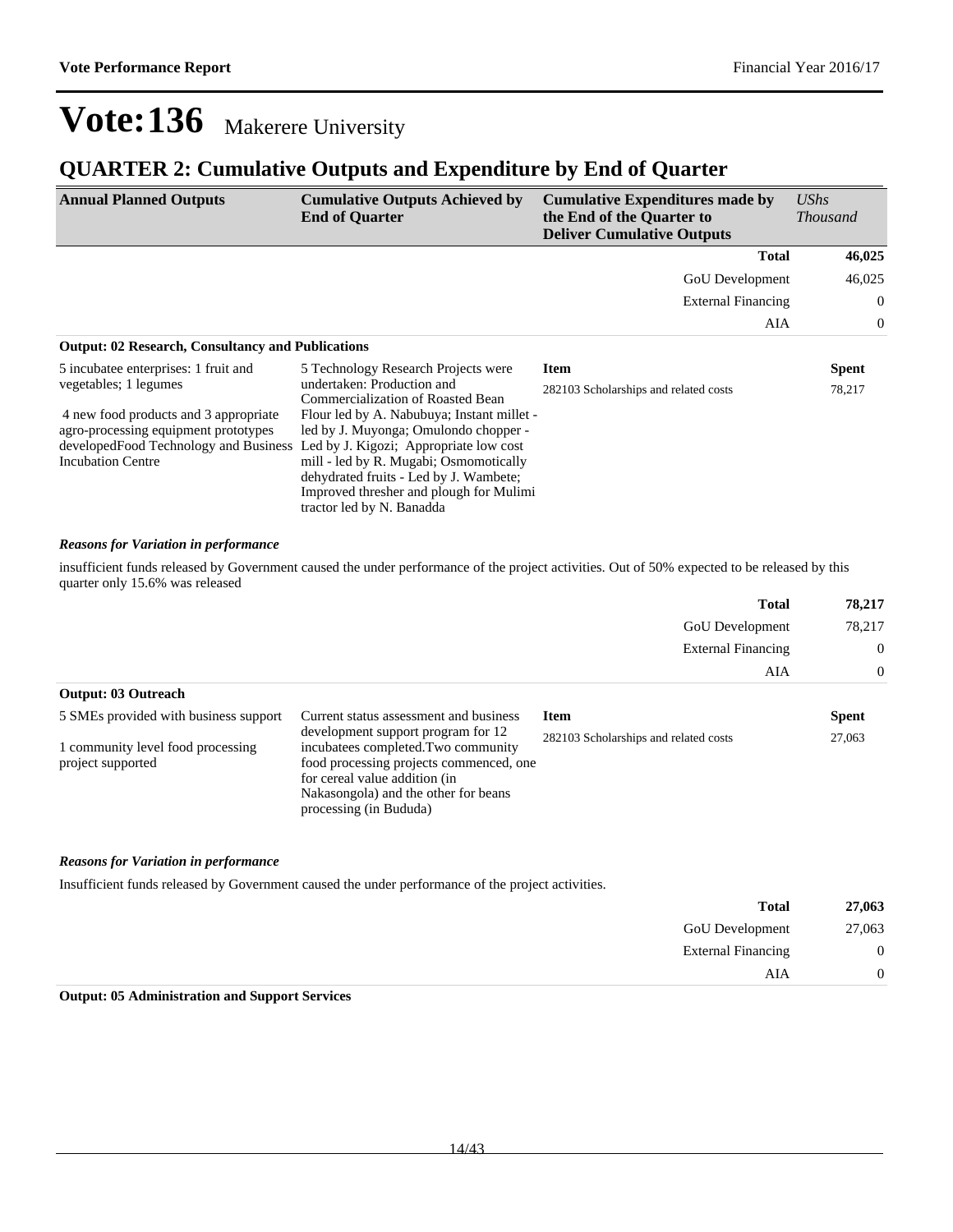# Vote:136 Makerere University

## QUARTER 2: Cumulative Outputs and Expenditure by End of Quarter

| Annual Planned Outputs | Cumulative Outputs Achieved by End of Quarter | Cumulative Expenditures made by the End of the Quarter to Deliver Cumulative Outputs | *UShs Thousand* |
|---|---|---|---|
| | | **Total** | **46,025** |
| | | GoU Development | 46,025 |
| | | External Financing | 0 |
| | | AIA | 0 |

**Output: 02 Research, Consultancy and Publications**

| Annual Planned Outputs | Cumulative Outputs Achieved by End of Quarter | Item | Spent |
|---|---|---|---|
| 5 incubatee enterprises: 1 fruit and vegetables; 1 legumes<br><br>4 new food products and 3 appropriate agro-processing equipment prototypes developedFood Technology and Business Incubation Centre | 5 Technology Research Projects were undertaken: Production and Commercialization of Roasted Bean Flour led by A. Nabubuya; Instant millet - led by J. Muyonga; Omulondo chopper - Led by J. Kigozi; Appropriate low cost mill - led by R. Mugabi; Osmomotically dehydrated fruits - Led by J. Wambete; Improved thresher and plough for Mulimi tractor led by N. Banadda | 282103 Scholarships and related costs | 78,217 |

***Reasons for Variation in performance***

insufficient funds released by Government caused the under performance of the project activities. Out of 50% expected to be released by this quarter only 15.6% was released

| | |
|---|---|
| **Total** | **78,217** |
| GoU Development | 78,217 |
| External Financing | 0 |
| AIA | 0 |

**Output: 03 Outreach**

| Annual Planned Outputs | Cumulative Outputs Achieved by End of Quarter | Item | Spent |
|---|---|---|---|
| 5 SMEs provided with business support<br><br>1 community level food processing project supported | Current status assessment and business development support program for 12 incubatees completed.Two community food processing projects commenced, one for cereal value addition (in Nakasongola) and the other for beans processing (in Bududa) | 282103 Scholarships and related costs | 27,063 |

***Reasons for Variation in performance***

Insufficient funds released by Government caused the under performance of the project activities.

| | |
|---|---|
| **Total** | **27,063** |
| GoU Development | 27,063 |
| External Financing | 0 |
| AIA | 0 |

**Output: 05 Administration and Support Services**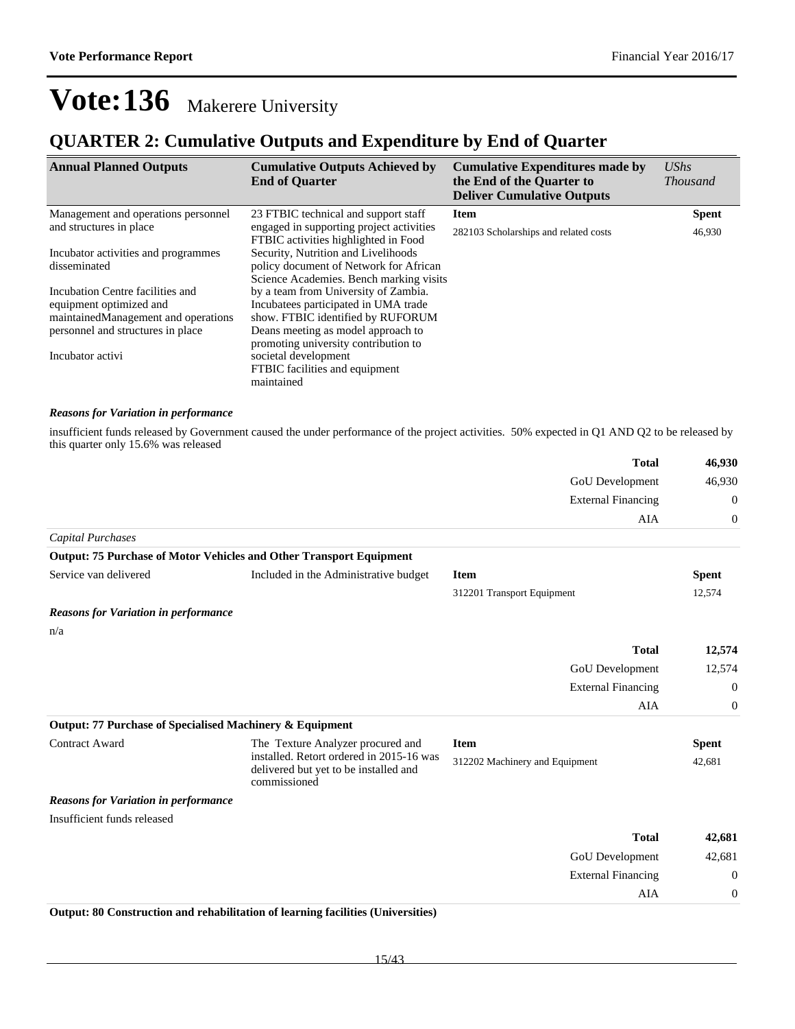# Vote:136 Makerere University

## QUARTER 2: Cumulative Outputs and Expenditure by End of Quarter

| Annual Planned Outputs | Cumulative Outputs Achieved by End of Quarter | Cumulative Expenditures made by the End of the Quarter to Deliver Cumulative Outputs | *UShs Thousand* |
|---|---|---|---|
| Management and operations personnel and structures in place<br><br>Incubator activities and programmes disseminated<br><br>Incubation Centre facilities and equipment optimized and maintainedManagement and operations personnel and structures in place<br><br>Incubator activi | 23 FTBIC technical and support staff engaged in supporting project activities FTBIC activities highlighted in Food Security, Nutrition and Livelihoods policy document of Network for African Science Academies. Bench marking visits by a team from University of Zambia. Incubatees participated in UMA trade show. FTBIC identified by RUFORUM Deans meeting as model approach to promoting university contribution to societal development<br>FTBIC facilities and equipment maintained | **Item**<br>282103 Scholarships and related costs | **Spent**<br>46,930 |

***Reasons for Variation in performance***

insufficient funds released by Government caused the under performance of the project activities. 50% expected in Q1 AND Q2 to be released by this quarter only 15.6% was released

| | |
|---|---|
| **Total** | **46,930** |
| GoU Development | 46,930 |
| External Financing | 0 |
| AIA | 0 |

*Capital Purchases*

**Output: 75 Purchase of Motor Vehicles and Other Transport Equipment**

| | | | |
|---|---|---|---|
| Service van delivered | Included in the Administrative budget | **Item**<br>312201 Transport Equipment | **Spent**<br>12,574 |

***Reasons for Variation in performance***

n/a

| | |
|---|---|
| **Total** | **12,574** |
| GoU Development | 12,574 |
| External Financing | 0 |
| AIA | 0 |

**Output: 77 Purchase of Specialised Machinery & Equipment**

| | | | |
|---|---|---|---|
| Contract Award | The Texture Analyzer procured and installed. Retort ordered in 2015-16 was delivered but yet to be installed and commissioned | **Item**<br>312202 Machinery and Equipment | **Spent**<br>42,681 |

***Reasons for Variation in performance***

Insufficient funds released

| | |
|---|---|
| **Total** | **42,681** |
| GoU Development | 42,681 |
| External Financing | 0 |
| AIA | 0 |

**Output: 80 Construction and rehabilitation of learning facilities (Universities)**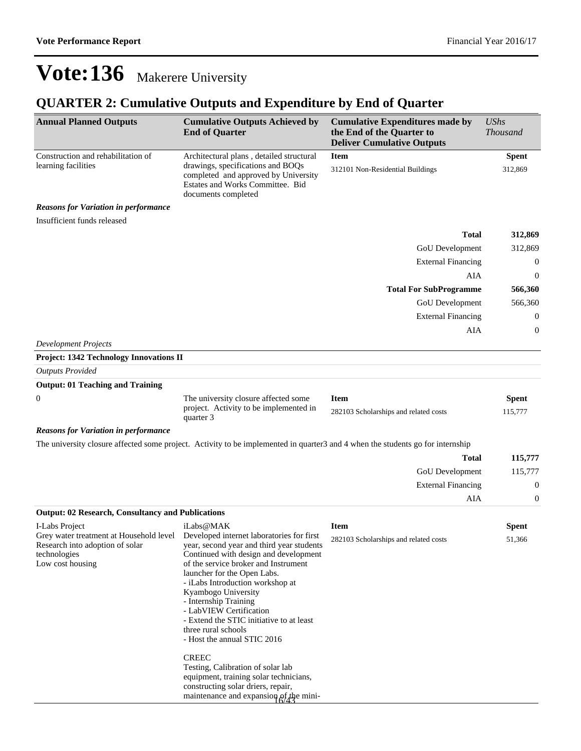# Vote:136 Makerere University

## QUARTER 2: Cumulative Outputs and Expenditure by End of Quarter

| Annual Planned Outputs | Cumulative Outputs Achieved by End of Quarter | Cumulative Expenditures made by the End of the Quarter to Deliver Cumulative Outputs | *UShs Thousand* |
|---|---|---|---|
| Construction and rehabilitation of learning facilities | Architectural plans , detailed structural drawings, specifications and BOQs completed and approved by University Estates and Works Committee. Bid documents completed | **Item** | **Spent** |
| | | 312101 Non-Residential Buildings | 312,869 |

***Reasons for Variation in performance***

Insufficient funds released

| | |
|---|---|
| **Total** | **312,869** |
| GoU Development | 312,869 |
| External Financing | 0 |
| AIA | 0 |
| **Total For SubProgramme** | **566,360** |
| GoU Development | 566,360 |
| External Financing | 0 |
| AIA | 0 |

*Development Projects*

**Project: 1342 Technology Innovations II**

*Outputs Provided*

**Output: 01 Teaching and Training**

| Annual Planned Outputs | Cumulative Outputs Achieved by End of Quarter | Item | Spent |
|---|---|---|---|
| 0 | The university closure affected some project. Activity to be implemented in quarter 3 | 282103 Scholarships and related costs | 115,777 |

***Reasons for Variation in performance***

The university closure affected some project. Activity to be implemented in quarter3 and 4 when the students go for internship

| | |
|---|---|
| **Total** | **115,777** |
| GoU Development | 115,777 |
| External Financing | 0 |
| AIA | 0 |

**Output: 02 Research, Consultancy and Publications**

| Annual Planned Outputs | Cumulative Outputs Achieved by End of Quarter | Item | Spent |
|---|---|---|---|
| I-Labs Project<br>Grey water treatment at Household level<br>Research into adoption of solar technologies<br>Low cost housing | iLabs@MAK<br>Developed internet laboratories for first year, second year and third year students<br>Continued with design and development of the service broker and Instrument launcher for the Open Labs.<br>- iLabs Introduction workshop at Kyambogo University<br>- Internship Training<br>- LabVIEW Certification<br>- Extend the STIC initiative to at least three rural schools<br>- Host the annual STIC 2016<br><br>CREEC<br>Testing, Calibration of solar lab equipment, training solar technicians, constructing solar driers, repair, maintenance and expansion of the mini- | 282103 Scholarships and related costs | 51,366 |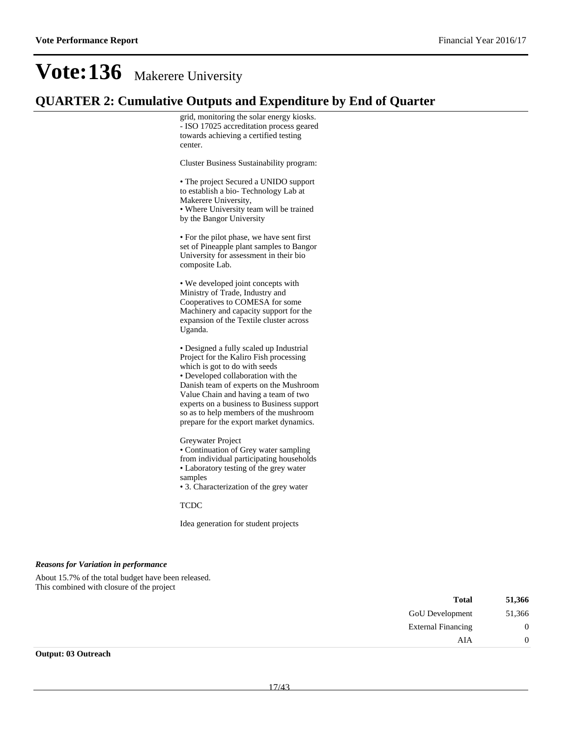# Vote:136 Makerere University

## QUARTER 2: Cumulative Outputs and Expenditure by End of Quarter

grid, monitoring the solar energy kiosks.
- ISO 17025 accreditation process geared towards achieving a certified testing center.

Cluster Business Sustainability program:

• The project Secured a UNIDO support to establish a bio- Technology Lab at Makerere University,
• Where University team will be trained by the Bangor University

• For the pilot phase, we have sent first set of Pineapple plant samples to Bangor University for assessment in their bio composite Lab.

• We developed joint concepts with Ministry of Trade, Industry and Cooperatives to COMESA for some Machinery and capacity support for the expansion of the Textile cluster across Uganda.

• Designed a fully scaled up Industrial Project for the Kaliro Fish processing which is got to do with seeds
• Developed collaboration with the Danish team of experts on the Mushroom Value Chain and having a team of two experts on a business to Business support so as to help members of the mushroom prepare for the export market dynamics.

Greywater Project
• Continuation of Grey water sampling from individual participating households
• Laboratory testing of the grey water samples
• 3. Characterization of the grey water

TCDC

Idea generation for student projects

***Reasons for Variation in performance***

About 15.7% of the total budget have been released.
This combined with closure of the project

| | |
|---|---|
| **Total** | **51,366** |
| GoU Development | 51,366 |
| External Financing | 0 |
| AIA | 0 |

**Output: 03 Outreach**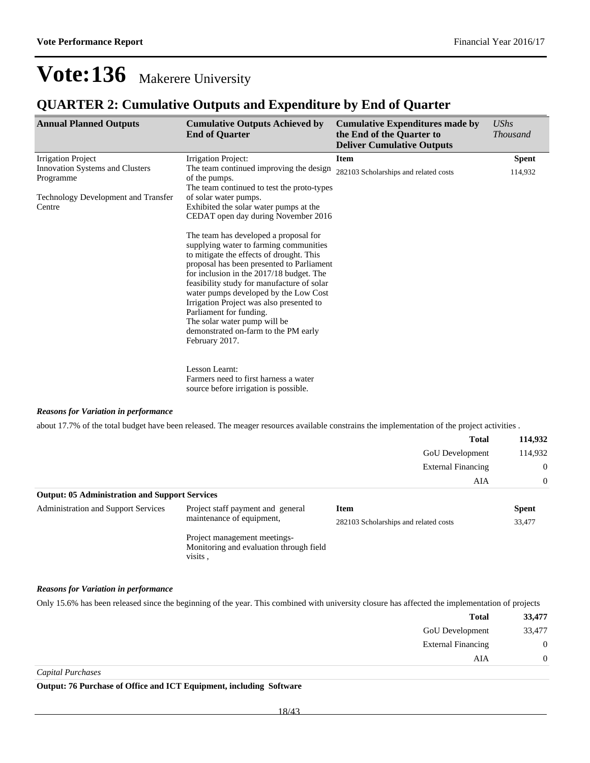# Vote:136 Makerere University

## QUARTER 2: Cumulative Outputs and Expenditure by End of Quarter

| Annual Planned Outputs | Cumulative Outputs Achieved by End of Quarter | Cumulative Expenditures made by the End of the Quarter to Deliver Cumulative Outputs | *UShs Thousand* |
|---|---|---|---|
| Irrigation Project<br>Innovation Systems and Clusters Programme<br><br>Technology Development and Transfer Centre | Irrigation Project:<br>The team continued improving the design of the pumps.<br>The team continued to test the proto-types of solar water pumps.<br>Exhibited the solar water pumps at the CEDAT open day during November 2016<br><br>The team has developed a proposal for supplying water to farming communities to mitigate the effects of drought. This proposal has been presented to Parliament for inclusion in the 2017/18 budget. The feasibility study for manufacture of solar water pumps developed by the Low Cost Irrigation Project was also presented to Parliament for funding.<br>The solar water pump will be demonstrated on-farm to the PM early February 2017.<br><br>Lesson Learnt:<br>Farmers need to first harness a water source before irrigation is possible. | **Item**<br>282103 Scholarships and related costs | **Spent**<br>114,932 |

***Reasons for Variation in performance***

about 17.7% of the total budget have been released. The meager resources available constrains the implementation of the project activities .

| | |
|---|---|
| **Total** | **114,932** |
| GoU Development | 114,932 |
| External Financing | 0 |
| AIA | 0 |

**Output: 05 Administration and Support Services**

| Annual Planned Outputs | Cumulative Outputs Achieved by End of Quarter | Item | Spent |
|---|---|---|---|
| Administration and Support Services | Project staff payment and general maintenance of equipment,<br><br>Project management meetings- Monitoring and evaluation through field visits , | 282103 Scholarships and related costs | 33,477 |

***Reasons for Variation in performance***

Only 15.6% has been released since the beginning of the year. This combined with university closure has affected the implementation of projects

| | |
|---|---|
| **Total** | **33,477** |
| GoU Development | 33,477 |
| External Financing | 0 |
| AIA | 0 |

*Capital Purchases*

**Output: 76 Purchase of Office and ICT Equipment, including Software**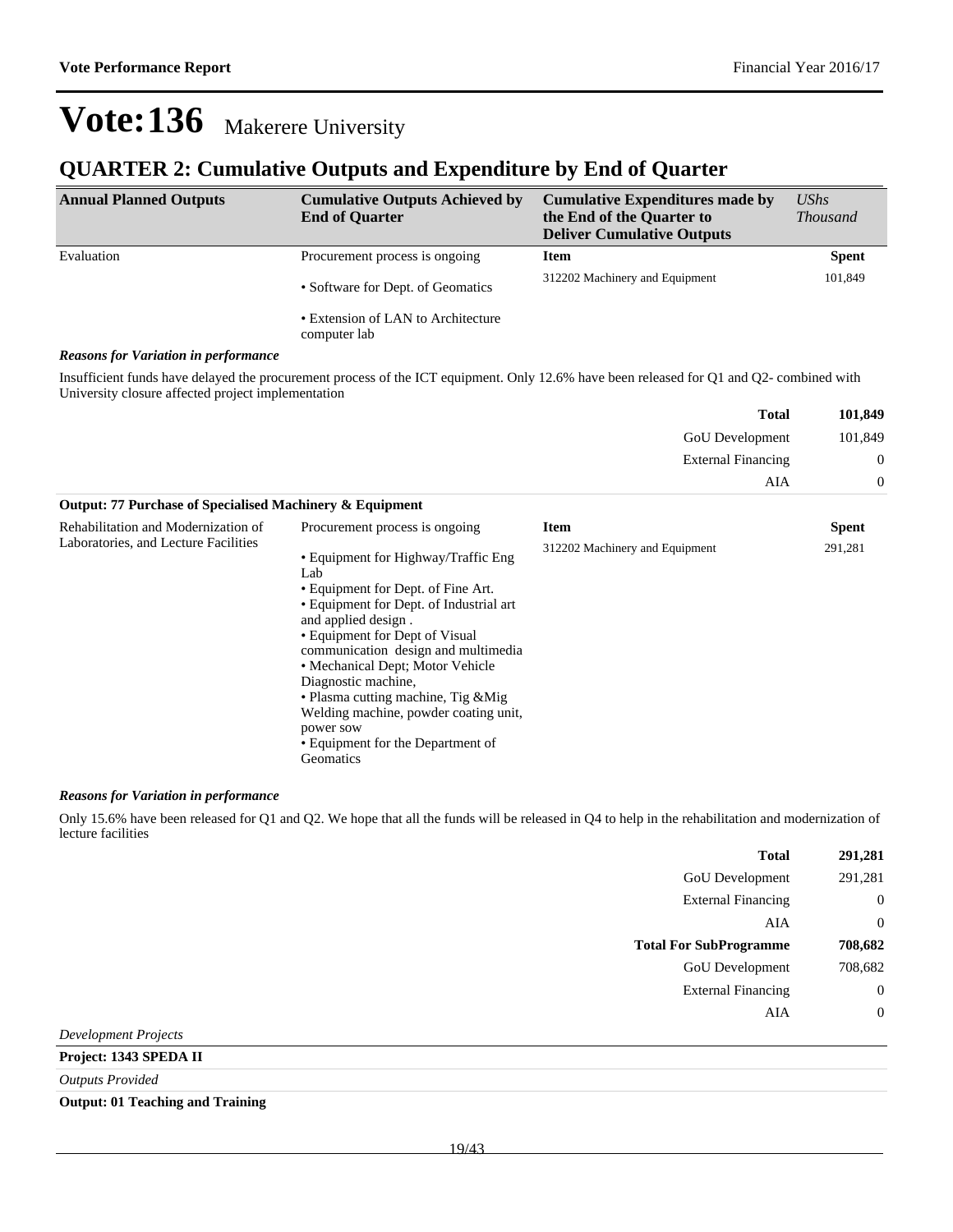# Vote:136 Makerere University

## QUARTER 2: Cumulative Outputs and Expenditure by End of Quarter

| Annual Planned Outputs | Cumulative Outputs Achieved by End of Quarter | Cumulative Expenditures made by the End of the Quarter to Deliver Cumulative Outputs | *UShs Thousand* |
|---|---|---|---|
| Evaluation | Procurement process is ongoing<br>• Software for Dept. of Geomatics<br>• Extension of LAN to Architecture computer lab | **Item**<br>312202 Machinery and Equipment | **Spent**<br>101,849 |

***Reasons for Variation in performance***

Insufficient funds have delayed the procurement process of the ICT equipment. Only 12.6% have been released for Q1 and Q2- combined with University closure affected project implementation

| | |
|---|---|
| **Total** | **101,849** |
| GoU Development | 101,849 |
| External Financing | 0 |
| AIA | 0 |

**Output: 77 Purchase of Specialised Machinery & Equipment**

| Annual Planned Outputs | Cumulative Outputs Achieved by End of Quarter | Item | Spent |
|---|---|---|---|
| Rehabilitation and Modernization of Laboratories, and Lecture Facilities | Procurement process is ongoing<br>• Equipment for Highway/Traffic Eng Lab<br>• Equipment for Dept. of Fine Art.<br>• Equipment for Dept. of Industrial art and applied design .<br>• Equipment for Dept of Visual communication design and multimedia<br>• Mechanical Dept; Motor Vehicle Diagnostic machine,<br>• Plasma cutting machine, Tig &Mig Welding machine, powder coating unit, power sow<br>• Equipment for the Department of Geomatics | 312202 Machinery and Equipment | 291,281 |

***Reasons for Variation in performance***

Only 15.6% have been released for Q1 and Q2. We hope that all the funds will be released in Q4 to help in the rehabilitation and modernization of lecture facilities

| | |
|---|---|
| **Total** | **291,281** |
| GoU Development | 291,281 |
| External Financing | 0 |
| AIA | 0 |
| **Total For SubProgramme** | **708,682** |
| GoU Development | 708,682 |
| External Financing | 0 |
| AIA | 0 |

*Development Projects*

**Project: 1343 SPEDA II**

*Outputs Provided*

**Output: 01 Teaching and Training**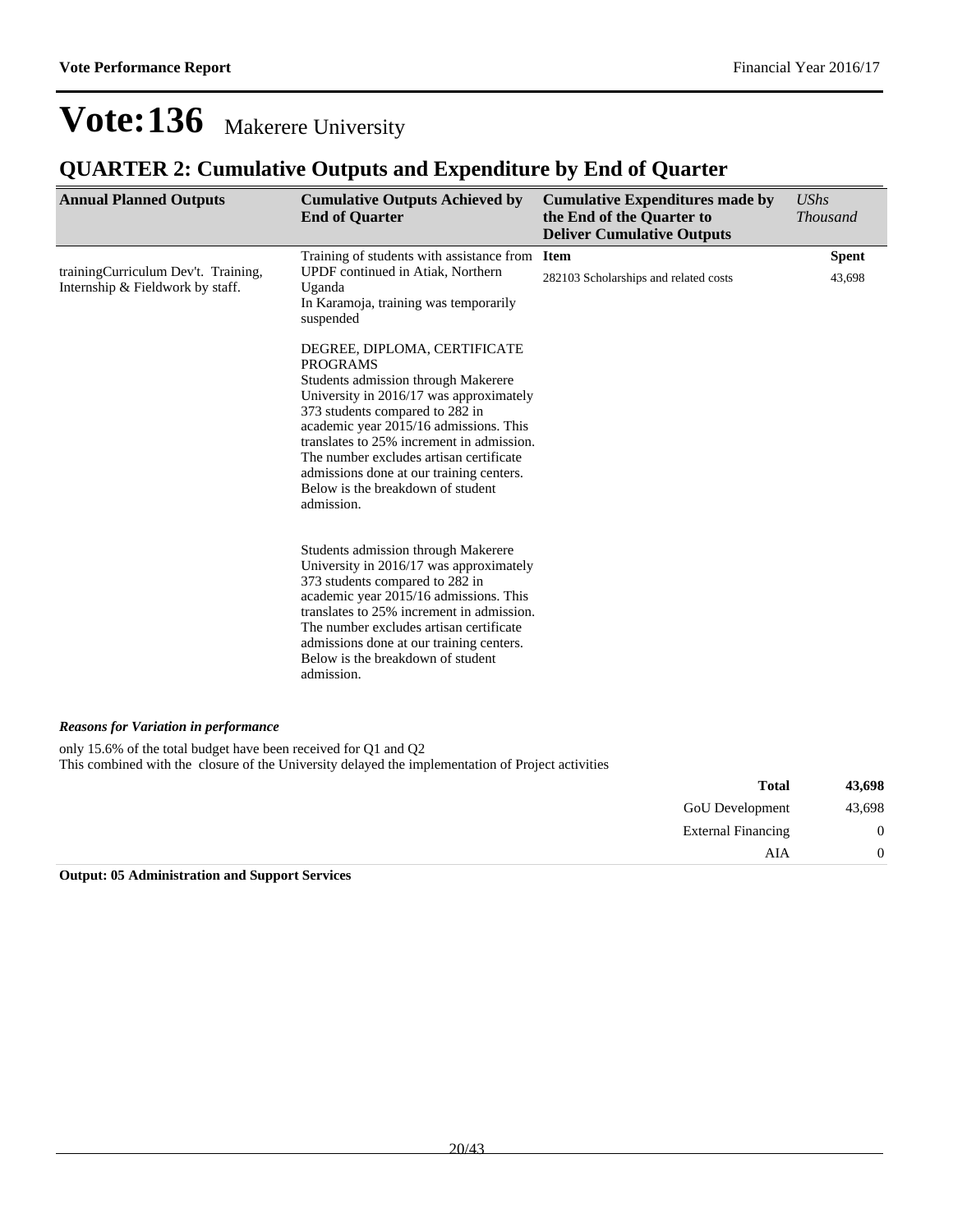# Vote:136 Makerere University

## QUARTER 2: Cumulative Outputs and Expenditure by End of Quarter

| Annual Planned Outputs | Cumulative Outputs Achieved by End of Quarter | Cumulative Expenditures made by the End of the Quarter to Deliver Cumulative Outputs | *UShs Thousand* |
|---|---|---|---|
| trainingCurriculum Dev't. Training, Internship & Fieldwork by staff. | Training of students with assistance from UPDF continued in Atiak, Northern Uganda<br>In Karamoja, training was temporarily suspended<br><br>DEGREE, DIPLOMA, CERTIFICATE PROGRAMS<br>Students admission through Makerere University in 2016/17 was approximately 373 students compared to 282 in academic year 2015/16 admissions. This translates to 25% increment in admission. The number excludes artisan certificate admissions done at our training centers. Below is the breakdown of student admission.<br><br>Students admission through Makerere University in 2016/17 was approximately 373 students compared to 282 in academic year 2015/16 admissions. This translates to 25% increment in admission. The number excludes artisan certificate admissions done at our training centers. Below is the breakdown of student admission. | **Item**<br>282103 Scholarships and related costs | **Spent**<br>43,698 |

***Reasons for Variation in performance***

only 15.6% of the total budget have been received for Q1 and Q2
This combined with the closure of the University delayed the implementation of Project activities

| | |
|---|---|
| **Total** | **43,698** |
| GoU Development | 43,698 |
| External Financing | 0 |
| AIA | 0 |

**Output: 05 Administration and Support Services**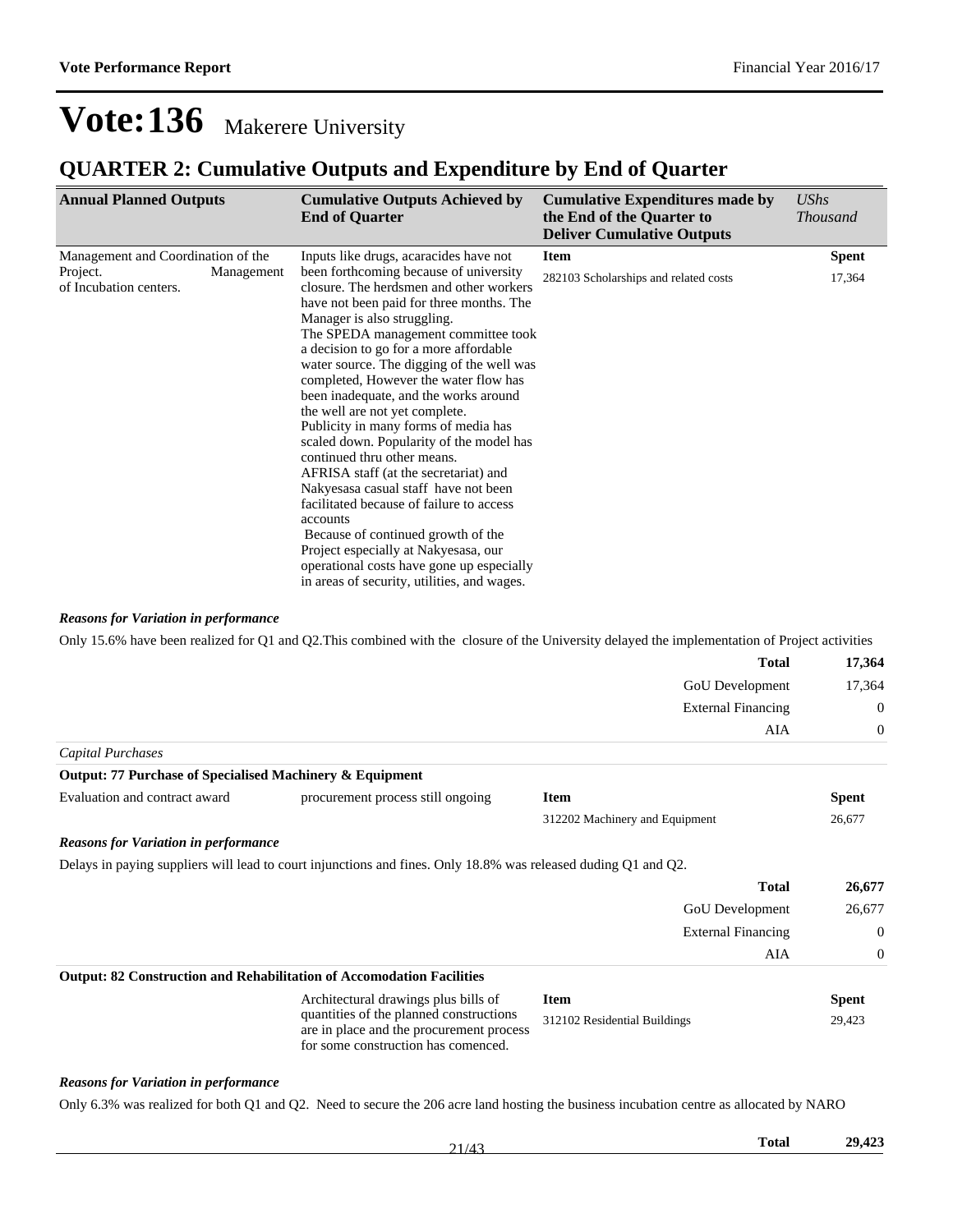# Vote:136 Makerere University

## QUARTER 2: Cumulative Outputs and Expenditure by End of Quarter

| Annual Planned Outputs | Cumulative Outputs Achieved by End of Quarter | Cumulative Expenditures made by the End of the Quarter to Deliver Cumulative Outputs | *UShs Thousand* |
|---|---|---|---|
| Management and Coordination of the Project. Management of Incubation centers. | Inputs like drugs, acaracides have not been forthcoming because of university closure. The herdsmen and other workers have not been paid for three months. The Manager is also struggling.<br>The SPEDA management committee took a decision to go for a more affordable water source. The digging of the well was completed, However the water flow has been inadequate, and the works around the well are not yet complete.<br>Publicity in many forms of media has scaled down. Popularity of the model has continued thru other means.<br>AFRISA staff (at the secretariat) and Nakyesasa casual staff have not been facilitated because of failure to access accounts<br>Because of continued growth of the Project especially at Nakyesasa, our operational costs have gone up especially in areas of security, utilities, and wages. | **Item** | **Spent** |
| | | 282103 Scholarships and related costs | 17,364 |

***Reasons for Variation in performance***

Only 15.6% have been realized for Q1 and Q2.This combined with the closure of the University delayed the implementation of Project activities

| | |
|---|---|
| **Total** | **17,364** |
| GoU Development | 17,364 |
| External Financing | 0 |
| AIA | 0 |

*Capital Purchases*

**Output: 77 Purchase of Specialised Machinery & Equipment**

| | | | |
|---|---|---|---|
| Evaluation and contract award | procurement process still ongoing | **Item** | **Spent** |
| | | 312202 Machinery and Equipment | 26,677 |

***Reasons for Variation in performance***

Delays in paying suppliers will lead to court injunctions and fines. Only 18.8% was released duding Q1 and Q2.

| | |
|---|---|
| **Total** | **26,677** |
| GoU Development | 26,677 |
| External Financing | 0 |
| AIA | 0 |

**Output: 82 Construction and Rehabilitation of Accomodation Facilities**

| | | | |
|---|---|---|---|
| | Architectural drawings plus bills of quantities of the planned constructions are in place and the procurement process for some construction has comenced. | **Item** | **Spent** |
| | | 312102 Residential Buildings | 29,423 |

***Reasons for Variation in performance***

Only 6.3% was realized for both Q1 and Q2. Need to secure the 206 acre land hosting the business incubation centre as allocated by NARO

| | |
|---|---|
| **Total** | **29,423** |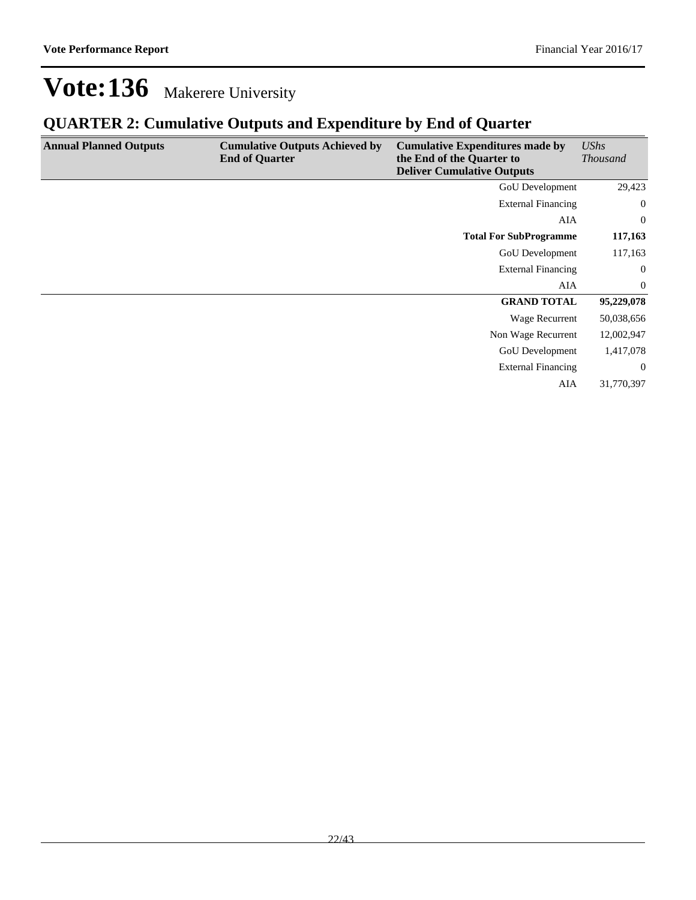# Vote:136 Makerere University

## QUARTER 2: Cumulative Outputs and Expenditure by End of Quarter

| Annual Planned Outputs | Cumulative Outputs Achieved by End of Quarter | Cumulative Expenditures made by the End of the Quarter to Deliver Cumulative Outputs | *UShs Thousand* |
|---|---|---|---|
| | | GoU Development | 29,423 |
| | | External Financing | 0 |
| | | AIA | 0 |
| | | **Total For SubProgramme** | **117,163** |
| | | GoU Development | 117,163 |
| | | External Financing | 0 |
| | | AIA | 0 |
| | | **GRAND TOTAL** | **95,229,078** |
| | | Wage Recurrent | 50,038,656 |
| | | Non Wage Recurrent | 12,002,947 |
| | | GoU Development | 1,417,078 |
| | | External Financing | 0 |
| | | AIA | 31,770,397 |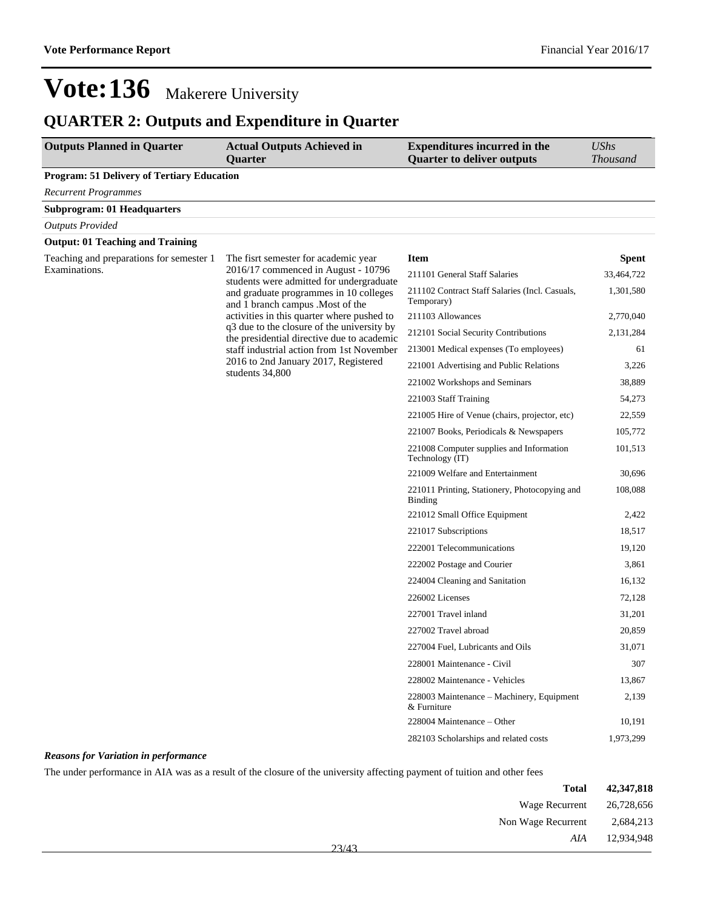# Vote:136 Makerere University

## QUARTER 2: Outputs and Expenditure in Quarter

| Outputs Planned in Quarter | Actual Outputs Achieved in Quarter | Expenditures incurred in the Quarter to deliver outputs | *UShs Thousand* |
|---|---|---|---|
| **Program: 51 Delivery of Tertiary Education** | | | |
| *Recurrent Programmes* | | | |
| **Subprogram: 01 Headquarters** | | | |
| *Outputs Provided* | | | |
| **Output: 01 Teaching and Training** | | | |
| Teaching and preparations for semester 1 Examinations. | The fisrt semester for academic year 2016/17 commenced in August - 10796 students were admitted for undergraduate and graduate programmes in 10 colleges and 1 branch campus .Most of the activities in this quarter where pushed to q3 due to the closure of the university by the presidential directive due to academic staff industrial action from 1st November 2016 to 2nd January 2017, Registered students 34,800 | **Item** | **Spent** |
| | | 211101 General Staff Salaries | 33,464,722 |
| | | 211102 Contract Staff Salaries (Incl. Casuals, Temporary) | 1,301,580 |
| | | 211103 Allowances | 2,770,040 |
| | | 212101 Social Security Contributions | 2,131,284 |
| | | 213001 Medical expenses (To employees) | 61 |
| | | 221001 Advertising and Public Relations | 3,226 |
| | | 221002 Workshops and Seminars | 38,889 |
| | | 221003 Staff Training | 54,273 |
| | | 221005 Hire of Venue (chairs, projector, etc) | 22,559 |
| | | 221007 Books, Periodicals & Newspapers | 105,772 |
| | | 221008 Computer supplies and Information Technology (IT) | 101,513 |
| | | 221009 Welfare and Entertainment | 30,696 |
| | | 221011 Printing, Stationery, Photocopying and Binding | 108,088 |
| | | 221012 Small Office Equipment | 2,422 |
| | | 221017 Subscriptions | 18,517 |
| | | 222001 Telecommunications | 19,120 |
| | | 222002 Postage and Courier | 3,861 |
| | | 224004 Cleaning and Sanitation | 16,132 |
| | | 226002 Licenses | 72,128 |
| | | 227001 Travel inland | 31,201 |
| | | 227002 Travel abroad | 20,859 |
| | | 227004 Fuel, Lubricants and Oils | 31,071 |
| | | 228001 Maintenance - Civil | 307 |
| | | 228002 Maintenance - Vehicles | 13,867 |
| | | 228003 Maintenance – Machinery, Equipment & Furniture | 2,139 |
| | | 228004 Maintenance – Other | 10,191 |
| | | 282103 Scholarships and related costs | 1,973,299 |

***Reasons for Variation in performance***

The under performance in AIA was as a result of the closure of the university affecting payment of tuition and other fees

| | |
|---|---|
| **Total** | **42,347,818** |
| Wage Recurrent | 26,728,656 |
| Non Wage Recurrent | 2,684,213 |
| *AIA* | 12,934,948 |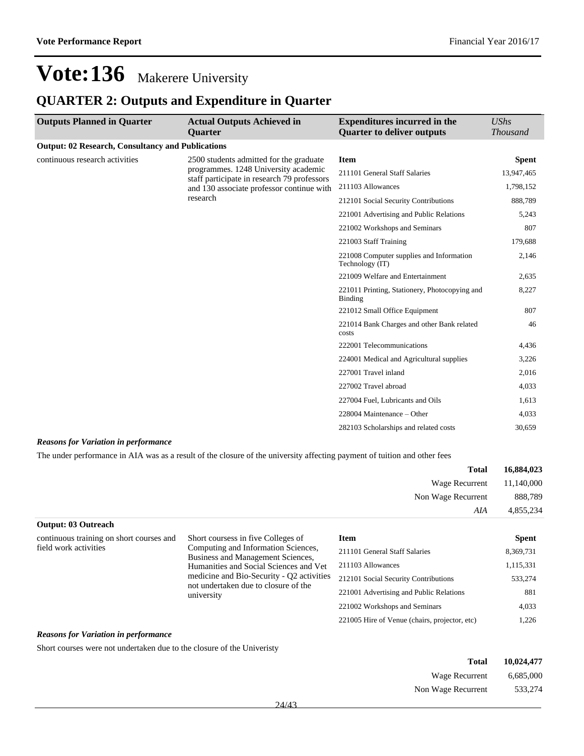# Vote:136 Makerere University

## QUARTER 2: Outputs and Expenditure in Quarter

| Outputs Planned in Quarter | Actual Outputs Achieved in Quarter | Expenditures incurred in the Quarter to deliver outputs | *UShs Thousand* |
|---|---|---|---|
| **Output: 02 Research, Consultancy and Publications** | | | |
| continuous research activities | 2500 students admitted for the graduate programmes. 1248 University academic staff participate in research 79 professors and 130 associate professor continue with research | **Item** | **Spent** |
| | | 211101 General Staff Salaries | 13,947,465 |
| | | 211103 Allowances | 1,798,152 |
| | | 212101 Social Security Contributions | 888,789 |
| | | 221001 Advertising and Public Relations | 5,243 |
| | | 221002 Workshops and Seminars | 807 |
| | | 221003 Staff Training | 179,688 |
| | | 221008 Computer supplies and Information Technology (IT) | 2,146 |
| | | 221009 Welfare and Entertainment | 2,635 |
| | | 221011 Printing, Stationery, Photocopying and Binding | 8,227 |
| | | 221012 Small Office Equipment | 807 |
| | | 221014 Bank Charges and other Bank related costs | 46 |
| | | 222001 Telecommunications | 4,436 |
| | | 224001 Medical and Agricultural supplies | 3,226 |
| | | 227001 Travel inland | 2,016 |
| | | 227002 Travel abroad | 4,033 |
| | | 227004 Fuel, Lubricants and Oils | 1,613 |
| | | 228004 Maintenance – Other | 4,033 |
| | | 282103 Scholarships and related costs | 30,659 |

***Reasons for Variation in performance***

The under performance in AIA was as a result of the closure of the university affecting payment of tuition and other fees

| | |
|---|---|
| **Total** | **16,884,023** |
| Wage Recurrent | 11,140,000 |
| Non Wage Recurrent | 888,789 |
| *AIA* | 4,855,234 |

| Outputs Planned in Quarter | Actual Outputs Achieved in Quarter | Expenditures incurred in the Quarter to deliver outputs | *UShs Thousand* |
|---|---|---|---|
| **Output: 03 Outreach** | | | |
| continuous training on short courses and field work activities | Short coursess in five Colleges of Computing and Information Sciences, Business and Management Sciences, Humanities and Social Sciences and Vet medicine and Bio-Security - Q2 activities not undertaken due to closure of the university | **Item** | **Spent** |
| | | 211101 General Staff Salaries | 8,369,731 |
| | | 211103 Allowances | 1,115,331 |
| | | 212101 Social Security Contributions | 533,274 |
| | | 221001 Advertising and Public Relations | 881 |
| | | 221002 Workshops and Seminars | 4,033 |
| | | 221005 Hire of Venue (chairs, projector, etc) | 1,226 |

***Reasons for Variation in performance***

Short courses were not undertaken due to the closure of the Univeristy

| | |
|---|---|
| **Total** | **10,024,477** |
| Wage Recurrent | 6,685,000 |
| Non Wage Recurrent | 533,274 |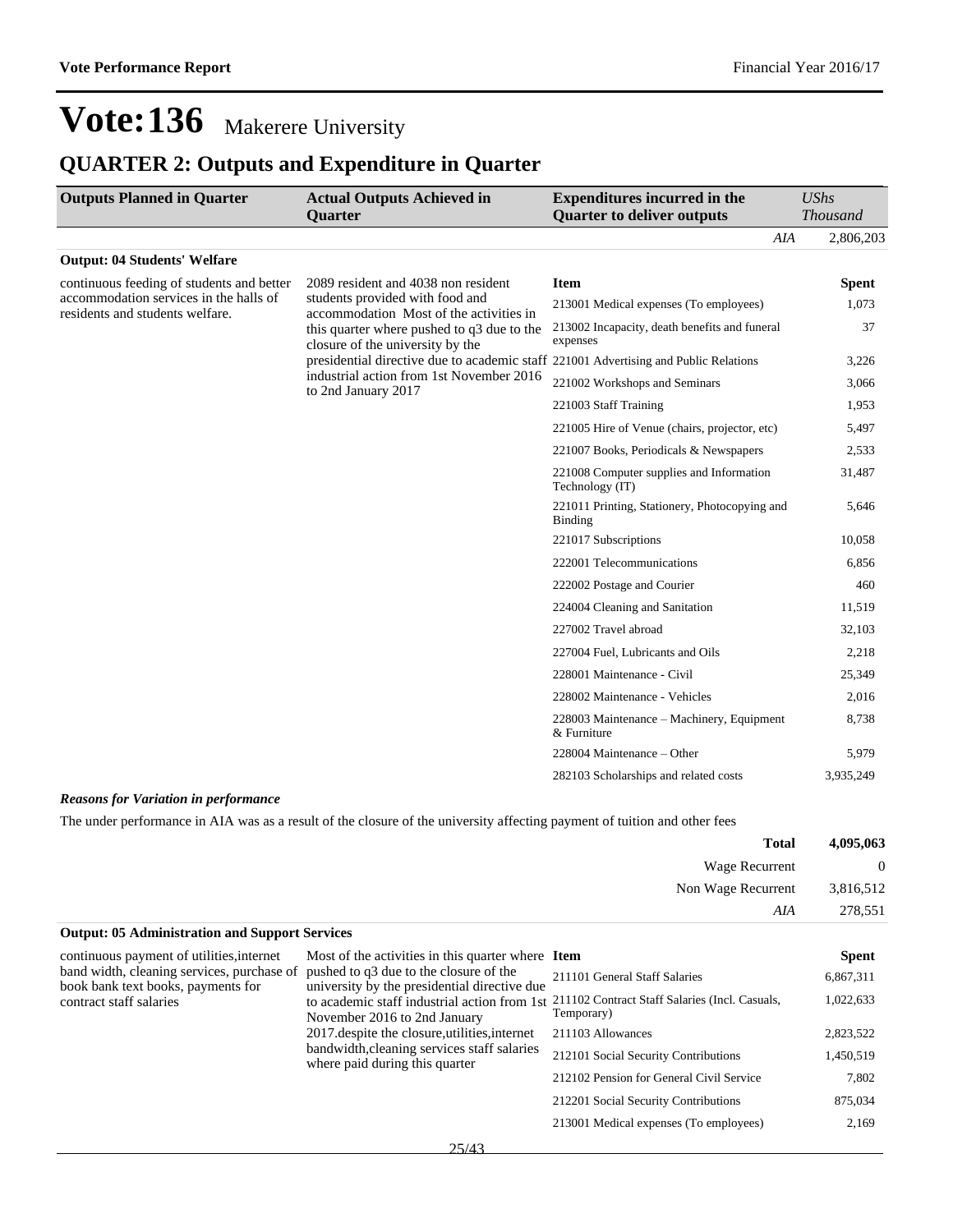# Vote:136 Makerere University

## QUARTER 2: Outputs and Expenditure in Quarter

| Outputs Planned in Quarter | Actual Outputs Achieved in Quarter | Expenditures incurred in the Quarter to deliver outputs | *UShs Thousand* |
|---|---|---|---|
| | | *AIA* | 2,806,203 |

**Output: 04 Students' Welfare**

| Outputs Planned in Quarter | Actual Outputs Achieved in Quarter | Item | Spent |
|---|---|---|---|
| continuous feeding of students and better accommodation services in the halls of residents and students welfare. | 2089 resident and 4038 non resident students provided with food and accommodation Most of the activities in this quarter where pushed to q3 due to the closure of the university by the presidential directive due to academic staff industrial action from 1st November 2016 to 2nd January 2017 | 213001 Medical expenses (To employees) | 1,073 |
| | | 213002 Incapacity, death benefits and funeral expenses | 37 |
| | | 221001 Advertising and Public Relations | 3,226 |
| | | 221002 Workshops and Seminars | 3,066 |
| | | 221003 Staff Training | 1,953 |
| | | 221005 Hire of Venue (chairs, projector, etc) | 5,497 |
| | | 221007 Books, Periodicals & Newspapers | 2,533 |
| | | 221008 Computer supplies and Information Technology (IT) | 31,487 |
| | | 221011 Printing, Stationery, Photocopying and Binding | 5,646 |
| | | 221017 Subscriptions | 10,058 |
| | | 222001 Telecommunications | 6,856 |
| | | 222002 Postage and Courier | 460 |
| | | 224004 Cleaning and Sanitation | 11,519 |
| | | 227002 Travel abroad | 32,103 |
| | | 227004 Fuel, Lubricants and Oils | 2,218 |
| | | 228001 Maintenance - Civil | 25,349 |
| | | 228002 Maintenance - Vehicles | 2,016 |
| | | 228003 Maintenance – Machinery, Equipment & Furniture | 8,738 |
| | | 228004 Maintenance – Other | 5,979 |
| | | 282103 Scholarships and related costs | 3,935,249 |

***Reasons for Variation in performance***

The under performance in AIA was as a result of the closure of the university affecting payment of tuition and other fees

| | |
|---|---|
| **Total** | **4,095,063** |
| Wage Recurrent | 0 |
| Non Wage Recurrent | 3,816,512 |
| *AIA* | 278,551 |

**Output: 05 Administration and Support Services**

| Outputs Planned in Quarter | Actual Outputs Achieved in Quarter | Item | Spent |
|---|---|---|---|
| continuous payment of utilities,internet band width, cleaning services, purchase of book bank text books, payments for contract staff salaries | Most of the activities in this quarter where pushed to q3 due to the closure of the university by the presidential directive due to academic staff industrial action from 1st November 2016 to 2nd January 2017.despite the closure,utilities,internet bandwidth,cleaning services staff salaries where paid during this quarter | 211101 General Staff Salaries | 6,867,311 |
| | | 211102 Contract Staff Salaries (Incl. Casuals, Temporary) | 1,022,633 |
| | | 211103 Allowances | 2,823,522 |
| | | 212101 Social Security Contributions | 1,450,519 |
| | | 212102 Pension for General Civil Service | 7,802 |
| | | 212201 Social Security Contributions | 875,034 |
| | | 213001 Medical expenses (To employees) | 2,169 |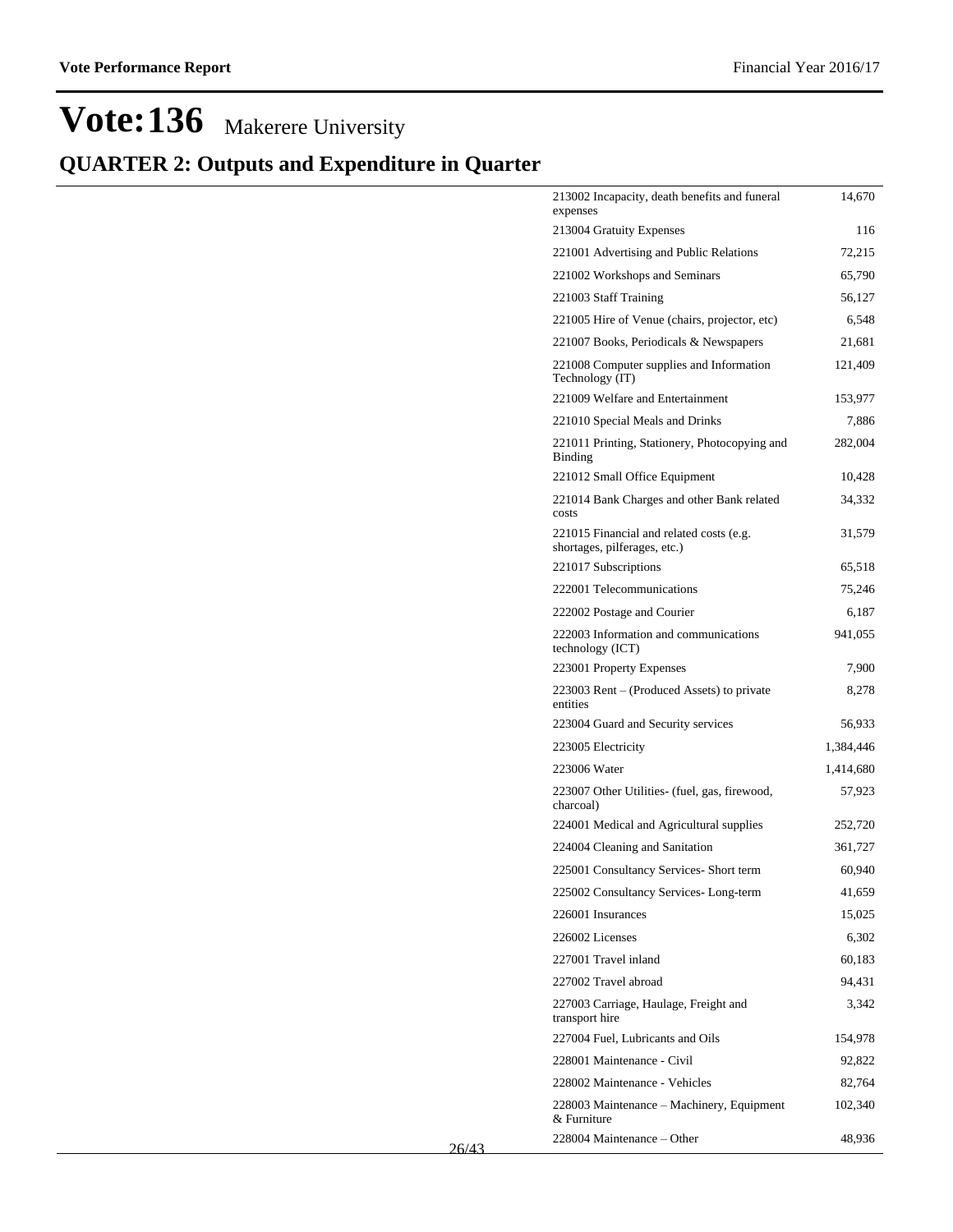# Vote:136 Makerere University

## QUARTER 2: Outputs and Expenditure in Quarter

| | | |
|---|---|---|
| | 213002 Incapacity, death benefits and funeral expenses | 14,670 |
| | 213004 Gratuity Expenses | 116 |
| | 221001 Advertising and Public Relations | 72,215 |
| | 221002 Workshops and Seminars | 65,790 |
| | 221003 Staff Training | 56,127 |
| | 221005 Hire of Venue (chairs, projector, etc) | 6,548 |
| | 221007 Books, Periodicals & Newspapers | 21,681 |
| | 221008 Computer supplies and Information Technology (IT) | 121,409 |
| | 221009 Welfare and Entertainment | 153,977 |
| | 221010 Special Meals and Drinks | 7,886 |
| | 221011 Printing, Stationery, Photocopying and Binding | 282,004 |
| | 221012 Small Office Equipment | 10,428 |
| | 221014 Bank Charges and other Bank related costs | 34,332 |
| | 221015 Financial and related costs (e.g. shortages, pilferages, etc.) | 31,579 |
| | 221017 Subscriptions | 65,518 |
| | 222001 Telecommunications | 75,246 |
| | 222002 Postage and Courier | 6,187 |
| | 222003 Information and communications technology (ICT) | 941,055 |
| | 223001 Property Expenses | 7,900 |
| | 223003 Rent – (Produced Assets) to private entities | 8,278 |
| | 223004 Guard and Security services | 56,933 |
| | 223005 Electricity | 1,384,446 |
| | 223006 Water | 1,414,680 |
| | 223007 Other Utilities- (fuel, gas, firewood, charcoal) | 57,923 |
| | 224001 Medical and Agricultural supplies | 252,720 |
| | 224004 Cleaning and Sanitation | 361,727 |
| | 225001 Consultancy Services- Short term | 60,940 |
| | 225002 Consultancy Services- Long-term | 41,659 |
| | 226001 Insurances | 15,025 |
| | 226002 Licenses | 6,302 |
| | 227001 Travel inland | 60,183 |
| | 227002 Travel abroad | 94,431 |
| | 227003 Carriage, Haulage, Freight and transport hire | 3,342 |
| | 227004 Fuel, Lubricants and Oils | 154,978 |
| | 228001 Maintenance - Civil | 92,822 |
| | 228002 Maintenance - Vehicles | 82,764 |
| | 228003 Maintenance – Machinery, Equipment & Furniture | 102,340 |
| | 228004 Maintenance – Other | 48,936 |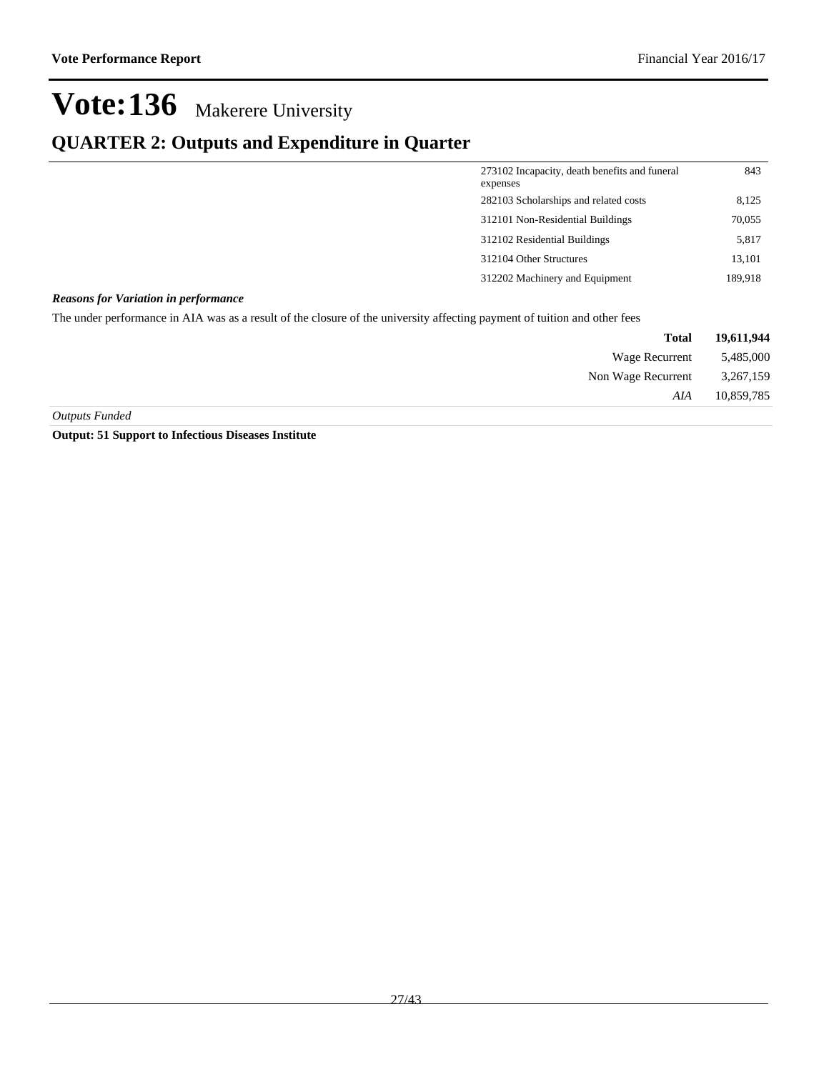# Vote:136 Makerere University

## QUARTER 2: Outputs and Expenditure in Quarter

| | |
|---|---|
| 273102 Incapacity, death benefits and funeral expenses | 843 |
| 282103 Scholarships and related costs | 8,125 |
| 312101 Non-Residential Buildings | 70,055 |
| 312102 Residential Buildings | 5,817 |
| 312104 Other Structures | 13,101 |
| 312202 Machinery and Equipment | 189,918 |

***Reasons for Variation in performance***

The under performance in AIA was as a result of the closure of the university affecting payment of tuition and other fees

| | |
|---|---|
| **Total** | **19,611,944** |
| Wage Recurrent | 5,485,000 |
| Non Wage Recurrent | 3,267,159 |
| *AIA* | 10,859,785 |

*Outputs Funded*

**Output: 51 Support to Infectious Diseases Institute**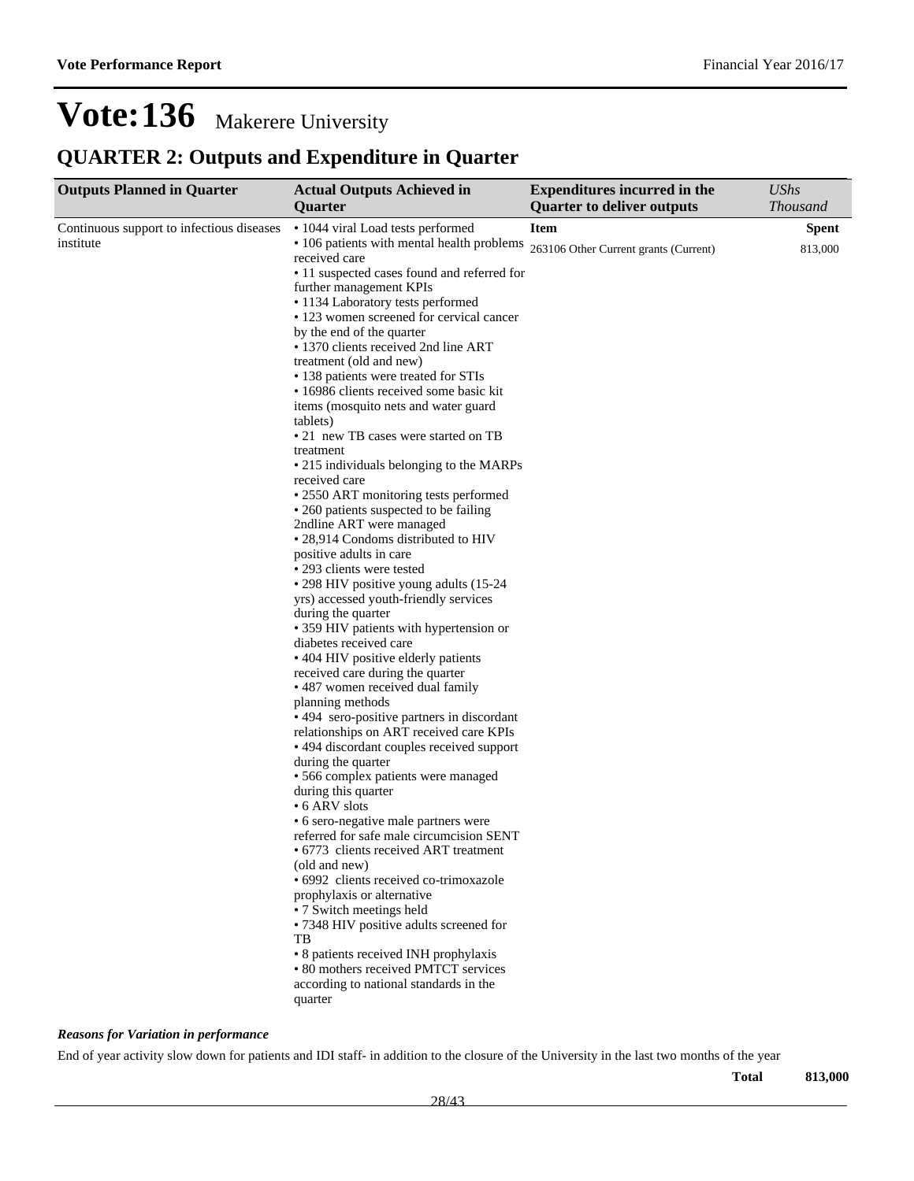# Vote:136 Makerere University

## QUARTER 2: Outputs and Expenditure in Quarter

| Outputs Planned in Quarter | Actual Outputs Achieved in Quarter | Expenditures incurred in the Quarter to deliver outputs | *UShs Thousand* |
|---|---|---|---|
| Continuous support to infectious diseases institute | • 1044 viral Load tests performed<br>• 106 patients with mental health problems received care<br>• 11 suspected cases found and referred for further management KPIs<br>• 1134 Laboratory tests performed<br>• 123 women screened for cervical cancer by the end of the quarter<br>• 1370 clients received 2nd line ART treatment (old and new)<br>• 138 patients were treated for STIs<br>• 16986 clients received some basic kit items (mosquito nets and water guard tablets)<br>• 21 new TB cases were started on TB treatment<br>• 215 individuals belonging to the MARPs received care<br>• 2550 ART monitoring tests performed<br>• 260 patients suspected to be failing 2ndline ART were managed<br>• 28,914 Condoms distributed to HIV positive adults in care<br>• 293 clients were tested<br>• 298 HIV positive young adults (15-24 yrs) accessed youth-friendly services during the quarter<br>• 359 HIV patients with hypertension or diabetes received care<br>• 404 HIV positive elderly patients received care during the quarter<br>• 487 women received dual family planning methods<br>• 494 sero-positive partners in discordant relationships on ART received care KPIs<br>• 494 discordant couples received support during the quarter<br>• 566 complex patients were managed during this quarter<br>• 6 ARV slots<br>• 6 sero-negative male partners were referred for safe male circumcision SENT<br>• 6773 clients received ART treatment (old and new)<br>• 6992 clients received co-trimoxazole prophylaxis or alternative<br>• 7 Switch meetings held<br>• 7348 HIV positive adults screened for TB<br>• 8 patients received INH prophylaxis<br>• 80 mothers received PMTCT services according to national standards in the quarter | **Item**<br>263106 Other Current grants (Current) | **Spent**<br>813,000 |

***Reasons for Variation in performance***

End of year activity slow down for patients and IDI staff- in addition to the closure of the University in the last two months of the year

| | |
|---|---|
| **Total** | **813,000** |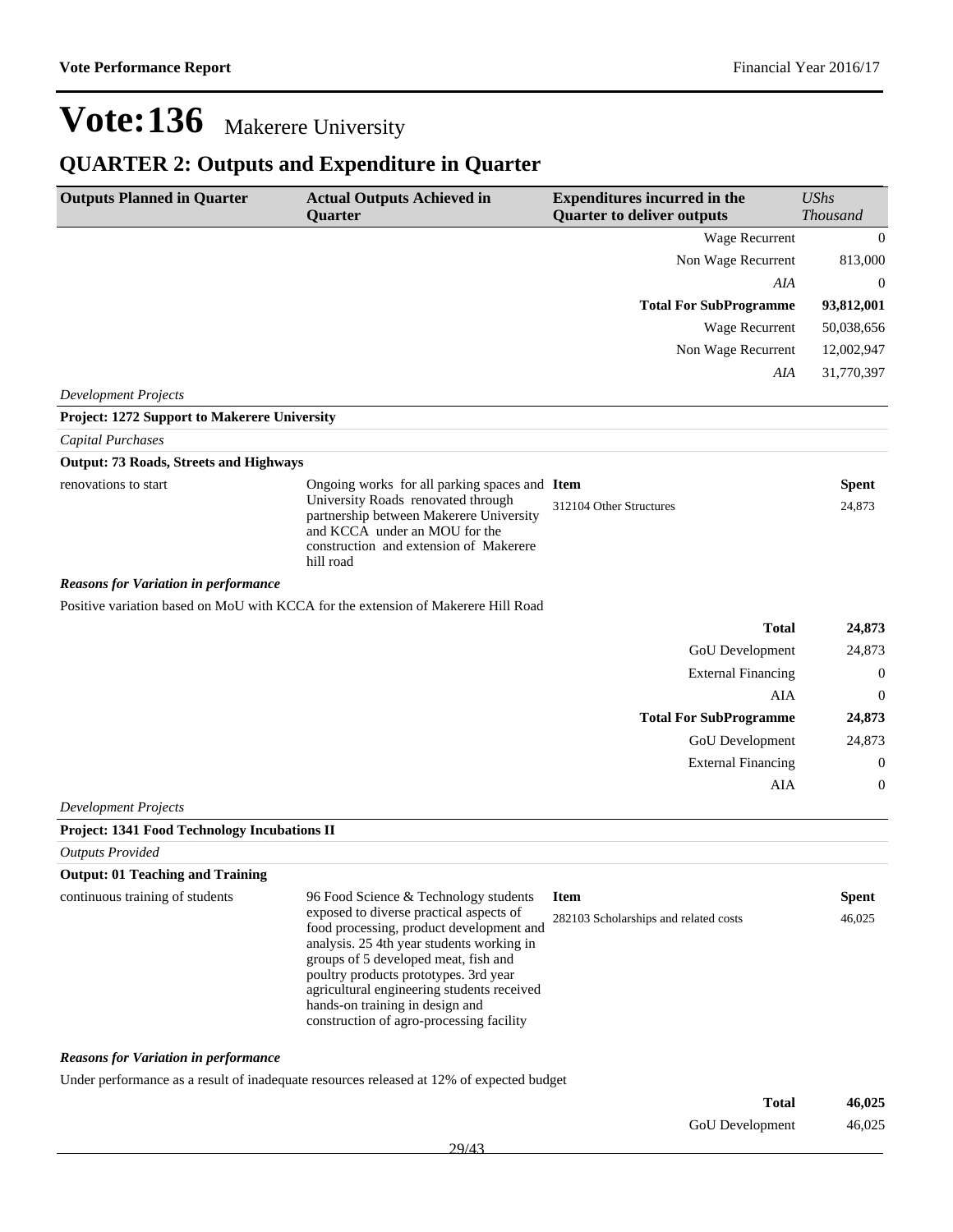# Vote:136 Makerere University

## QUARTER 2: Outputs and Expenditure in Quarter

| Outputs Planned in Quarter | Actual Outputs Achieved in Quarter | Expenditures incurred in the Quarter to deliver outputs | UShs Thousand |
|---|---|---|---|
| | | Wage Recurrent | 0 |
| | | Non Wage Recurrent | 813,000 |
| | | *AIA* | 0 |
| | | **Total For SubProgramme** | **93,812,001** |
| | | Wage Recurrent | 50,038,656 |
| | | Non Wage Recurrent | 12,002,947 |
| | | *AIA* | 31,770,397 |

*Development Projects*

**Project: 1272 Support to Makerere University**

*Capital Purchases*

**Output: 73 Roads, Streets and Highways**

| Outputs Planned in Quarter | Actual Outputs Achieved in Quarter | Item | Spent |
|---|---|---|---|
| renovations to start | Ongoing works for all parking spaces and University Roads renovated through partnership between Makerere University and KCCA under an MOU for the construction and extension of Makerere hill road | 312104 Other Structures | 24,873 |

***Reasons for Variation in performance***

Positive variation based on MoU with KCCA for the extension of Makerere Hill Road

| | |
|---|---|
| **Total** | **24,873** |
| GoU Development | 24,873 |
| External Financing | 0 |
| AIA | 0 |
| **Total For SubProgramme** | **24,873** |
| GoU Development | 24,873 |
| External Financing | 0 |
| AIA | 0 |

*Development Projects*

**Project: 1341 Food Technology Incubations II**

*Outputs Provided*

**Output: 01 Teaching and Training**

| Outputs Planned in Quarter | Actual Outputs Achieved in Quarter | Item | Spent |
|---|---|---|---|
| continuous training of students | 96 Food Science & Technology students exposed to diverse practical aspects of food processing, product development and analysis. 25 4th year students working in groups of 5 developed meat, fish and poultry products prototypes. 3rd year agricultural engineering students received hands-on training in design and construction of agro-processing facility | 282103 Scholarships and related costs | 46,025 |

***Reasons for Variation in performance***

Under performance as a result of inadequate resources released at 12% of expected budget

| | |
|---|---|
| **Total** | **46,025** |
| GoU Development | 46,025 |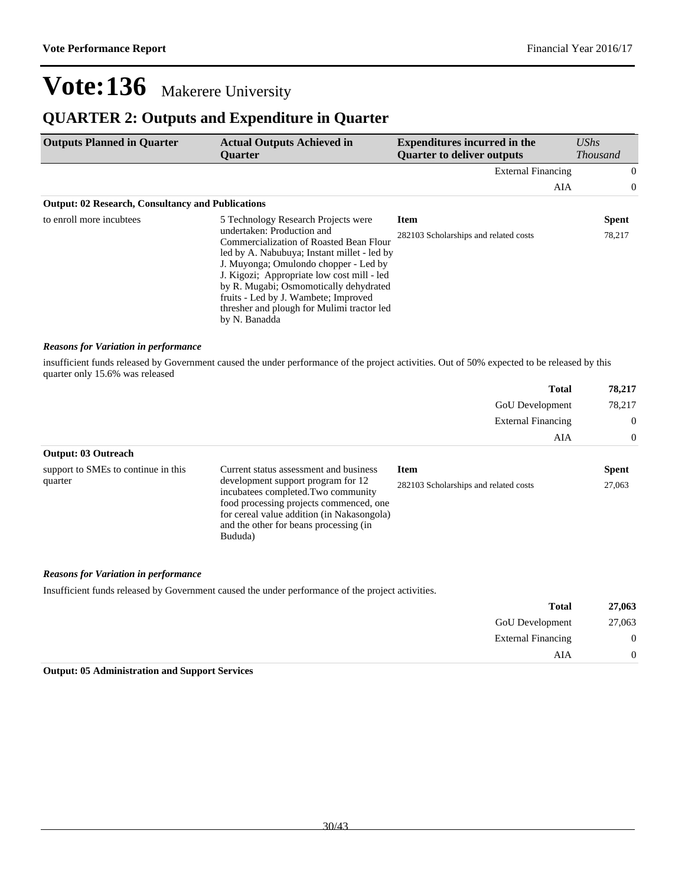# Vote:136 Makerere University

## QUARTER 2: Outputs and Expenditure in Quarter

| Outputs Planned in Quarter | Actual Outputs Achieved in Quarter | Expenditures incurred in the Quarter to deliver outputs | *UShs Thousand* |
|---|---|---|---|
| | | External Financing | 0 |
| | | AIA | 0 |

**Output: 02 Research, Consultancy and Publications**

| Outputs Planned in Quarter | Actual Outputs Achieved in Quarter | Item | Spent |
|---|---|---|---|
| to enroll more incubtees | 5 Technology Research Projects were undertaken: Production and Commercialization of Roasted Bean Flour led by A. Nabubuya; Instant millet - led by J. Muyonga; Omulondo chopper - Led by J. Kigozi; Appropriate low cost mill - led by R. Mugabi; Osmomotically dehydrated fruits - Led by J. Wambete; Improved thresher and plough for Mulimi tractor led by N. Banadda | 282103 Scholarships and related costs | 78,217 |

***Reasons for Variation in performance***

insufficient funds released by Government caused the under performance of the project activities. Out of 50% expected to be released by this quarter only 15.6% was released

| | |
|---|---|
| **Total** | **78,217** |
| GoU Development | 78,217 |
| External Financing | 0 |
| AIA | 0 |

**Output: 03 Outreach**

| Outputs Planned in Quarter | Actual Outputs Achieved in Quarter | Item | Spent |
|---|---|---|---|
| support to SMEs to continue in this quarter | Current status assessment and business development support program for 12 incubatees completed.Two community food processing projects commenced, one for cereal value addition (in Nakasongola) and the other for beans processing (in Bududa) | 282103 Scholarships and related costs | 27,063 |

***Reasons for Variation in performance***

Insufficient funds released by Government caused the under performance of the project activities.

| | |
|---|---|
| **Total** | **27,063** |
| GoU Development | 27,063 |
| External Financing | 0 |
| AIA | 0 |

**Output: 05 Administration and Support Services**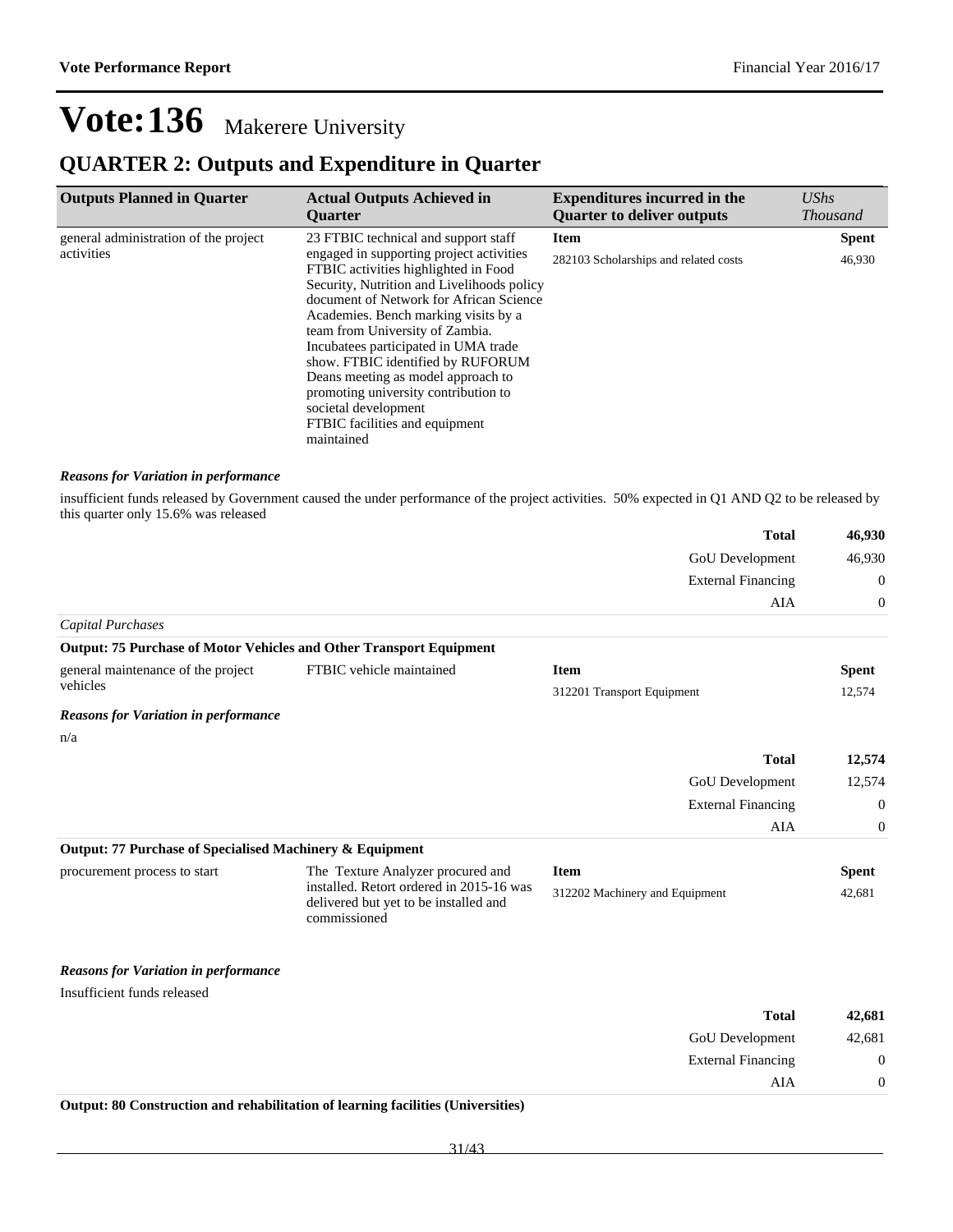# Vote:136 Makerere University

## QUARTER 2: Outputs and Expenditure in Quarter

| Outputs Planned in Quarter | Actual Outputs Achieved in Quarter | Expenditures incurred in the Quarter to deliver outputs | *UShs Thousand* |
|---|---|---|---|
| general administration of the project activities | 23 FTBIC technical and support staff engaged in supporting project activities FTBIC activities highlighted in Food Security, Nutrition and Livelihoods policy document of Network for African Science Academies. Bench marking visits by a team from University of Zambia. Incubatees participated in UMA trade show. FTBIC identified by RUFORUM Deans meeting as model approach to promoting university contribution to societal development FTBIC facilities and equipment maintained | **Item** | **Spent** |
| | | 282103 Scholarships and related costs | 46,930 |

***Reasons for Variation in performance***

insufficient funds released by Government caused the under performance of the project activities. 50% expected in Q1 AND Q2 to be released by this quarter only 15.6% was released

| | |
|---|---|
| **Total** | **46,930** |
| GoU Development | 46,930 |
| External Financing | 0 |
| AIA | 0 |

*Capital Purchases*

**Output: 75 Purchase of Motor Vehicles and Other Transport Equipment**

| | | | |
|---|---|---|---|
| general maintenance of the project vehicles | FTBIC vehicle maintained | **Item** | **Spent** |
| | | 312201 Transport Equipment | 12,574 |

***Reasons for Variation in performance***

n/a

| | |
|---|---|
| **Total** | **12,574** |
| GoU Development | 12,574 |
| External Financing | 0 |
| AIA | 0 |

**Output: 77 Purchase of Specialised Machinery & Equipment**

| | | | |
|---|---|---|---|
| procurement process to start | The Texture Analyzer procured and installed. Retort ordered in 2015-16 was delivered but yet to be installed and commissioned | **Item** | **Spent** |
| | | 312202 Machinery and Equipment | 42,681 |

***Reasons for Variation in performance***

Insufficient funds released

| | |
|---|---|
| **Total** | **42,681** |
| GoU Development | 42,681 |
| External Financing | 0 |
| AIA | 0 |

**Output: 80 Construction and rehabilitation of learning facilities (Universities)**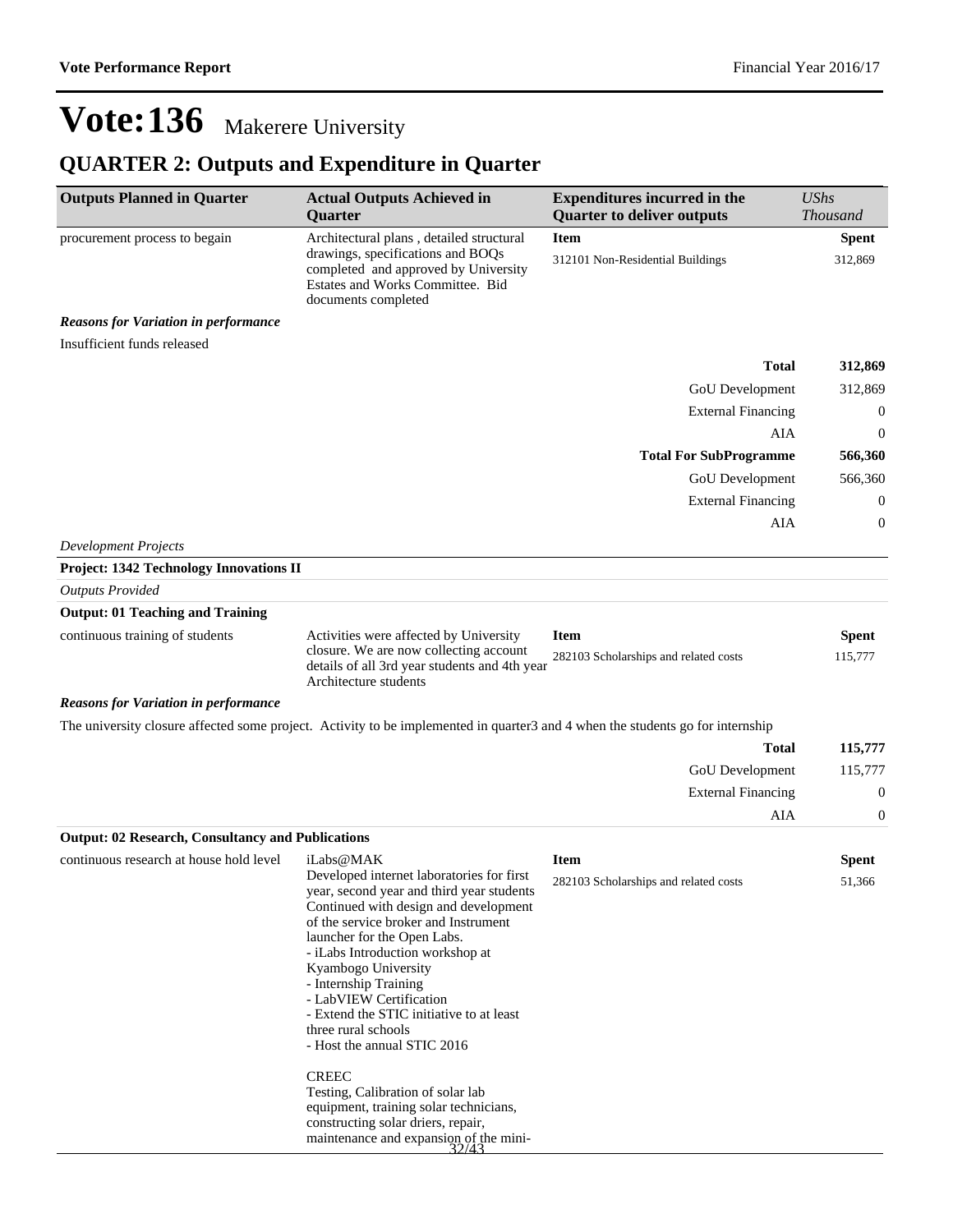# Vote:136 Makerere University

## QUARTER 2: Outputs and Expenditure in Quarter

| Outputs Planned in Quarter | Actual Outputs Achieved in Quarter | Expenditures incurred in the Quarter to deliver outputs | *UShs Thousand* |
|---|---|---|---|
| procurement process to begain | Architectural plans , detailed structural drawings, specifications and BOQs completed and approved by University Estates and Works Committee. Bid documents completed | **Item** | **Spent** |
| | | 312101 Non-Residential Buildings | 312,869 |

***Reasons for Variation in performance***

Insufficient funds released

| | |
|---|---|
| **Total** | **312,869** |
| GoU Development | 312,869 |
| External Financing | 0 |
| AIA | 0 |
| **Total For SubProgramme** | **566,360** |
| GoU Development | 566,360 |
| External Financing | 0 |
| AIA | 0 |

*Development Projects*

**Project: 1342 Technology Innovations II**

*Outputs Provided*

**Output: 01 Teaching and Training**

| Outputs Planned in Quarter | Actual Outputs Achieved in Quarter | Expenditures incurred in the Quarter to deliver outputs | *UShs Thousand* |
|---|---|---|---|
| continuous training of students | Activities were affected by University closure. We are now collecting account details of all 3rd year students and 4th year Architecture students | **Item** | **Spent** |
| | | 282103 Scholarships and related costs | 115,777 |

***Reasons for Variation in performance***

The university closure affected some project. Activity to be implemented in quarter3 and 4 when the students go for internship

| | |
|---|---|
| **Total** | **115,777** |
| GoU Development | 115,777 |
| External Financing | 0 |
| AIA | 0 |

**Output: 02 Research, Consultancy and Publications**

| Outputs Planned in Quarter | Actual Outputs Achieved in Quarter | Expenditures incurred in the Quarter to deliver outputs | *UShs Thousand* |
|---|---|---|---|
| continuous research at house hold level | iLabs@MAK<br>Developed internet laboratories for first year, second year and third year students Continued with design and development of the service broker and Instrument launcher for the Open Labs.<br>- iLabs Introduction workshop at Kyambogo University<br>- Internship Training<br>- LabVIEW Certification<br>- Extend the STIC initiative to at least three rural schools<br>- Host the annual STIC 2016<br><br>CREEC<br>Testing, Calibration of solar lab equipment, training solar technicians, constructing solar driers, repair, maintenance and expansion of the mini- | **Item** | **Spent** |
| | | 282103 Scholarships and related costs | 51,366 |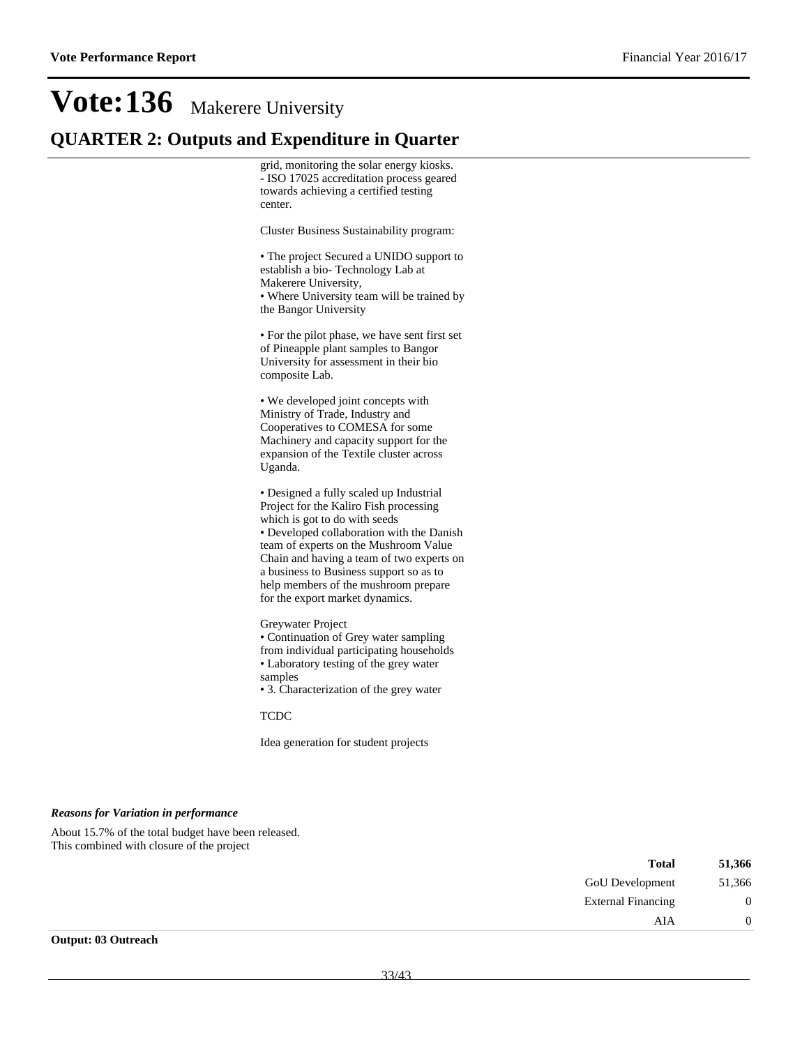# Vote:136 Makerere University

## QUARTER 2: Outputs and Expenditure in Quarter

grid, monitoring the solar energy kiosks.
- ISO 17025 accreditation process geared towards achieving a certified testing center.

Cluster Business Sustainability program:

• The project Secured a UNIDO support to establish a bio- Technology Lab at Makerere University,
• Where University team will be trained by the Bangor University

• For the pilot phase, we have sent first set of Pineapple plant samples to Bangor University for assessment in their bio composite Lab.

• We developed joint concepts with Ministry of Trade, Industry and Cooperatives to COMESA for some Machinery and capacity support for the expansion of the Textile cluster across Uganda.

• Designed a fully scaled up Industrial Project for the Kaliro Fish processing which is got to do with seeds
• Developed collaboration with the Danish team of experts on the Mushroom Value Chain and having a team of two experts on a business to Business support so as to help members of the mushroom prepare for the export market dynamics.

Greywater Project
• Continuation of Grey water sampling from individual participating households
• Laboratory testing of the grey water samples
• 3. Characterization of the grey water

TCDC

Idea generation for student projects

***Reasons for Variation in performance***

About 15.7% of the total budget have been released.
This combined with closure of the project

| | |
|---|---|
| **Total** | **51,366** |
| GoU Development | 51,366 |
| External Financing | 0 |
| AIA | 0 |

**Output: 03 Outreach**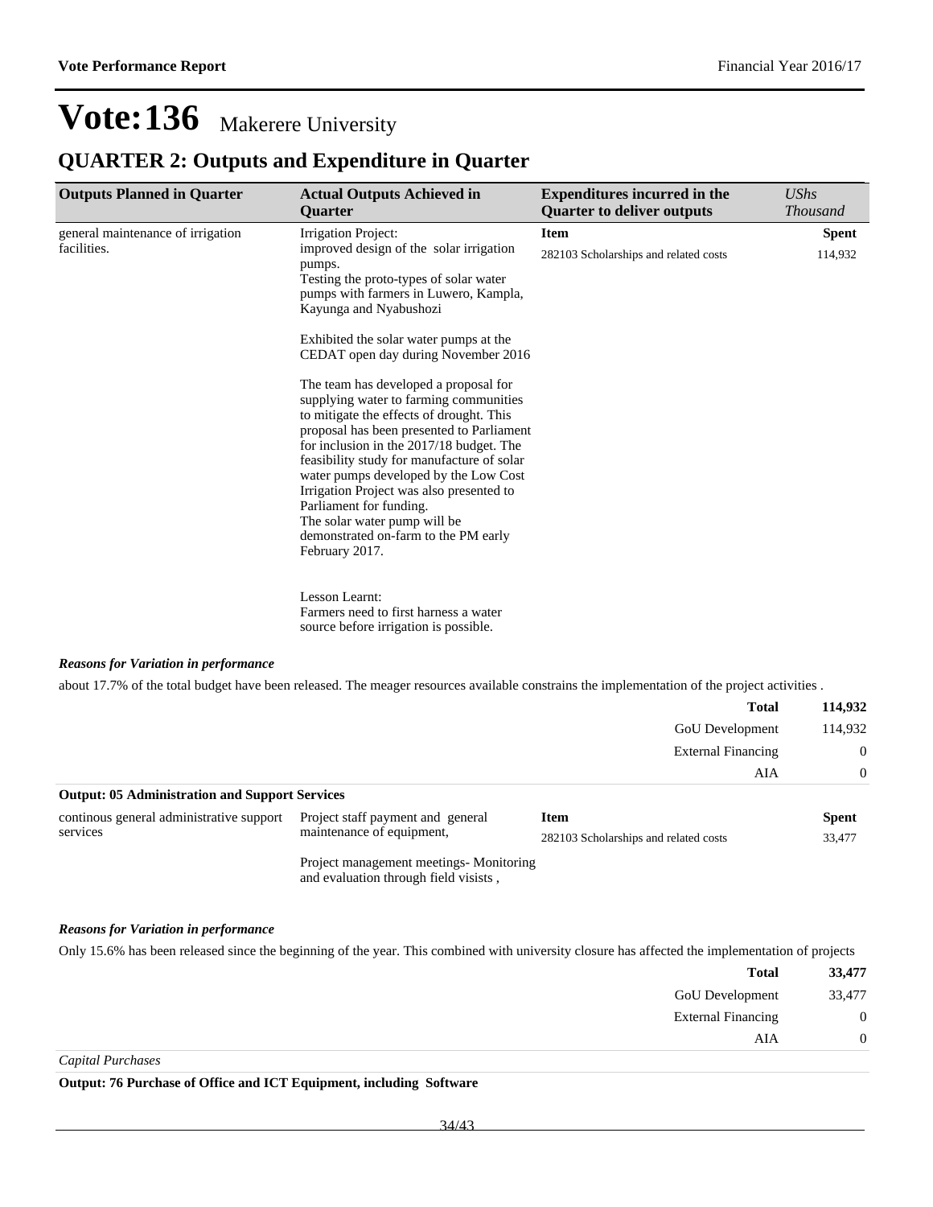# Vote:136 Makerere University

## QUARTER 2: Outputs and Expenditure in Quarter

| Outputs Planned in Quarter | Actual Outputs Achieved in Quarter | Expenditures incurred in the Quarter to deliver outputs | *UShs Thousand* |
|---|---|---|---|
| general maintenance of irrigation facilities. | Irrigation Project:<br>improved design of the solar irrigation pumps.<br>Testing the proto-types of solar water pumps with farmers in Luwero, Kampla, Kayunga and Nyabushozi<br><br>Exhibited the solar water pumps at the CEDAT open day during November 2016<br><br>The team has developed a proposal for supplying water to farming communities to mitigate the effects of drought. This proposal has been presented to Parliament for inclusion in the 2017/18 budget. The feasibility study for manufacture of solar water pumps developed by the Low Cost Irrigation Project was also presented to Parliament for funding.<br>The solar water pump will be demonstrated on-farm to the PM early February 2017.<br><br>Lesson Learnt:<br>Farmers need to first harness a water source before irrigation is possible. | **Item**<br>282103 Scholarships and related costs | **Spent**<br>114,932 |

***Reasons for Variation in performance***

about 17.7% of the total budget have been released. The meager resources available constrains the implementation of the project activities .

| | |
|---|---|
| **Total** | **114,932** |
| GoU Development | 114,932 |
| External Financing | 0 |
| AIA | 0 |

**Output: 05 Administration and Support Services**

| Outputs Planned in Quarter | Actual Outputs Achieved in Quarter | Expenditures incurred in the Quarter to deliver outputs | *UShs Thousand* |
|---|---|---|---|
| continous general administrative support services | Project staff payment and general maintenance of equipment,<br><br>Project management meetings- Monitoring and evaluation through field visists , | **Item**<br>282103 Scholarships and related costs | **Spent**<br>33,477 |

***Reasons for Variation in performance***

Only 15.6% has been released since the beginning of the year. This combined with university closure has affected the implementation of projects

| | |
|---|---|
| **Total** | **33,477** |
| GoU Development | 33,477 |
| External Financing | 0 |
| AIA | 0 |

*Capital Purchases*

**Output: 76 Purchase of Office and ICT Equipment, including Software**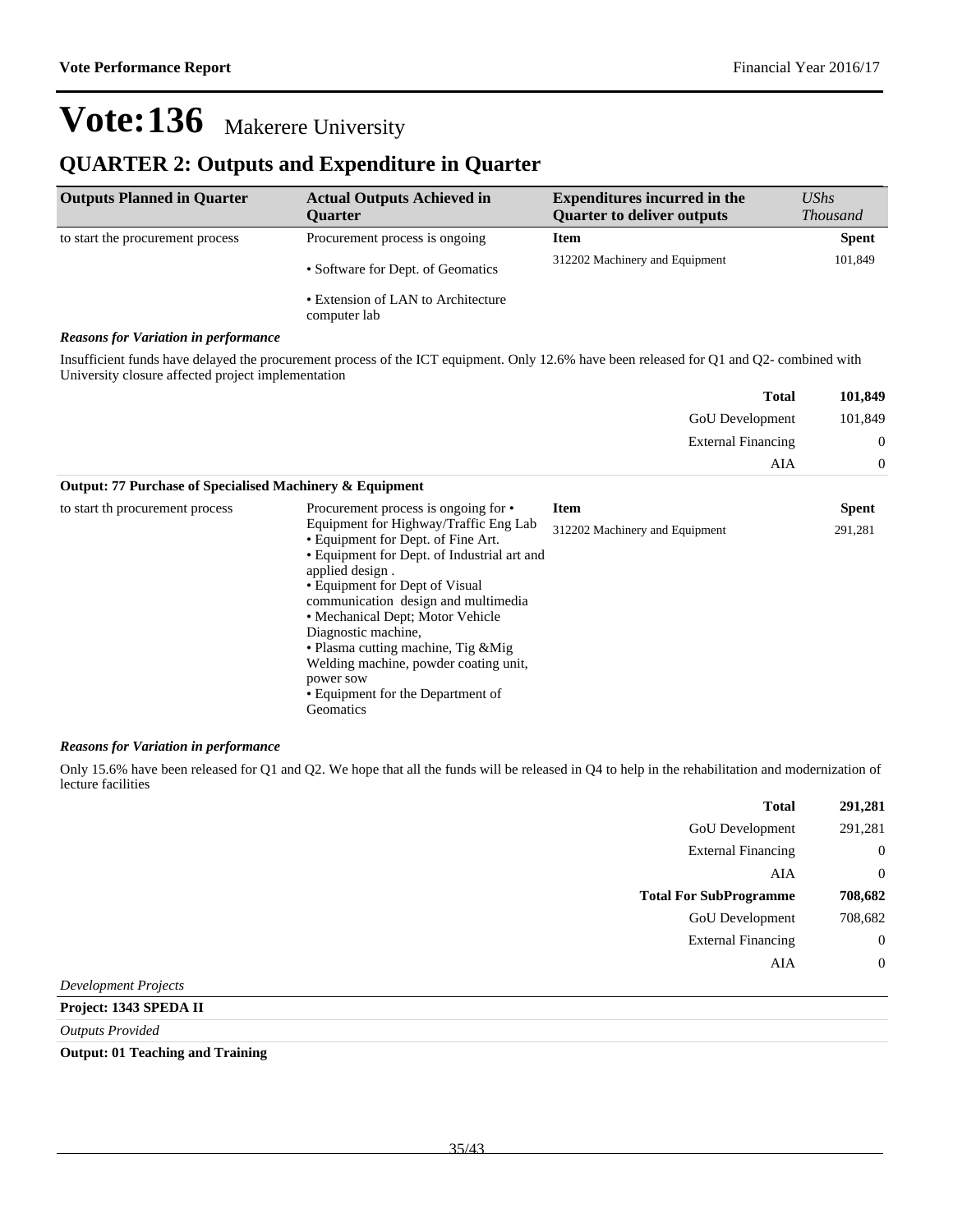# Vote:136 Makerere University

## QUARTER 2: Outputs and Expenditure in Quarter

| Outputs Planned in Quarter | Actual Outputs Achieved in Quarter | Expenditures incurred in the Quarter to deliver outputs | *UShs Thousand* |
|---|---|---|---|
| to start the procurement process | Procurement process is ongoing | **Item** | **Spent** |
| | • Software for Dept. of Geomatics | 312202 Machinery and Equipment | 101,849 |
| | • Extension of LAN to Architecture computer lab | | |

***Reasons for Variation in performance***

Insufficient funds have delayed the procurement process of the ICT equipment. Only 12.6% have been released for Q1 and Q2- combined with University closure affected project implementation

| | |
|---|---|
| **Total** | **101,849** |
| GoU Development | 101,849 |
| External Financing | 0 |
| AIA | 0 |

**Output: 77 Purchase of Specialised Machinery & Equipment**

| Outputs Planned in Quarter | Actual Outputs Achieved in Quarter | Expenditures incurred in the Quarter to deliver outputs | *UShs Thousand* |
|---|---|---|---|
| to start th procurement process | Procurement process is ongoing for • Equipment for Highway/Traffic Eng Lab<br>• Equipment for Dept. of Fine Art.<br>• Equipment for Dept. of Industrial art and applied design .<br>• Equipment for Dept of Visual communication design and multimedia<br>• Mechanical Dept; Motor Vehicle Diagnostic machine,<br>• Plasma cutting machine, Tig &Mig Welding machine, powder coating unit, power sow<br>• Equipment for the Department of Geomatics | **Item** | **Spent** |
| | | 312202 Machinery and Equipment | 291,281 |

***Reasons for Variation in performance***

Only 15.6% have been released for Q1 and Q2. We hope that all the funds will be released in Q4 to help in the rehabilitation and modernization of lecture facilities

| | |
|---|---|
| **Total** | **291,281** |
| GoU Development | 291,281 |
| External Financing | 0 |
| AIA | 0 |
| **Total For SubProgramme** | **708,682** |
| GoU Development | 708,682 |
| External Financing | 0 |
| AIA | 0 |

*Development Projects*

**Project: 1343 SPEDA II**

*Outputs Provided*

**Output: 01 Teaching and Training**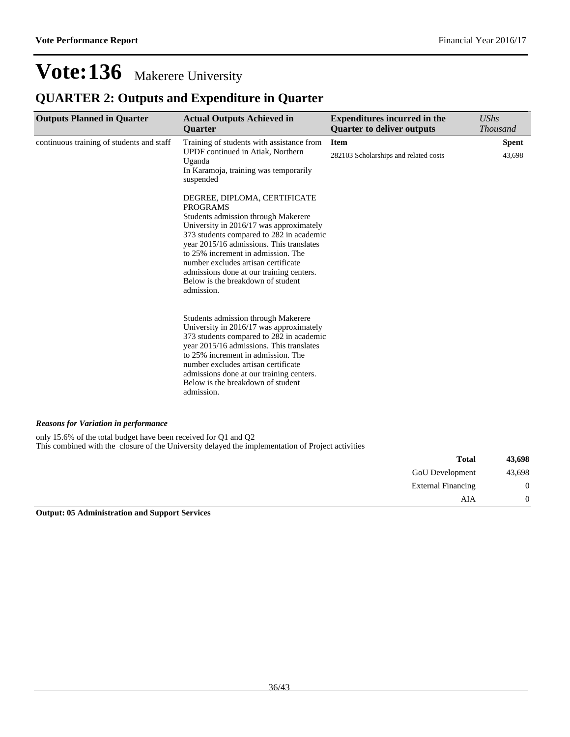# Vote:136 Makerere University

## QUARTER 2: Outputs and Expenditure in Quarter

| Outputs Planned in Quarter | Actual Outputs Achieved in Quarter | Expenditures incurred in the Quarter to deliver outputs | *UShs Thousand* |
|---|---|---|---|
| continuous training of students and staff | Training of students with assistance from UPDF continued in Atiak, Northern Uganda<br>In Karamoja, training was temporarily suspended<br><br>DEGREE, DIPLOMA, CERTIFICATE PROGRAMS<br>Students admission through Makerere University in 2016/17 was approximately 373 students compared to 282 in academic year 2015/16 admissions. This translates to 25% increment in admission. The number excludes artisan certificate admissions done at our training centers. Below is the breakdown of student admission.<br><br>Students admission through Makerere University in 2016/17 was approximately 373 students compared to 282 in academic year 2015/16 admissions. This translates to 25% increment in admission. The number excludes artisan certificate admissions done at our training centers. Below is the breakdown of student admission. | **Item**<br>282103 Scholarships and related costs | **Spent**<br>43,698 |

***Reasons for Variation in performance***

only 15.6% of the total budget have been received for Q1 and Q2
This combined with the closure of the University delayed the implementation of Project activities

| | |
|---|---|
| **Total** | **43,698** |
| GoU Development | 43,698 |
| External Financing | 0 |
| AIA | 0 |

**Output: 05 Administration and Support Services**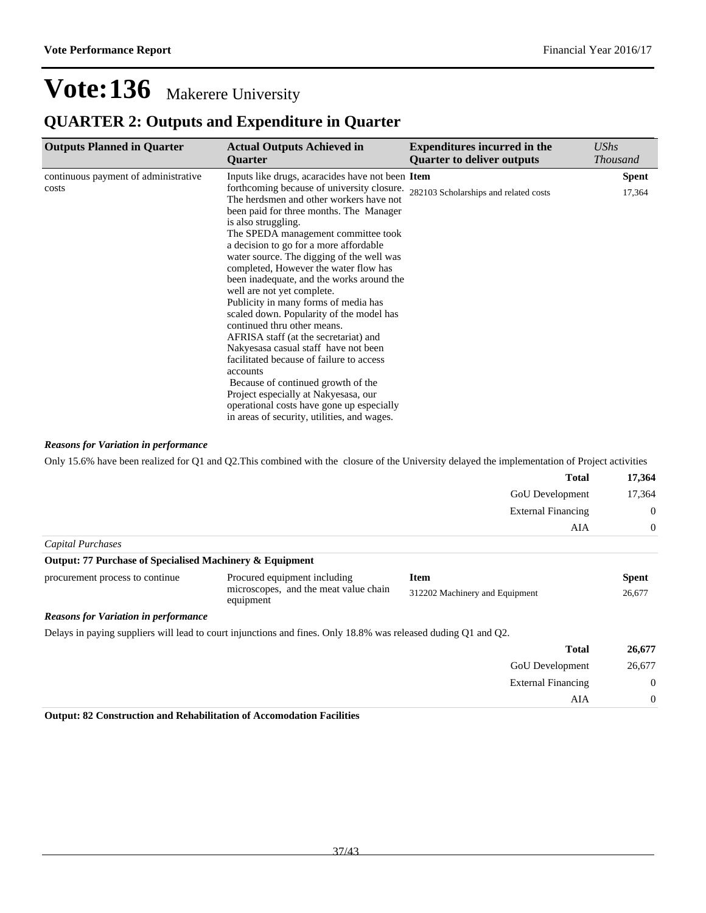# Vote:136 Makerere University

## QUARTER 2: Outputs and Expenditure in Quarter

| Outputs Planned in Quarter | Actual Outputs Achieved in Quarter | Expenditures incurred in the Quarter to deliver outputs | *UShs Thousand* |
|---|---|---|---|
| continuous payment of administrative costs | Inputs like drugs, acaracides have not been forthcoming because of university closure. The herdsmen and other workers have not been paid for three months. The Manager is also struggling.<br>The SPEDA management committee took a decision to go for a more affordable water source. The digging of the well was completed, However the water flow has been inadequate, and the works around the well are not yet complete.<br>Publicity in many forms of media has scaled down. Popularity of the model has continued thru other means.<br>AFRISA staff (at the secretariat) and Nakyesasa casual staff have not been facilitated because of failure to access accounts<br>Because of continued growth of the Project especially at Nakyesasa, our operational costs have gone up especially in areas of security, utilities, and wages. | **Item**<br>282103 Scholarships and related costs | **Spent**<br>17,364 |

***Reasons for Variation in performance***

Only 15.6% have been realized for Q1 and Q2.This combined with the closure of the University delayed the implementation of Project activities

| | |
|---|---|
| **Total** | **17,364** |
| GoU Development | 17,364 |
| External Financing | 0 |
| AIA | 0 |

*Capital Purchases*

**Output: 77 Purchase of Specialised Machinery & Equipment**

| Outputs Planned in Quarter | Actual Outputs Achieved in Quarter | Expenditures incurred in the Quarter to deliver outputs | *UShs Thousand* |
|---|---|---|---|
| procurement process to continue | Procured equipment including microscopes, and the meat value chain equipment | **Item**<br>312202 Machinery and Equipment | **Spent**<br>26,677 |

***Reasons for Variation in performance***

Delays in paying suppliers will lead to court injunctions and fines. Only 18.8% was released duding Q1 and Q2.

| | |
|---|---|
| **Total** | **26,677** |
| GoU Development | 26,677 |
| External Financing | 0 |
| AIA | 0 |

**Output: 82 Construction and Rehabilitation of Accomodation Facilities**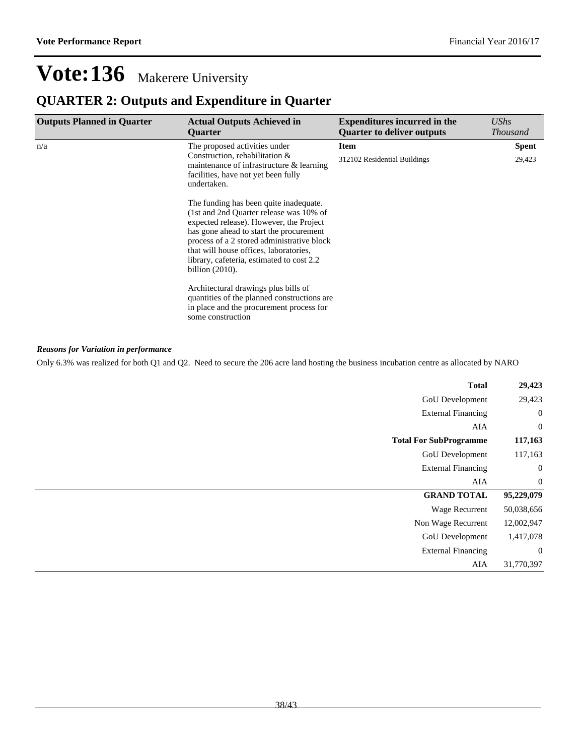# Vote:136 Makerere University

## QUARTER 2: Outputs and Expenditure in Quarter

| Outputs Planned in Quarter | Actual Outputs Achieved in Quarter | Expenditures incurred in the Quarter to deliver outputs | *UShs Thousand* |
|---|---|---|---|
| n/a | The proposed activities under Construction, rehabilitation & maintenance of infrastructure & learning facilities, have not yet been fully undertaken.<br><br>The funding has been quite inadequate. (1st and 2nd Quarter release was 10% of expected release). However, the Project has gone ahead to start the procurement process of a 2 stored administrative block that will house offices, laboratories, library, cafeteria, estimated to cost 2.2 billion (2010).<br><br>Architectural drawings plus bills of quantities of the planned constructions are in place and the procurement process for some construction | **Item** | **Spent** |
| | | 312102 Residential Buildings | 29,423 |

***Reasons for Variation in performance***

Only 6.3% was realized for both Q1 and Q2. Need to secure the 206 acre land hosting the business incubation centre as allocated by NARO

| | |
|---|---|
| **Total** | **29,423** |
| GoU Development | 29,423 |
| External Financing | 0 |
| AIA | 0 |
| **Total For SubProgramme** | **117,163** |
| GoU Development | 117,163 |
| External Financing | 0 |
| AIA | 0 |
| **GRAND TOTAL** | **95,229,079** |
| Wage Recurrent | 50,038,656 |
| Non Wage Recurrent | 12,002,947 |
| GoU Development | 1,417,078 |
| External Financing | 0 |
| AIA | 31,770,397 |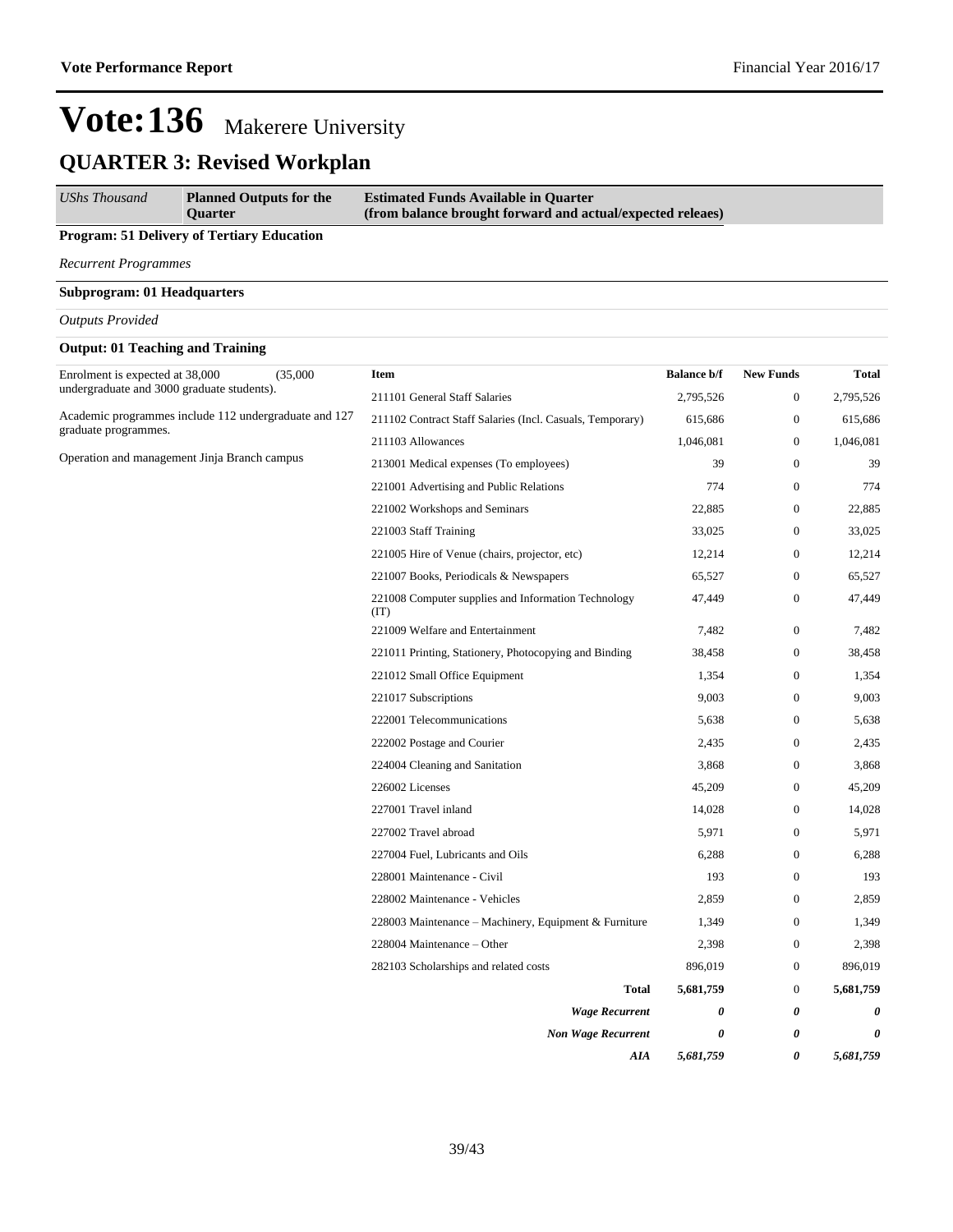# Vote:136 Makerere University

## QUARTER 3: Revised Workplan

| *UShs Thousand* | **Planned Outputs for the Quarter** | **Estimated Funds Available in Quarter (from balance brought forward and actual/expected releaes)** |
|---|---|---|

**Program: 51 Delivery of Tertiary Education**

*Recurrent Programmes*

**Subprogram: 01 Headquarters**

*Outputs Provided*

**Output: 01 Teaching and Training**

Enrolment is expected at 38,000 (35,000 undergraduate and 3000 graduate students).

Academic programmes include 112 undergraduate and 127 graduate programmes.

Operation and management Jinja Branch campus

| Item | Balance b/f | New Funds | Total |
|---|---|---|---|
| 211101 General Staff Salaries | 2,795,526 | 0 | 2,795,526 |
| 211102 Contract Staff Salaries (Incl. Casuals, Temporary) | 615,686 | 0 | 615,686 |
| 211103 Allowances | 1,046,081 | 0 | 1,046,081 |
| 213001 Medical expenses (To employees) | 39 | 0 | 39 |
| 221001 Advertising and Public Relations | 774 | 0 | 774 |
| 221002 Workshops and Seminars | 22,885 | 0 | 22,885 |
| 221003 Staff Training | 33,025 | 0 | 33,025 |
| 221005 Hire of Venue (chairs, projector, etc) | 12,214 | 0 | 12,214 |
| 221007 Books, Periodicals & Newspapers | 65,527 | 0 | 65,527 |
| 221008 Computer supplies and Information Technology (IT) | 47,449 | 0 | 47,449 |
| 221009 Welfare and Entertainment | 7,482 | 0 | 7,482 |
| 221011 Printing, Stationery, Photocopying and Binding | 38,458 | 0 | 38,458 |
| 221012 Small Office Equipment | 1,354 | 0 | 1,354 |
| 221017 Subscriptions | 9,003 | 0 | 9,003 |
| 222001 Telecommunications | 5,638 | 0 | 5,638 |
| 222002 Postage and Courier | 2,435 | 0 | 2,435 |
| 224004 Cleaning and Sanitation | 3,868 | 0 | 3,868 |
| 226002 Licenses | 45,209 | 0 | 45,209 |
| 227001 Travel inland | 14,028 | 0 | 14,028 |
| 227002 Travel abroad | 5,971 | 0 | 5,971 |
| 227004 Fuel, Lubricants and Oils | 6,288 | 0 | 6,288 |
| 228001 Maintenance - Civil | 193 | 0 | 193 |
| 228002 Maintenance - Vehicles | 2,859 | 0 | 2,859 |
| 228003 Maintenance – Machinery, Equipment & Furniture | 1,349 | 0 | 1,349 |
| 228004 Maintenance – Other | 2,398 | 0 | 2,398 |
| 282103 Scholarships and related costs | 896,019 | 0 | 896,019 |
| **Total** | **5,681,759** | 0 | **5,681,759** |
| ***Wage Recurrent*** | ***0*** | ***0*** | ***0*** |
| ***Non Wage Recurrent*** | ***0*** | ***0*** | ***0*** |
| ***AIA*** | ***5,681,759*** | ***0*** | ***5,681,759*** |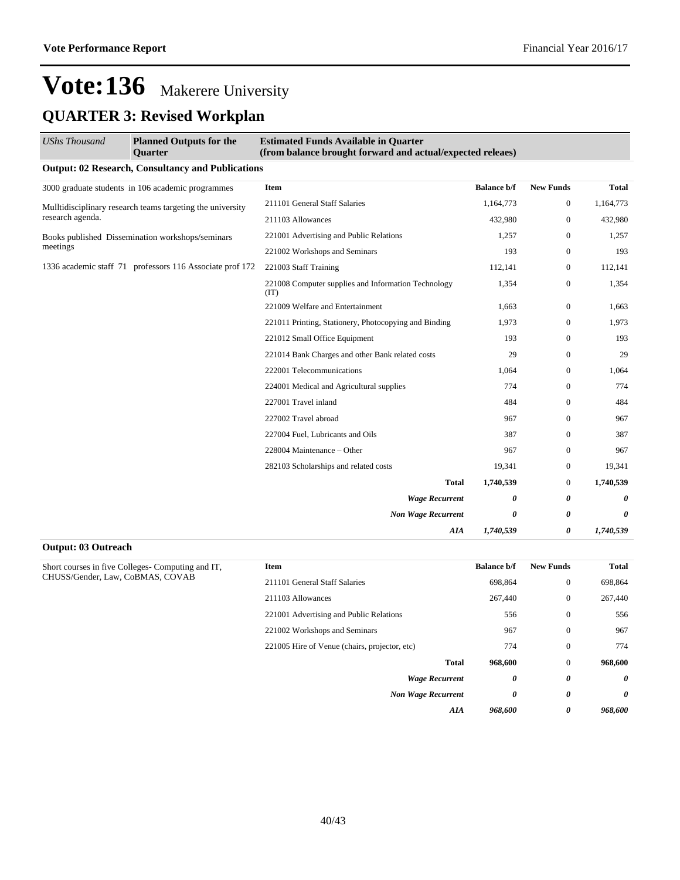# Vote:136 Makerere University

## QUARTER 3: Revised Workplan

| *UShs Thousand* | **Planned Outputs for the Quarter** | **Estimated Funds Available in Quarter (from balance brought forward and actual/expected releaes)** | | | |
|---|---|---|---|---|---|

### Output: 02 Research, Consultancy and Publications

| Planned Outputs | Item | Balance b/f | New Funds | Total |
|---|---|---|---|---|
| 3000 graduate students in 106 academic programmes | 211101 General Staff Salaries | 1,164,773 | 0 | 1,164,773 |
| Mulltidisciplinary research teams targeting the university research agenda. | 211103 Allowances | 432,980 | 0 | 432,980 |
| Books published Dissemination workshops/seminars meetings | 221001 Advertising and Public Relations | 1,257 | 0 | 1,257 |
| 1336 academic staff 71 professors 116 Associate prof 172 | 221002 Workshops and Seminars | 193 | 0 | 193 |
| | 221003 Staff Training | 112,141 | 0 | 112,141 |
| | 221008 Computer supplies and Information Technology (IT) | 1,354 | 0 | 1,354 |
| | 221009 Welfare and Entertainment | 1,663 | 0 | 1,663 |
| | 221011 Printing, Stationery, Photocopying and Binding | 1,973 | 0 | 1,973 |
| | 221012 Small Office Equipment | 193 | 0 | 193 |
| | 221014 Bank Charges and other Bank related costs | 29 | 0 | 29 |
| | 222001 Telecommunications | 1,064 | 0 | 1,064 |
| | 224001 Medical and Agricultural supplies | 774 | 0 | 774 |
| | 227001 Travel inland | 484 | 0 | 484 |
| | 227002 Travel abroad | 967 | 0 | 967 |
| | 227004 Fuel, Lubricants and Oils | 387 | 0 | 387 |
| | 228004 Maintenance – Other | 967 | 0 | 967 |
| | 282103 Scholarships and related costs | 19,341 | 0 | 19,341 |
| | **Total** | **1,740,539** | 0 | **1,740,539** |
| | ***Wage Recurrent*** | ***0*** | ***0*** | ***0*** |
| | ***Non Wage Recurrent*** | ***0*** | ***0*** | ***0*** |
| | ***AIA*** | ***1,740,539*** | ***0*** | ***1,740,539*** |

### Output: 03 Outreach

| Planned Outputs | Item | Balance b/f | New Funds | Total |
|---|---|---|---|---|
| Short courses in five Colleges- Computing and IT, CHUSS/Gender, Law, CoBMAS, COVAB | 211101 General Staff Salaries | 698,864 | 0 | 698,864 |
| | 211103 Allowances | 267,440 | 0 | 267,440 |
| | 221001 Advertising and Public Relations | 556 | 0 | 556 |
| | 221002 Workshops and Seminars | 967 | 0 | 967 |
| | 221005 Hire of Venue (chairs, projector, etc) | 774 | 0 | 774 |
| | **Total** | **968,600** | 0 | **968,600** |
| | ***Wage Recurrent*** | ***0*** | ***0*** | ***0*** |
| | ***Non Wage Recurrent*** | ***0*** | ***0*** | ***0*** |
| | ***AIA*** | ***968,600*** | ***0*** | ***968,600*** |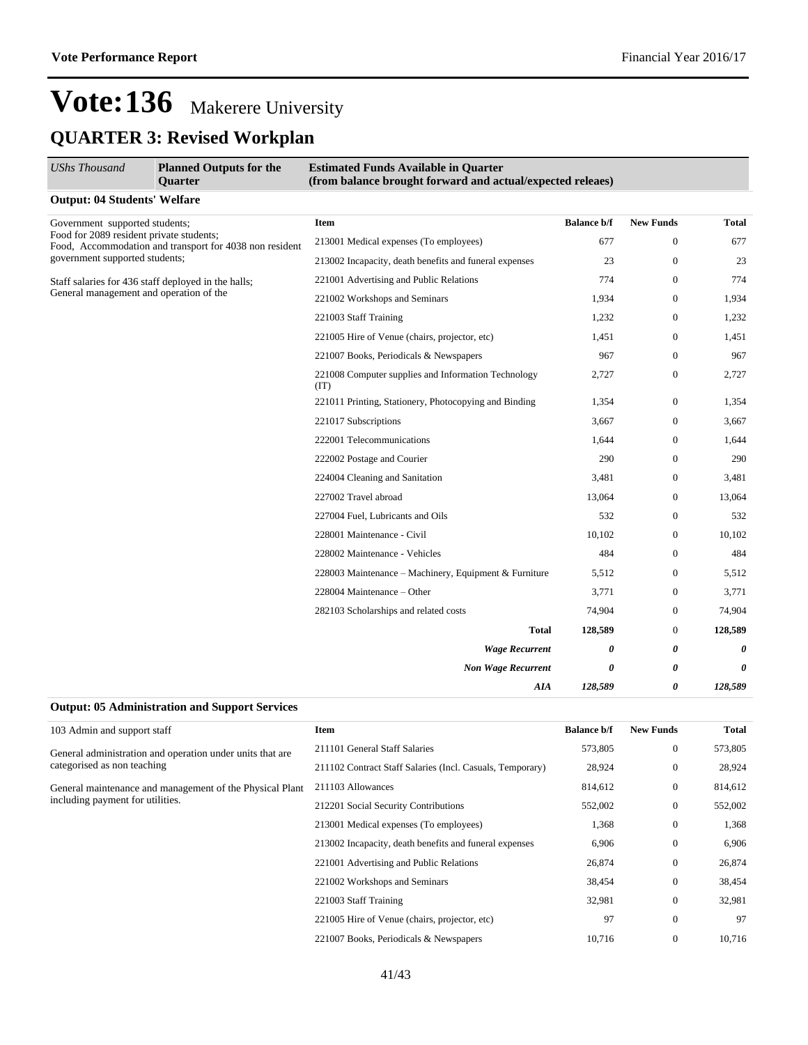# Vote:136 Makerere University

## QUARTER 3: Revised Workplan

| *UShs Thousand* | **Planned Outputs for the Quarter** | **Estimated Funds Available in Quarter (from balance brought forward and actual/expected releaes)** | | | |
|---|---|---|---|---|---|

### Output: 04 Students' Welfare

| Planned Outputs for the Quarter | Item | Balance b/f | New Funds | Total |
|---|---|---|---|---|
| Government supported students; Food for 2089 resident private students; Food, Accommodation and transport for 4038 non resident government supported students; Staff salaries for 436 staff deployed in the halls; General management and operation of the | 213001 Medical expenses (To employees) | 677 | 0 | 677 |
| | 213002 Incapacity, death benefits and funeral expenses | 23 | 0 | 23 |
| | 221001 Advertising and Public Relations | 774 | 0 | 774 |
| | 221002 Workshops and Seminars | 1,934 | 0 | 1,934 |
| | 221003 Staff Training | 1,232 | 0 | 1,232 |
| | 221005 Hire of Venue (chairs, projector, etc) | 1,451 | 0 | 1,451 |
| | 221007 Books, Periodicals & Newspapers | 967 | 0 | 967 |
| | 221008 Computer supplies and Information Technology (IT) | 2,727 | 0 | 2,727 |
| | 221011 Printing, Stationery, Photocopying and Binding | 1,354 | 0 | 1,354 |
| | 221017 Subscriptions | 3,667 | 0 | 3,667 |
| | 222001 Telecommunications | 1,644 | 0 | 1,644 |
| | 222002 Postage and Courier | 290 | 0 | 290 |
| | 224004 Cleaning and Sanitation | 3,481 | 0 | 3,481 |
| | 227002 Travel abroad | 13,064 | 0 | 13,064 |
| | 227004 Fuel, Lubricants and Oils | 532 | 0 | 532 |
| | 228001 Maintenance - Civil | 10,102 | 0 | 10,102 |
| | 228002 Maintenance - Vehicles | 484 | 0 | 484 |
| | 228003 Maintenance – Machinery, Equipment & Furniture | 5,512 | 0 | 5,512 |
| | 228004 Maintenance – Other | 3,771 | 0 | 3,771 |
| | 282103 Scholarships and related costs | 74,904 | 0 | 74,904 |
| | **Total** | **128,589** | 0 | **128,589** |
| | ***Wage Recurrent*** | ***0*** | ***0*** | ***0*** |
| | ***Non Wage Recurrent*** | ***0*** | ***0*** | ***0*** |
| | ***AIA*** | ***128,589*** | ***0*** | ***128,589*** |

### Output: 05 Administration and Support Services

| Planned Outputs for the Quarter | Item | Balance b/f | New Funds | Total |
|---|---|---|---|---|
| 103 Admin and support staff<br><br>General administration and operation under units that are categorised as non teaching<br><br>General maintenance and management of the Physical Plant including payment for utilities. | 211101 General Staff Salaries | 573,805 | 0 | 573,805 |
| | 211102 Contract Staff Salaries (Incl. Casuals, Temporary) | 28,924 | 0 | 28,924 |
| | 211103 Allowances | 814,612 | 0 | 814,612 |
| | 212201 Social Security Contributions | 552,002 | 0 | 552,002 |
| | 213001 Medical expenses (To employees) | 1,368 | 0 | 1,368 |
| | 213002 Incapacity, death benefits and funeral expenses | 6,906 | 0 | 6,906 |
| | 221001 Advertising and Public Relations | 26,874 | 0 | 26,874 |
| | 221002 Workshops and Seminars | 38,454 | 0 | 38,454 |
| | 221003 Staff Training | 32,981 | 0 | 32,981 |
| | 221005 Hire of Venue (chairs, projector, etc) | 97 | 0 | 97 |
| | 221007 Books, Periodicals & Newspapers | 10,716 | 0 | 10,716 |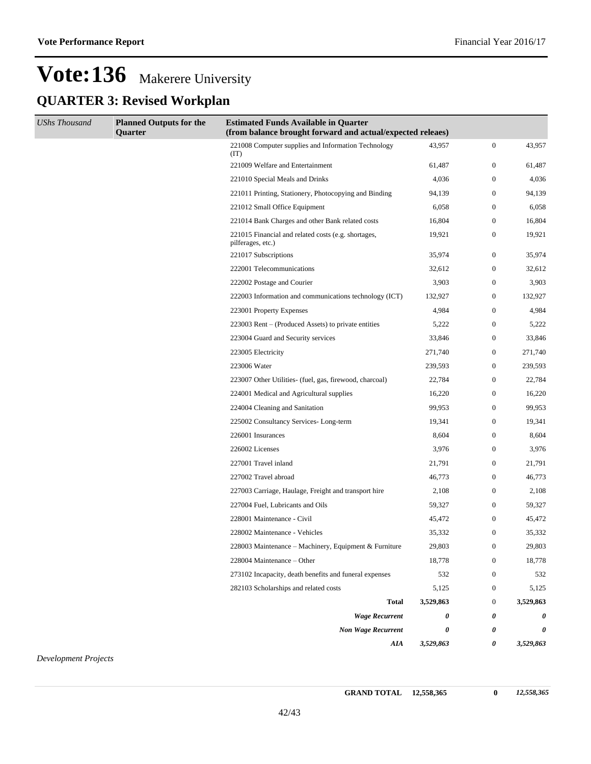# Vote:136 Makerere University

## QUARTER 3: Revised Workplan

| *UShs Thousand* | **Planned Outputs for the Quarter** | **Estimated Funds Available in Quarter (from balance brought forward and actual/expected releaes)** | | | |
|---|---|---|---|---|---|
| | | 221008 Computer supplies and Information Technology (IT) | 43,957 | 0 | 43,957 |
| | | 221009 Welfare and Entertainment | 61,487 | 0 | 61,487 |
| | | 221010 Special Meals and Drinks | 4,036 | 0 | 4,036 |
| | | 221011 Printing, Stationery, Photocopying and Binding | 94,139 | 0 | 94,139 |
| | | 221012 Small Office Equipment | 6,058 | 0 | 6,058 |
| | | 221014 Bank Charges and other Bank related costs | 16,804 | 0 | 16,804 |
| | | 221015 Financial and related costs (e.g. shortages, pilferages, etc.) | 19,921 | 0 | 19,921 |
| | | 221017 Subscriptions | 35,974 | 0 | 35,974 |
| | | 222001 Telecommunications | 32,612 | 0 | 32,612 |
| | | 222002 Postage and Courier | 3,903 | 0 | 3,903 |
| | | 222003 Information and communications technology (ICT) | 132,927 | 0 | 132,927 |
| | | 223001 Property Expenses | 4,984 | 0 | 4,984 |
| | | 223003 Rent – (Produced Assets) to private entities | 5,222 | 0 | 5,222 |
| | | 223004 Guard and Security services | 33,846 | 0 | 33,846 |
| | | 223005 Electricity | 271,740 | 0 | 271,740 |
| | | 223006 Water | 239,593 | 0 | 239,593 |
| | | 223007 Other Utilities- (fuel, gas, firewood, charcoal) | 22,784 | 0 | 22,784 |
| | | 224001 Medical and Agricultural supplies | 16,220 | 0 | 16,220 |
| | | 224004 Cleaning and Sanitation | 99,953 | 0 | 99,953 |
| | | 225002 Consultancy Services- Long-term | 19,341 | 0 | 19,341 |
| | | 226001 Insurances | 8,604 | 0 | 8,604 |
| | | 226002 Licenses | 3,976 | 0 | 3,976 |
| | | 227001 Travel inland | 21,791 | 0 | 21,791 |
| | | 227002 Travel abroad | 46,773 | 0 | 46,773 |
| | | 227003 Carriage, Haulage, Freight and transport hire | 2,108 | 0 | 2,108 |
| | | 227004 Fuel, Lubricants and Oils | 59,327 | 0 | 59,327 |
| | | 228001 Maintenance - Civil | 45,472 | 0 | 45,472 |
| | | 228002 Maintenance - Vehicles | 35,332 | 0 | 35,332 |
| | | 228003 Maintenance – Machinery, Equipment & Furniture | 29,803 | 0 | 29,803 |
| | | 228004 Maintenance – Other | 18,778 | 0 | 18,778 |
| | | 273102 Incapacity, death benefits and funeral expenses | 532 | 0 | 532 |
| | | 282103 Scholarships and related costs | 5,125 | 0 | 5,125 |
| | | **Total** | **3,529,863** | 0 | **3,529,863** |
| | | ***Wage Recurrent*** | ***0*** | ***0*** | ***0*** |
| | | ***Non Wage Recurrent*** | ***0*** | ***0*** | ***0*** |
| | | ***AIA*** | ***3,529,863*** | ***0*** | ***3,529,863*** |

*Development Projects*

| | | | |
|---|---|---|---|
| **GRAND TOTAL** | **12,558,365** | **0** | ***12,558,365*** |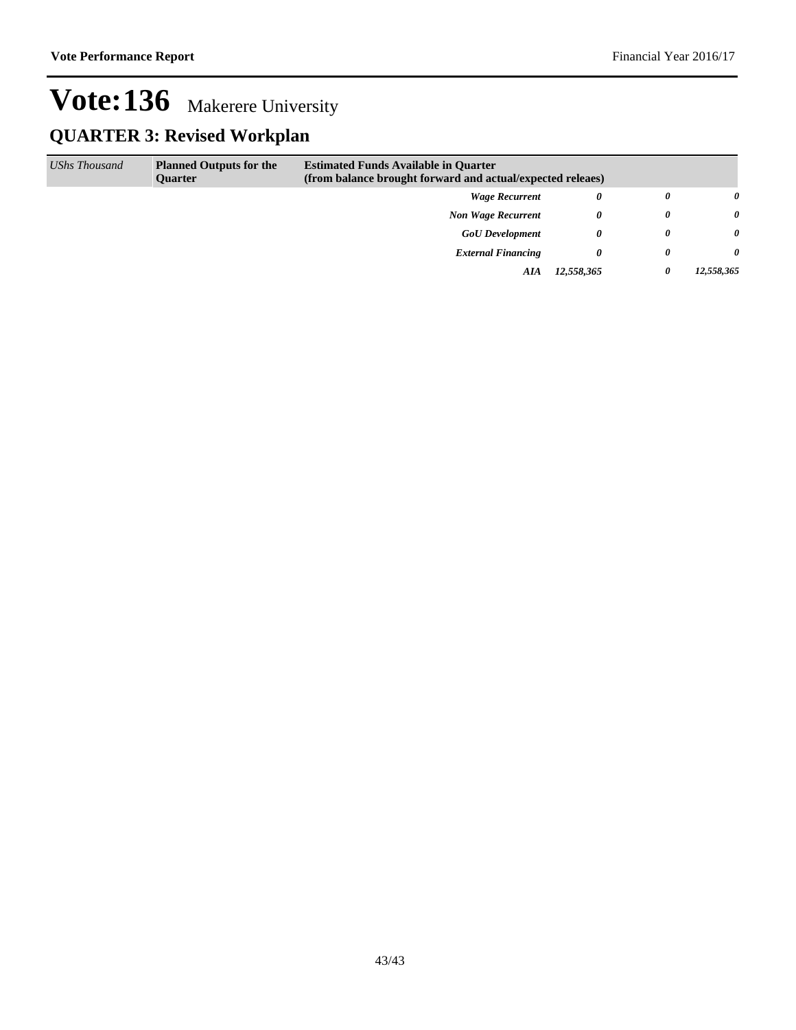# Vote:136 Makerere University

## QUARTER 3: Revised Workplan

| *UShs Thousand* | **Planned Outputs for the Quarter** | **Estimated Funds Available in Quarter (from balance brought forward and actual/expected releaes)** | | | |
|---|---|---|---|---|---|
| | | ***Wage Recurrent*** | ***0*** | ***0*** | ***0*** |
| | | ***Non Wage Recurrent*** | ***0*** | ***0*** | ***0*** |
| | | ***GoU Development*** | ***0*** | ***0*** | ***0*** |
| | | ***External Financing*** | ***0*** | ***0*** | ***0*** |
| | | ***AIA*** | ***12,558,365*** | ***0*** | ***12,558,365*** |